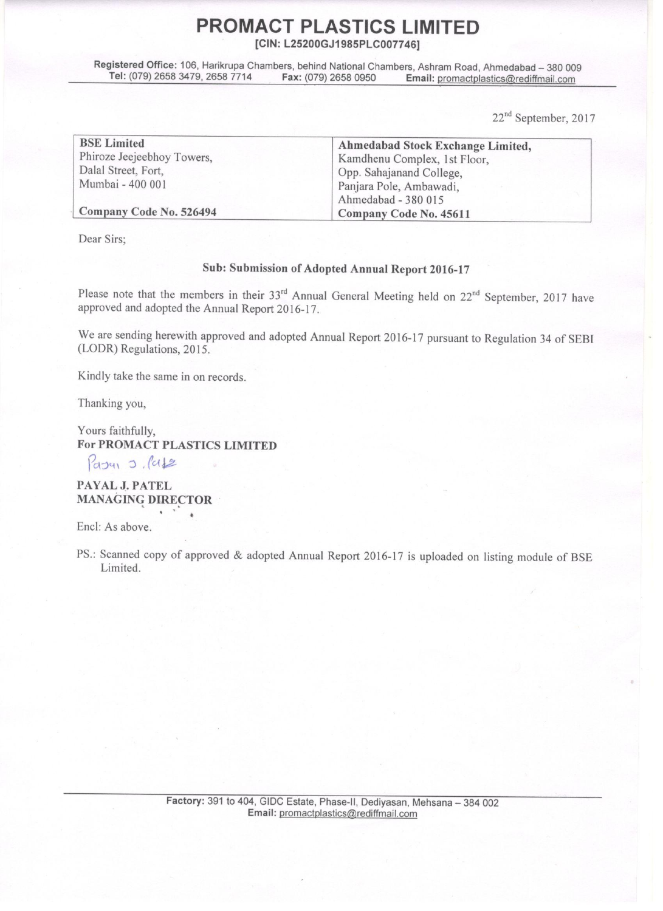# PROMACT PLASTICS LIMITED

**[CIN: L25200GJ1985PLC007746]**

**Registered Office:** 106, Harikrupa Chambers, behind National Chambers, Ashram Road, Ahmedabad – 380 009
**Tel:** (079) 2658 3479, 2658 7714 **Fax:** (079) 2658 0950 **Email:** promactplastics@rediffmail.com

22nd September, 2017

| **BSE Limited**<br>Phiroze Jeejeebhoy Towers,<br>Dalal Street, Fort,<br>Mumbai - 400 001<br><br>**Company Code No. 526494** | **Ahmedabad Stock Exchange Limited,**<br>Kamdhenu Complex, 1st Floor,<br>Opp. Sahajanand College,<br>Panjara Pole, Ambawadi,<br>Ahmedabad - 380 015<br>**Company Code No. 45611** |
|---|---|

Dear Sirs;

**Sub: Submission of Adopted Annual Report 2016-17**

Please note that the members in their 33rd Annual General Meeting held on 22nd September, 2017 have approved and adopted the Annual Report 2016-17.

We are sending herewith approved and adopted Annual Report 2016-17 pursuant to Regulation 34 of SEBI (LODR) Regulations, 2015.

Kindly take the same in on records.

Thanking you,

Yours faithfully,
**For PROMACT PLASTICS LIMITED**

Payal J. Patel

**PAYAL J. PATEL**
**MANAGING DIRECTOR**

Encl: As above.

PS.: Scanned copy of approved & adopted Annual Report 2016-17 is uploaded on listing module of BSE Limited.

**Factory:** 391 to 404, GIDC Estate, Phase-II, Dediyasan, Mehsana – 384 002
**Email:** promactplastics@rediffmail.com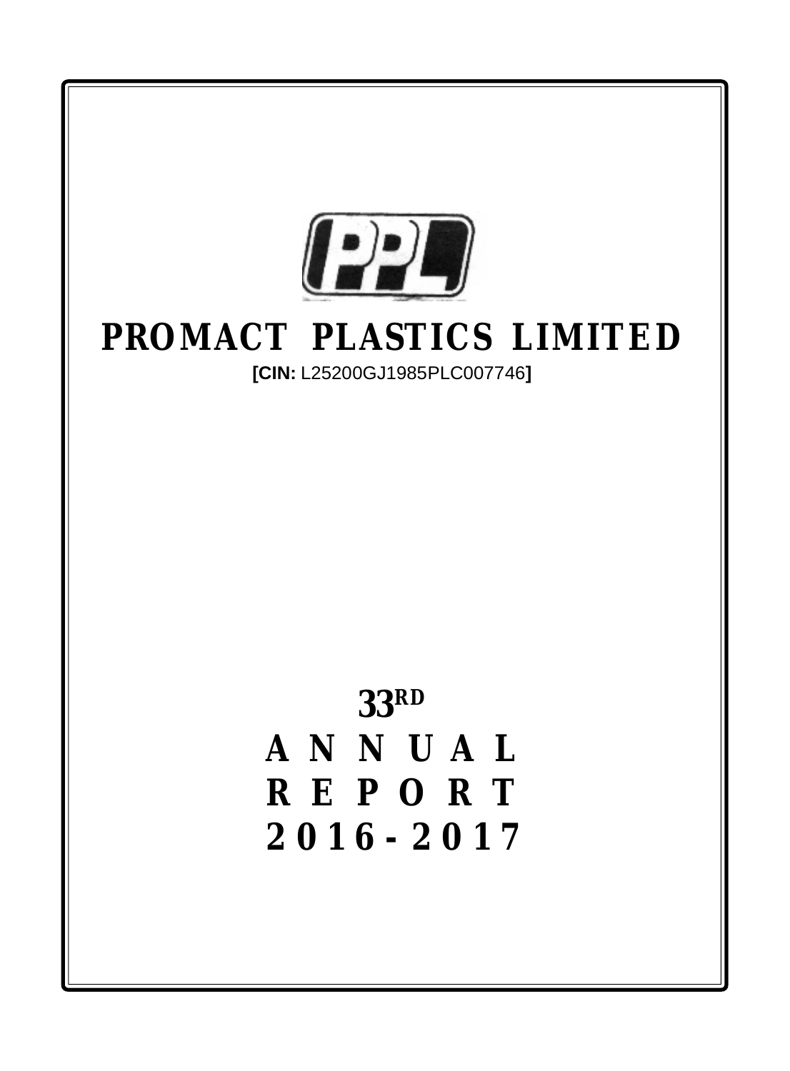# PROMACT PLASTICS LIMITED

**[CIN:** L25200GJ1985PLC007746**]**

# 33RD

# ANNUAL REPORT 2016-2017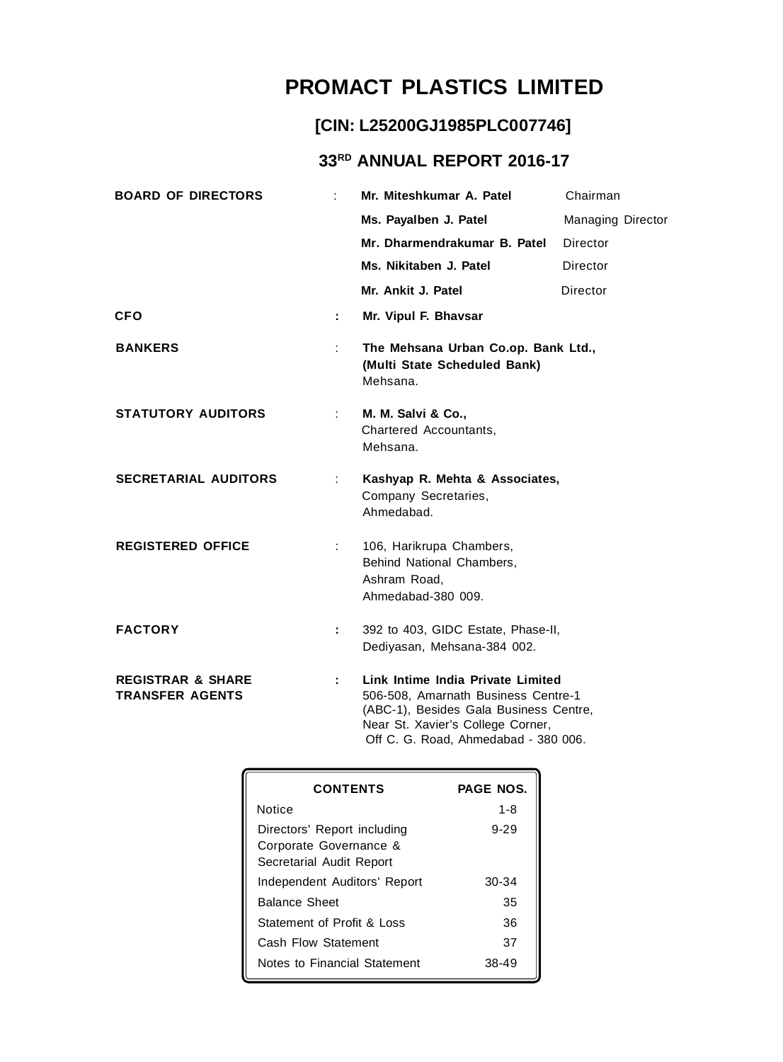# PROMACT PLASTICS LIMITED

## [CIN: L25200GJ1985PLC007746]

## 33RD ANNUAL REPORT 2016-17

| | | | |
|---|---|---|---|
| **BOARD OF DIRECTORS** | : | **Mr. Miteshkumar A. Patel** | Chairman |
| | | **Ms. Payalben J. Patel** | Managing Director |
| | | **Mr. Dharmendrakumar B. Patel** | Director |
| | | **Ms. Nikitaben J. Patel** | Director |
| | | **Mr. Ankit J. Patel** | Director |
| **CFO** | : | **Mr. Vipul F. Bhavsar** | |
| **BANKERS** | : | **The Mehsana Urban Co.op. Bank Ltd., (Multi State Scheduled Bank)** Mehsana. | |
| **STATUTORY AUDITORS** | : | **M. M. Salvi & Co.,** Chartered Accountants, Mehsana. | |
| **SECRETARIAL AUDITORS** | : | **Kashyap R. Mehta & Associates,** Company Secretaries, Ahmedabad. | |
| **REGISTERED OFFICE** | : | 106, Harikrupa Chambers, Behind National Chambers, Ashram Road, Ahmedabad-380 009. | |
| **FACTORY** | : | 392 to 403, GIDC Estate, Phase-II, Dediyasan, Mehsana-384 002. | |
| **REGISTRAR & SHARE TRANSFER AGENTS** | : | **Link Intime India Private Limited** 506-508, Amarnath Business Centre-1 (ABC-1), Besides Gala Business Centre, Near St. Xavier's College Corner, Off C. G. Road, Ahmedabad - 380 006. | |

| CONTENTS | PAGE NOS. |
|---|---|
| Notice | 1-8 |
| Directors' Report including Corporate Governance & Secretarial Audit Report | 9-29 |
| Independent Auditors' Report | 30-34 |
| Balance Sheet | 35 |
| Statement of Profit & Loss | 36 |
| Cash Flow Statement | 37 |
| Notes to Financial Statement | 38-49 |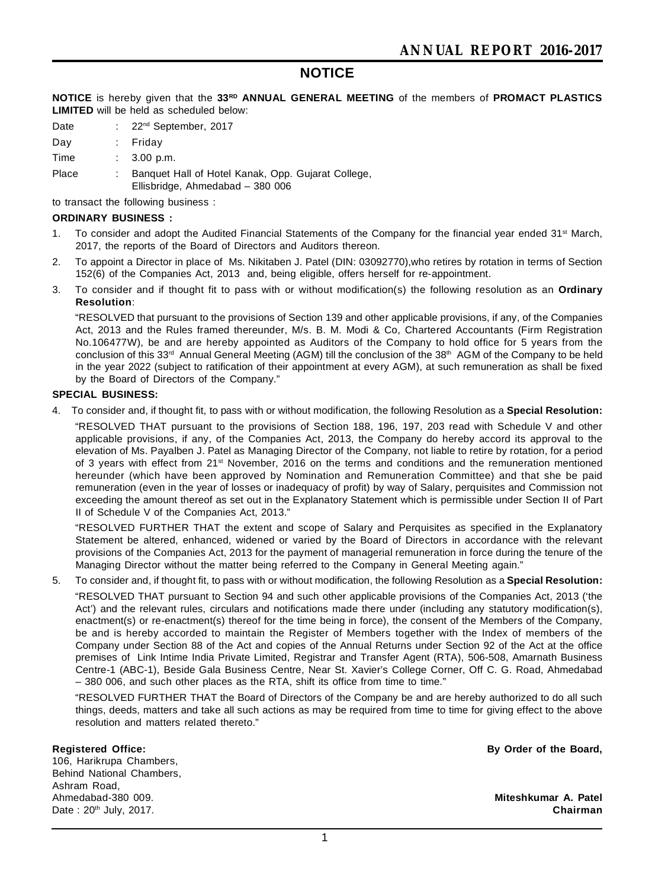# NOTICE

**NOTICE** is hereby given that the **33RD ANNUAL GENERAL MEETING** of the members of **PROMACT PLASTICS LIMITED** will be held as scheduled below:

| | | |
|---|---|---|
| Date | : | 22nd September, 2017 |
| Day | : | Friday |
| Time | : | 3.00 p.m. |
| Place | : | Banquet Hall of Hotel Kanak, Opp. Gujarat College, Ellisbridge, Ahmedabad – 380 006 |

to transact the following business :

**ORDINARY BUSINESS :**

1. To consider and adopt the Audited Financial Statements of the Company for the financial year ended 31st March, 2017, the reports of the Board of Directors and Auditors thereon.
2. To appoint a Director in place of Ms. Nikitaben J. Patel (DIN: 03092770),who retires by rotation in terms of Section 152(6) of the Companies Act, 2013 and, being eligible, offers herself for re-appointment.
3. To consider and if thought fit to pass with or without modification(s) the following resolution as an **Ordinary Resolution**:

   "RESOLVED that pursuant to the provisions of Section 139 and other applicable provisions, if any, of the Companies Act, 2013 and the Rules framed thereunder, M/s. B. M. Modi & Co, Chartered Accountants (Firm Registration No.106477W), be and are hereby appointed as Auditors of the Company to hold office for 5 years from the conclusion of this 33rd Annual General Meeting (AGM) till the conclusion of the 38th AGM of the Company to be held in the year 2022 (subject to ratification of their appointment at every AGM), at such remuneration as shall be fixed by the Board of Directors of the Company."

**SPECIAL BUSINESS:**

4. To consider and, if thought fit, to pass with or without modification, the following Resolution as a **Special Resolution:**

   "RESOLVED THAT pursuant to the provisions of Section 188, 196, 197, 203 read with Schedule V and other applicable provisions, if any, of the Companies Act, 2013, the Company do hereby accord its approval to the elevation of Ms. Payalben J. Patel as Managing Director of the Company, not liable to retire by rotation, for a period of 3 years with effect from 21st November, 2016 on the terms and conditions and the remuneration mentioned hereunder (which have been approved by Nomination and Remuneration Committee) and that she be paid remuneration (even in the year of losses or inadequacy of profit) by way of Salary, perquisites and Commission not exceeding the amount thereof as set out in the Explanatory Statement which is permissible under Section II of Part II of Schedule V of the Companies Act, 2013."

   "RESOLVED FURTHER THAT the extent and scope of Salary and Perquisites as specified in the Explanatory Statement be altered, enhanced, widened or varied by the Board of Directors in accordance with the relevant provisions of the Companies Act, 2013 for the payment of managerial remuneration in force during the tenure of the Managing Director without the matter being referred to the Company in General Meeting again."

5. To consider and, if thought fit, to pass with or without modification, the following Resolution as a **Special Resolution:**

   "RESOLVED THAT pursuant to Section 94 and such other applicable provisions of the Companies Act, 2013 ('the Act') and the relevant rules, circulars and notifications made there under (including any statutory modification(s), enactment(s) or re-enactment(s) thereof for the time being in force), the consent of the Members of the Company, be and is hereby accorded to maintain the Register of Members together with the Index of members of the Company under Section 88 of the Act and copies of the Annual Returns under Section 92 of the Act at the office premises of Link Intime India Private Limited, Registrar and Transfer Agent (RTA), 506-508, Amarnath Business Centre-1 (ABC-1), Beside Gala Business Centre, Near St. Xavier's College Corner, Off C. G. Road, Ahmedabad – 380 006, and such other places as the RTA, shift its office from time to time."

   "RESOLVED FURTHER THAT the Board of Directors of the Company be and are hereby authorized to do all such things, deeds, matters and take all such actions as may be required from time to time for giving effect to the above resolution and matters related thereto."

**Registered Office:**
106, Harikrupa Chambers,
Behind National Chambers,
Ashram Road,
Ahmedabad-380 009.
Date : 20th July, 2017.

**By Order of the Board,**

**Miteshkumar A. Patel**
**Chairman**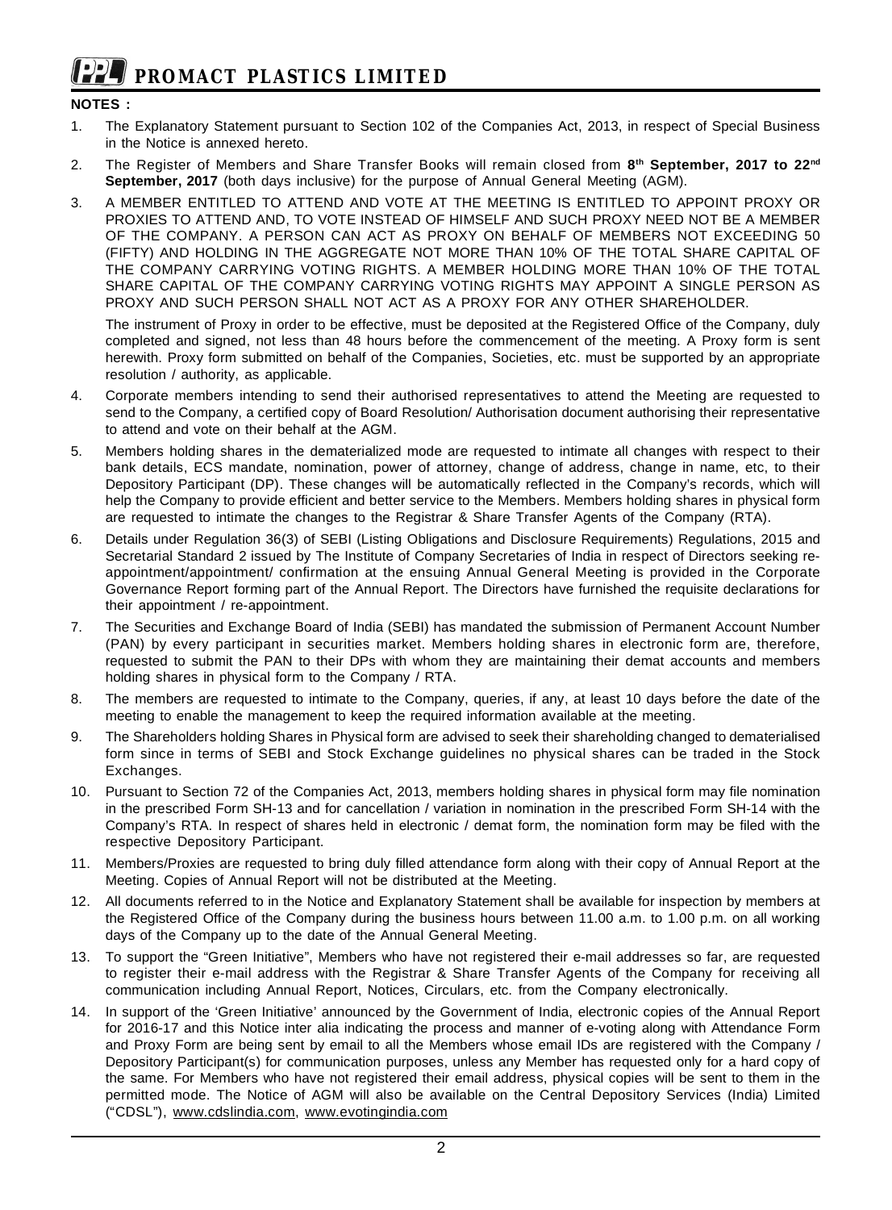**NOTES :**

1. The Explanatory Statement pursuant to Section 102 of the Companies Act, 2013, in respect of Special Business in the Notice is annexed hereto.
2. The Register of Members and Share Transfer Books will remain closed from **8th September, 2017 to 22nd September, 2017** (both days inclusive) for the purpose of Annual General Meeting (AGM).
3. A MEMBER ENTITLED TO ATTEND AND VOTE AT THE MEETING IS ENTITLED TO APPOINT PROXY OR PROXIES TO ATTEND AND, TO VOTE INSTEAD OF HIMSELF AND SUCH PROXY NEED NOT BE A MEMBER OF THE COMPANY. A PERSON CAN ACT AS PROXY ON BEHALF OF MEMBERS NOT EXCEEDING 50 (FIFTY) AND HOLDING IN THE AGGREGATE NOT MORE THAN 10% OF THE TOTAL SHARE CAPITAL OF THE COMPANY CARRYING VOTING RIGHTS. A MEMBER HOLDING MORE THAN 10% OF THE TOTAL SHARE CAPITAL OF THE COMPANY CARRYING VOTING RIGHTS MAY APPOINT A SINGLE PERSON AS PROXY AND SUCH PERSON SHALL NOT ACT AS A PROXY FOR ANY OTHER SHAREHOLDER.

   The instrument of Proxy in order to be effective, must be deposited at the Registered Office of the Company, duly completed and signed, not less than 48 hours before the commencement of the meeting. A Proxy form is sent herewith. Proxy form submitted on behalf of the Companies, Societies, etc. must be supported by an appropriate resolution / authority, as applicable.
4. Corporate members intending to send their authorised representatives to attend the Meeting are requested to send to the Company, a certified copy of Board Resolution/ Authorisation document authorising their representative to attend and vote on their behalf at the AGM.
5. Members holding shares in the dematerialized mode are requested to intimate all changes with respect to their bank details, ECS mandate, nomination, power of attorney, change of address, change in name, etc, to their Depository Participant (DP). These changes will be automatically reflected in the Company's records, which will help the Company to provide efficient and better service to the Members. Members holding shares in physical form are requested to intimate the changes to the Registrar & Share Transfer Agents of the Company (RTA).
6. Details under Regulation 36(3) of SEBI (Listing Obligations and Disclosure Requirements) Regulations, 2015 and Secretarial Standard 2 issued by The Institute of Company Secretaries of India in respect of Directors seeking re-appointment/appointment/ confirmation at the ensuing Annual General Meeting is provided in the Corporate Governance Report forming part of the Annual Report. The Directors have furnished the requisite declarations for their appointment / re-appointment.
7. The Securities and Exchange Board of India (SEBI) has mandated the submission of Permanent Account Number (PAN) by every participant in securities market. Members holding shares in electronic form are, therefore, requested to submit the PAN to their DPs with whom they are maintaining their demat accounts and members holding shares in physical form to the Company / RTA.
8. The members are requested to intimate to the Company, queries, if any, at least 10 days before the date of the meeting to enable the management to keep the required information available at the meeting.
9. The Shareholders holding Shares in Physical form are advised to seek their shareholding changed to dematerialised form since in terms of SEBI and Stock Exchange guidelines no physical shares can be traded in the Stock Exchanges.
10. Pursuant to Section 72 of the Companies Act, 2013, members holding shares in physical form may file nomination in the prescribed Form SH-13 and for cancellation / variation in nomination in the prescribed Form SH-14 with the Company's RTA. In respect of shares held in electronic / demat form, the nomination form may be filed with the respective Depository Participant.
11. Members/Proxies are requested to bring duly filled attendance form along with their copy of Annual Report at the Meeting. Copies of Annual Report will not be distributed at the Meeting.
12. All documents referred to in the Notice and Explanatory Statement shall be available for inspection by members at the Registered Office of the Company during the business hours between 11.00 a.m. to 1.00 p.m. on all working days of the Company up to the date of the Annual General Meeting.
13. To support the "Green Initiative", Members who have not registered their e-mail addresses so far, are requested to register their e-mail address with the Registrar & Share Transfer Agents of the Company for receiving all communication including Annual Report, Notices, Circulars, etc. from the Company electronically.
14. In support of the 'Green Initiative' announced by the Government of India, electronic copies of the Annual Report for 2016-17 and this Notice inter alia indicating the process and manner of e-voting along with Attendance Form and Proxy Form are being sent by email to all the Members whose email IDs are registered with the Company / Depository Participant(s) for communication purposes, unless any Member has requested only for a hard copy of the same. For Members who have not registered their email address, physical copies will be sent to them in the permitted mode. The Notice of AGM will also be available on the Central Depository Services (India) Limited ("CDSL"), www.cdslindia.com, www.evotingindia.com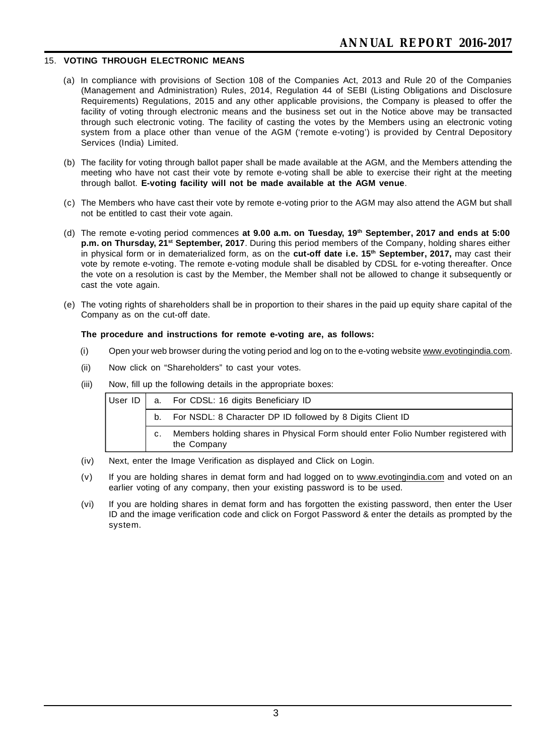15. **VOTING THROUGH ELECTRONIC MEANS**

(a) In compliance with provisions of Section 108 of the Companies Act, 2013 and Rule 20 of the Companies (Management and Administration) Rules, 2014, Regulation 44 of SEBI (Listing Obligations and Disclosure Requirements) Regulations, 2015 and any other applicable provisions, the Company is pleased to offer the facility of voting through electronic means and the business set out in the Notice above may be transacted through such electronic voting. The facility of casting the votes by the Members using an electronic voting system from a place other than venue of the AGM ('remote e-voting') is provided by Central Depository Services (India) Limited.

(b) The facility for voting through ballot paper shall be made available at the AGM, and the Members attending the meeting who have not cast their vote by remote e-voting shall be able to exercise their right at the meeting through ballot. **E-voting facility will not be made available at the AGM venue**.

(c) The Members who have cast their vote by remote e-voting prior to the AGM may also attend the AGM but shall not be entitled to cast their vote again.

(d) The remote e-voting period commences **at 9.00 a.m. on Tuesday, 19th September, 2017 and ends at 5:00 p.m. on Thursday, 21st September, 2017**. During this period members of the Company, holding shares either in physical form or in dematerialized form, as on the **cut-off date i.e. 15th September, 2017,** may cast their vote by remote e-voting. The remote e-voting module shall be disabled by CDSL for e-voting thereafter. Once the vote on a resolution is cast by the Member, the Member shall not be allowed to change it subsequently or cast the vote again.

(e) The voting rights of shareholders shall be in proportion to their shares in the paid up equity share capital of the Company as on the cut-off date.

**The procedure and instructions for remote e-voting are, as follows:**

(i) Open your web browser during the voting period and log on to the e-voting website www.evotingindia.com.

(ii) Now click on "Shareholders" to cast your votes.

(iii) Now, fill up the following details in the appropriate boxes:

| User ID | a. For CDSL: 16 digits Beneficiary ID |
|---|---|
| | b. For NSDL: 8 Character DP ID followed by 8 Digits Client ID |
| | c. Members holding shares in Physical Form should enter Folio Number registered with the Company |

(iv) Next, enter the Image Verification as displayed and Click on Login.

(v) If you are holding shares in demat form and had logged on to www.evotingindia.com and voted on an earlier voting of any company, then your existing password is to be used.

(vi) If you are holding shares in demat form and has forgotten the existing password, then enter the User ID and the image verification code and click on Forgot Password & enter the details as prompted by the system.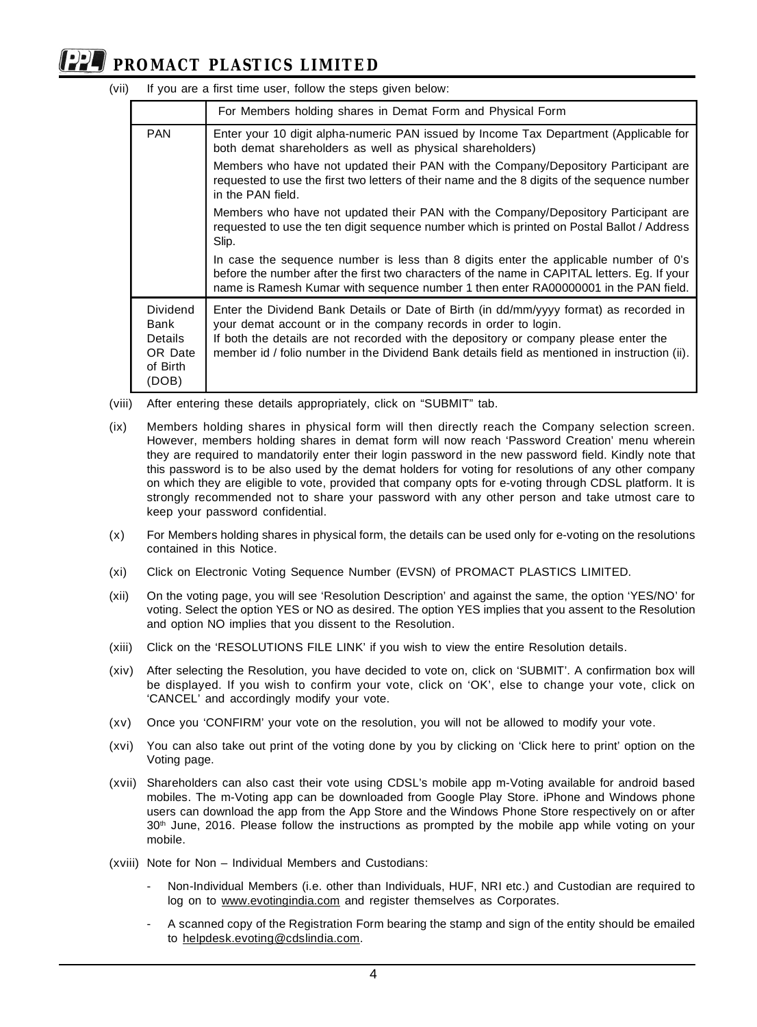(vii) If you are a first time user, follow the steps given below:

| | For Members holding shares in Demat Form and Physical Form |
|---|---|
| PAN | Enter your 10 digit alpha-numeric PAN issued by Income Tax Department (Applicable for both demat shareholders as well as physical shareholders)<br><br>Members who have not updated their PAN with the Company/Depository Participant are requested to use the first two letters of their name and the 8 digits of the sequence number in the PAN field.<br><br>Members who have not updated their PAN with the Company/Depository Participant are requested to use the ten digit sequence number which is printed on Postal Ballot / Address Slip.<br><br>In case the sequence number is less than 8 digits enter the applicable number of 0's before the number after the first two characters of the name in CAPITAL letters. Eg. If your name is Ramesh Kumar with sequence number 1 then enter RA00000001 in the PAN field. |
| Dividend Bank Details OR Date of Birth (DOB) | Enter the Dividend Bank Details or Date of Birth (in dd/mm/yyyy format) as recorded in your demat account or in the company records in order to login.<br>If both the details are not recorded with the depository or company please enter the member id / folio number in the Dividend Bank details field as mentioned in instruction (ii). |

(viii) After entering these details appropriately, click on "SUBMIT" tab.

(ix) Members holding shares in physical form will then directly reach the Company selection screen. However, members holding shares in demat form will now reach 'Password Creation' menu wherein they are required to mandatorily enter their login password in the new password field. Kindly note that this password is to be also used by the demat holders for voting for resolutions of any other company on which they are eligible to vote, provided that company opts for e-voting through CDSL platform. It is strongly recommended not to share your password with any other person and take utmost care to keep your password confidential.

(x) For Members holding shares in physical form, the details can be used only for e-voting on the resolutions contained in this Notice.

(xi) Click on Electronic Voting Sequence Number (EVSN) of PROMACT PLASTICS LIMITED.

(xii) On the voting page, you will see 'Resolution Description' and against the same, the option 'YES/NO' for voting. Select the option YES or NO as desired. The option YES implies that you assent to the Resolution and option NO implies that you dissent to the Resolution.

(xiii) Click on the 'RESOLUTIONS FILE LINK' if you wish to view the entire Resolution details.

(xiv) After selecting the Resolution, you have decided to vote on, click on 'SUBMIT'. A confirmation box will be displayed. If you wish to confirm your vote, click on 'OK', else to change your vote, click on 'CANCEL' and accordingly modify your vote.

(xv) Once you 'CONFIRM' your vote on the resolution, you will not be allowed to modify your vote.

(xvi) You can also take out print of the voting done by you by clicking on 'Click here to print' option on the Voting page.

(xvii) Shareholders can also cast their vote using CDSL's mobile app m-Voting available for android based mobiles. The m-Voting app can be downloaded from Google Play Store. iPhone and Windows phone users can download the app from the App Store and the Windows Phone Store respectively on or after 30th June, 2016. Please follow the instructions as prompted by the mobile app while voting on your mobile.

(xviii) Note for Non – Individual Members and Custodians:

- Non-Individual Members (i.e. other than Individuals, HUF, NRI etc.) and Custodian are required to log on to www.evotingindia.com and register themselves as Corporates.
- A scanned copy of the Registration Form bearing the stamp and sign of the entity should be emailed to helpdesk.evoting@cdslindia.com.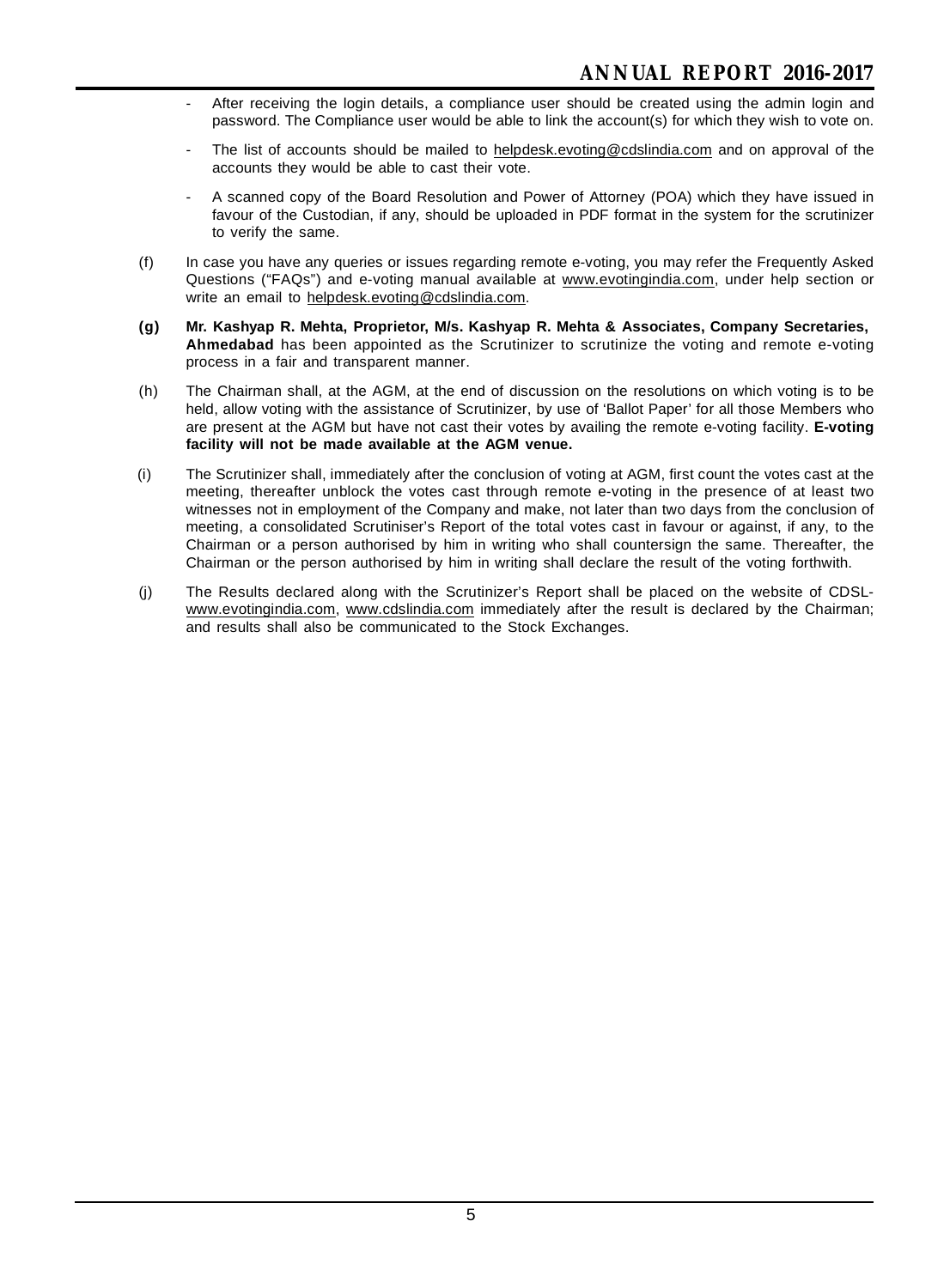- After receiving the login details, a compliance user should be created using the admin login and password. The Compliance user would be able to link the account(s) for which they wish to vote on.
- The list of accounts should be mailed to helpdesk.evoting@cdslindia.com and on approval of the accounts they would be able to cast their vote.
- A scanned copy of the Board Resolution and Power of Attorney (POA) which they have issued in favour of the Custodian, if any, should be uploaded in PDF format in the system for the scrutinizer to verify the same.

(f) In case you have any queries or issues regarding remote e-voting, you may refer the Frequently Asked Questions ("FAQs") and e-voting manual available at www.evotingindia.com, under help section or write an email to helpdesk.evoting@cdslindia.com.

**(g) Mr. Kashyap R. Mehta, Proprietor, M/s. Kashyap R. Mehta & Associates, Company Secretaries, Ahmedabad** has been appointed as the Scrutinizer to scrutinize the voting and remote e-voting process in a fair and transparent manner.

(h) The Chairman shall, at the AGM, at the end of discussion on the resolutions on which voting is to be held, allow voting with the assistance of Scrutinizer, by use of 'Ballot Paper' for all those Members who are present at the AGM but have not cast their votes by availing the remote e-voting facility. **E-voting facility will not be made available at the AGM venue.**

(i) The Scrutinizer shall, immediately after the conclusion of voting at AGM, first count the votes cast at the meeting, thereafter unblock the votes cast through remote e-voting in the presence of at least two witnesses not in employment of the Company and make, not later than two days from the conclusion of meeting, a consolidated Scrutiniser's Report of the total votes cast in favour or against, if any, to the Chairman or a person authorised by him in writing who shall countersign the same. Thereafter, the Chairman or the person authorised by him in writing shall declare the result of the voting forthwith.

(j) The Results declared along with the Scrutinizer's Report shall be placed on the website of CDSL- www.evotingindia.com, www.cdslindia.com immediately after the result is declared by the Chairman; and results shall also be communicated to the Stock Exchanges.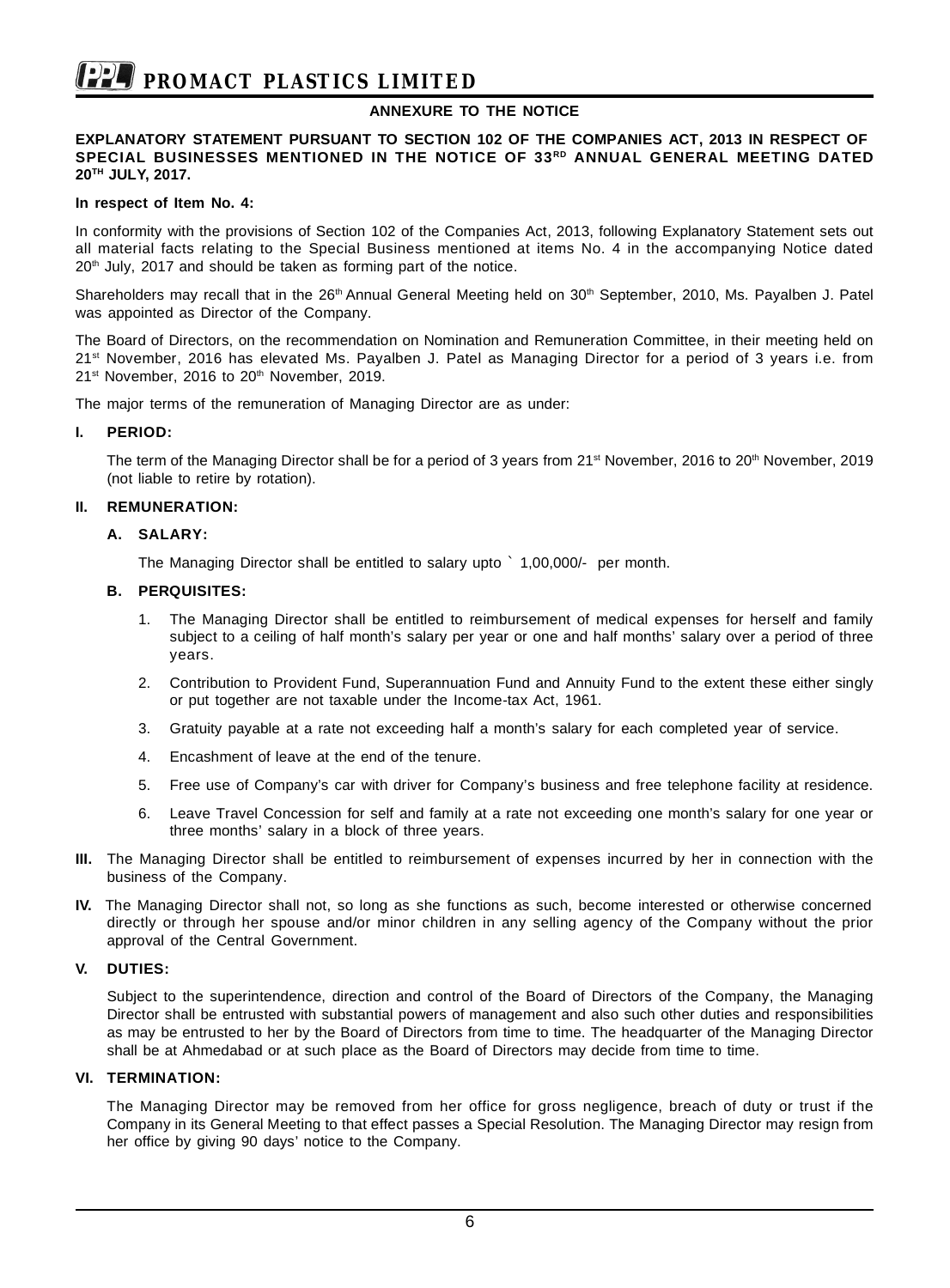## ANNEXURE TO THE NOTICE

**EXPLANATORY STATEMENT PURSUANT TO SECTION 102 OF THE COMPANIES ACT, 2013 IN RESPECT OF SPECIAL BUSINESSES MENTIONED IN THE NOTICE OF 33RD ANNUAL GENERAL MEETING DATED 20TH JULY, 2017.**

**In respect of Item No. 4:**

In conformity with the provisions of Section 102 of the Companies Act, 2013, following Explanatory Statement sets out all material facts relating to the Special Business mentioned at items No. 4 in the accompanying Notice dated 20th July, 2017 and should be taken as forming part of the notice.

Shareholders may recall that in the 26th Annual General Meeting held on 30th September, 2010, Ms. Payalben J. Patel was appointed as Director of the Company.

The Board of Directors, on the recommendation on Nomination and Remuneration Committee, in their meeting held on 21st November, 2016 has elevated Ms. Payalben J. Patel as Managing Director for a period of 3 years i.e. from 21st November, 2016 to 20th November, 2019.

The major terms of the remuneration of Managing Director are as under:

**I. PERIOD:**

The term of the Managing Director shall be for a period of 3 years from 21st November, 2016 to 20th November, 2019 (not liable to retire by rotation).

**II. REMUNERATION:**

**A. SALARY:**

The Managing Director shall be entitled to salary upto ` 1,00,000/- per month.

**B. PERQUISITES:**

1. The Managing Director shall be entitled to reimbursement of medical expenses for herself and family subject to a ceiling of half month's salary per year or one and half months' salary over a period of three years.
2. Contribution to Provident Fund, Superannuation Fund and Annuity Fund to the extent these either singly or put together are not taxable under the Income-tax Act, 1961.
3. Gratuity payable at a rate not exceeding half a month's salary for each completed year of service.
4. Encashment of leave at the end of the tenure.
5. Free use of Company's car with driver for Company's business and free telephone facility at residence.
6. Leave Travel Concession for self and family at a rate not exceeding one month's salary for one year or three months' salary in a block of three years.

**III.** The Managing Director shall be entitled to reimbursement of expenses incurred by her in connection with the business of the Company.

**IV.** The Managing Director shall not, so long as she functions as such, become interested or otherwise concerned directly or through her spouse and/or minor children in any selling agency of the Company without the prior approval of the Central Government.

**V. DUTIES:**

Subject to the superintendence, direction and control of the Board of Directors of the Company, the Managing Director shall be entrusted with substantial powers of management and also such other duties and responsibilities as may be entrusted to her by the Board of Directors from time to time. The headquarter of the Managing Director shall be at Ahmedabad or at such place as the Board of Directors may decide from time to time.

**VI. TERMINATION:**

The Managing Director may be removed from her office for gross negligence, breach of duty or trust if the Company in its General Meeting to that effect passes a Special Resolution. The Managing Director may resign from her office by giving 90 days' notice to the Company.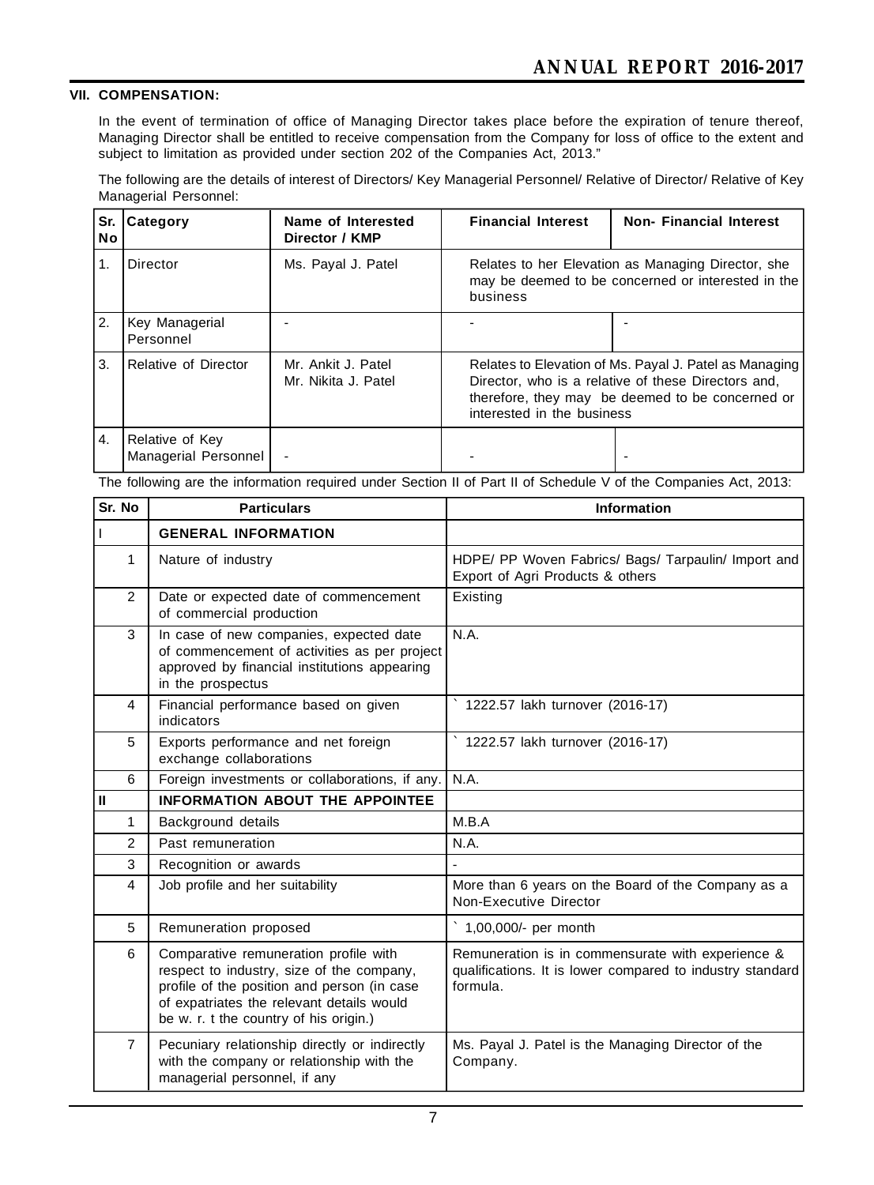### VII. COMPENSATION:

In the event of termination of office of Managing Director takes place before the expiration of tenure thereof, Managing Director shall be entitled to receive compensation from the Company for loss of office to the extent and subject to limitation as provided under section 202 of the Companies Act, 2013."

The following are the details of interest of Directors/ Key Managerial Personnel/ Relative of Director/ Relative of Key Managerial Personnel:

| Sr. No | Category | Name of Interested Director / KMP | Financial Interest | Non- Financial Interest |
|---|---|---|---|---|
| 1. | Director | Ms. Payal J. Patel | Relates to her Elevation as Managing Director, she may be deemed to be concerned or interested in the business | |
| 2. | Key Managerial Personnel | - | - | - |
| 3. | Relative of Director | Mr. Ankit J. Patel<br>Mr. Nikita J. Patel | Relates to Elevation of Ms. Payal J. Patel as Managing Director, who is a relative of these Directors and, therefore, they may be deemed to be concerned or interested in the business | |
| 4. | Relative of Key Managerial Personnel | - | - | - |

The following are the information required under Section II of Part II of Schedule V of the Companies Act, 2013:

| Sr. No | | Particulars | Information |
|---|---|---|---|
| I | | **GENERAL INFORMATION** | |
| | 1 | Nature of industry | HDPE/ PP Woven Fabrics/ Bags/ Tarpaulin/ Import and Export of Agri Products & others |
| | 2 | Date or expected date of commencement of commercial production | Existing |
| | 3 | In case of new companies, expected date of commencement of activities as per project approved by financial institutions appearing in the prospectus | N.A. |
| | 4 | Financial performance based on given indicators | ` 1222.57 lakh turnover (2016-17) |
| | 5 | Exports performance and net foreign exchange collaborations | ` 1222.57 lakh turnover (2016-17) |
| | 6 | Foreign investments or collaborations, if any. | N.A. |
| II | | **INFORMATION ABOUT THE APPOINTEE** | |
| | 1 | Background details | M.B.A |
| | 2 | Past remuneration | N.A. |
| | 3 | Recognition or awards | - |
| | 4 | Job profile and her suitability | More than 6 years on the Board of the Company as a Non-Executive Director |
| | 5 | Remuneration proposed | ` 1,00,000/- per month |
| | 6 | Comparative remuneration profile with respect to industry, size of the company, profile of the position and person (in case of expatriates the relevant details would be w. r. t the country of his origin.) | Remuneration is in commensurate with experience & qualifications. It is lower compared to industry standard formula. |
| | 7 | Pecuniary relationship directly or indirectly with the company or relationship with the managerial personnel, if any | Ms. Payal J. Patel is the Managing Director of the Company. |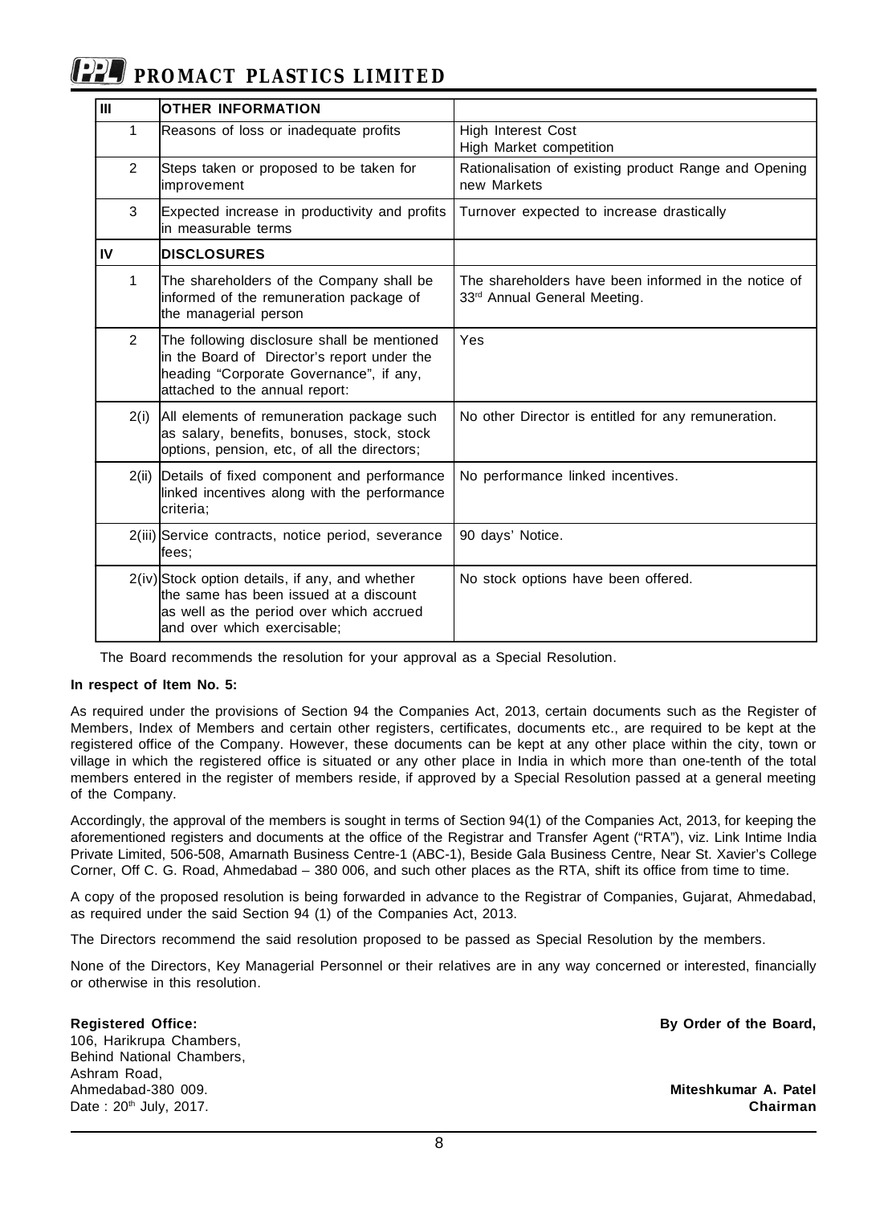| III | OTHER INFORMATION | |
|---|---|---|
| 1 | Reasons of loss or inadequate profits | High Interest Cost<br>High Market competition |
| 2 | Steps taken or proposed to be taken for improvement | Rationalisation of existing product Range and Opening new Markets |
| 3 | Expected increase in productivity and profits in measurable terms | Turnover expected to increase drastically |
| IV | DISCLOSURES | |
| 1 | The shareholders of the Company shall be informed of the remuneration package of the managerial person | The shareholders have been informed in the notice of 33rd Annual General Meeting. |
| 2 | The following disclosure shall be mentioned in the Board of Director's report under the heading "Corporate Governance", if any, attached to the annual report: | Yes |
| 2(i) | All elements of remuneration package such as salary, benefits, bonuses, stock, stock options, pension, etc, of all the directors; | No other Director is entitled for any remuneration. |
| 2(ii) | Details of fixed component and performance linked incentives along with the performance criteria; | No performance linked incentives. |
| 2(iii) | Service contracts, notice period, severance fees; | 90 days' Notice. |
| 2(iv) | Stock option details, if any, and whether the same has been issued at a discount as well as the period over which accrued and over which exercisable; | No stock options have been offered. |

The Board recommends the resolution for your approval as a Special Resolution.

**In respect of Item No. 5:**

As required under the provisions of Section 94 the Companies Act, 2013, certain documents such as the Register of Members, Index of Members and certain other registers, certificates, documents etc., are required to be kept at the registered office of the Company. However, these documents can be kept at any other place within the city, town or village in which the registered office is situated or any other place in India in which more than one-tenth of the total members entered in the register of members reside, if approved by a Special Resolution passed at a general meeting of the Company.

Accordingly, the approval of the members is sought in terms of Section 94(1) of the Companies Act, 2013, for keeping the aforementioned registers and documents at the office of the Registrar and Transfer Agent ("RTA"), viz. Link Intime India Private Limited, 506-508, Amarnath Business Centre-1 (ABC-1), Beside Gala Business Centre, Near St. Xavier's College Corner, Off C. G. Road, Ahmedabad – 380 006, and such other places as the RTA, shift its office from time to time.

A copy of the proposed resolution is being forwarded in advance to the Registrar of Companies, Gujarat, Ahmedabad, as required under the said Section 94 (1) of the Companies Act, 2013.

The Directors recommend the said resolution proposed to be passed as Special Resolution by the members.

None of the Directors, Key Managerial Personnel or their relatives are in any way concerned or interested, financially or otherwise in this resolution.

**Registered Office:**
106, Harikrupa Chambers,
Behind National Chambers,
Ashram Road,
Ahmedabad-380 009.
Date : 20th July, 2017.

**By Order of the Board,**

**Miteshkumar A. Patel**
**Chairman**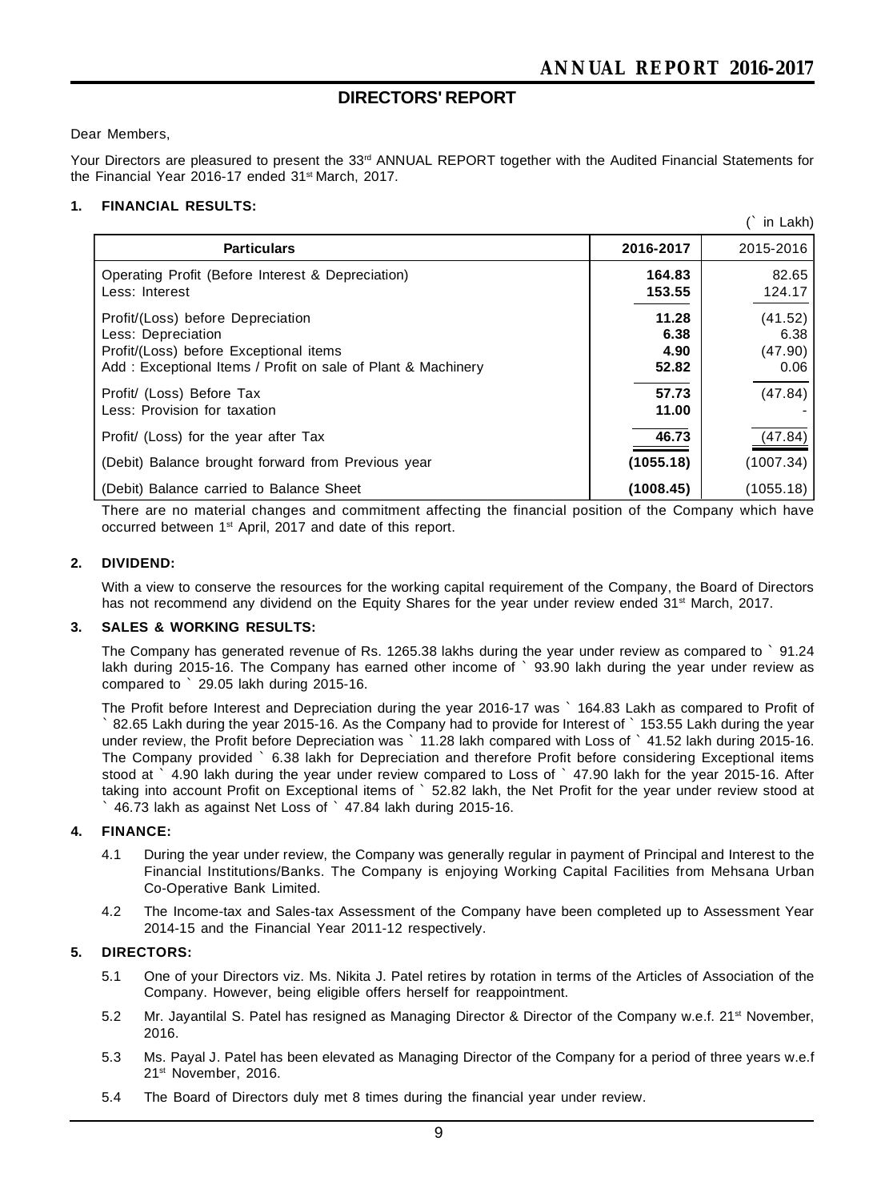# DIRECTORS' REPORT

Dear Members,

Your Directors are pleasured to present the 33rd ANNUAL REPORT together with the Audited Financial Statements for the Financial Year 2016-17 ended 31st March, 2017.

## 1. FINANCIAL RESULTS:

(` in Lakh)

| Particulars | 2016-2017 | 2015-2016 |
|---|---|---|
| Operating Profit (Before Interest & Depreciation) | **164.83** | 82.65 |
| Less: Interest | **153.55** | 124.17 |
| Profit/(Loss) before Depreciation | **11.28** | (41.52) |
| Less: Depreciation | **6.38** | 6.38 |
| Profit/(Loss) before Exceptional items | **4.90** | (47.90) |
| Add : Exceptional Items / Profit on sale of Plant & Machinery | **52.82** | 0.06 |
| Profit/ (Loss) Before Tax | **57.73** | (47.84) |
| Less: Provision for taxation | **11.00** | - |
| Profit/ (Loss) for the year after Tax | **46.73** | (47.84) |
| (Debit) Balance brought forward from Previous year | **(1055.18)** | (1007.34) |
| (Debit) Balance carried to Balance Sheet | **(1008.45)** | (1055.18) |

There are no material changes and commitment affecting the financial position of the Company which have occurred between 1st April, 2017 and date of this report.

## 2. DIVIDEND:

With a view to conserve the resources for the working capital requirement of the Company, the Board of Directors has not recommend any dividend on the Equity Shares for the year under review ended 31st March, 2017.

## 3. SALES & WORKING RESULTS:

The Company has generated revenue of Rs. 1265.38 lakhs during the year under review as compared to ` 91.24 lakh during 2015-16. The Company has earned other income of ` 93.90 lakh during the year under review as compared to ` 29.05 lakh during 2015-16.

The Profit before Interest and Depreciation during the year 2016-17 was ` 164.83 Lakh as compared to Profit of ` 82.65 Lakh during the year 2015-16. As the Company had to provide for Interest of ` 153.55 Lakh during the year under review, the Profit before Depreciation was ` 11.28 lakh compared with Loss of ` 41.52 lakh during 2015-16. The Company provided ` 6.38 lakh for Depreciation and therefore Profit before considering Exceptional items stood at ` 4.90 lakh during the year under review compared to Loss of ` 47.90 lakh for the year 2015-16. After taking into account Profit on Exceptional items of ` 52.82 lakh, the Net Profit for the year under review stood at ` 46.73 lakh as against Net Loss of ` 47.84 lakh during 2015-16.

## 4. FINANCE:

4.1 During the year under review, the Company was generally regular in payment of Principal and Interest to the Financial Institutions/Banks. The Company is enjoying Working Capital Facilities from Mehsana Urban Co-Operative Bank Limited.

4.2 The Income-tax and Sales-tax Assessment of the Company have been completed up to Assessment Year 2014-15 and the Financial Year 2011-12 respectively.

## 5. DIRECTORS:

5.1 One of your Directors viz. Ms. Nikita J. Patel retires by rotation in terms of the Articles of Association of the Company. However, being eligible offers herself for reappointment.

5.2 Mr. Jayantilal S. Patel has resigned as Managing Director & Director of the Company w.e.f. 21st November, 2016.

5.3 Ms. Payal J. Patel has been elevated as Managing Director of the Company for a period of three years w.e.f 21st November, 2016.

5.4 The Board of Directors duly met 8 times during the financial year under review.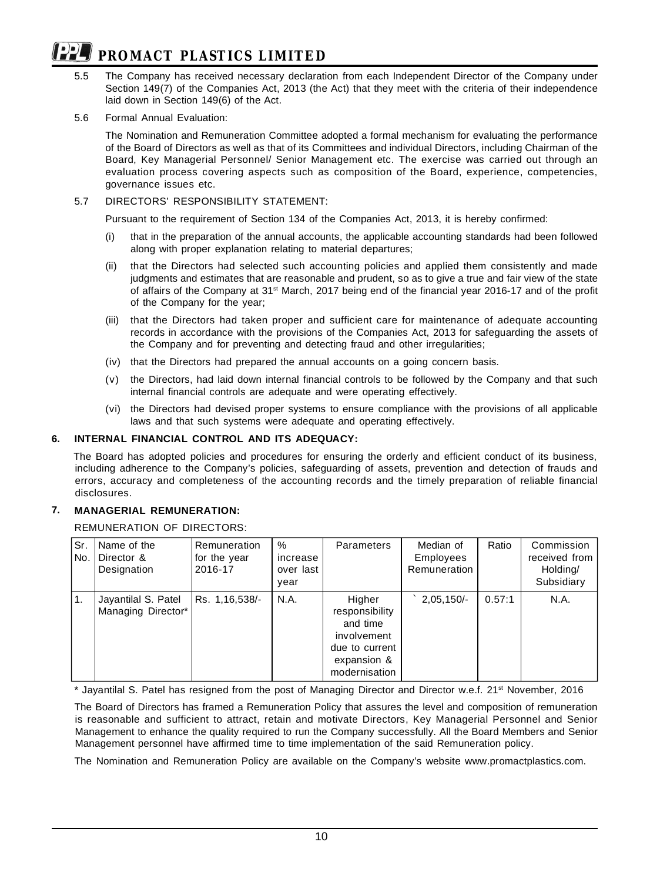5.5 The Company has received necessary declaration from each Independent Director of the Company under Section 149(7) of the Companies Act, 2013 (the Act) that they meet with the criteria of their independence laid down in Section 149(6) of the Act.

5.6 Formal Annual Evaluation:

The Nomination and Remuneration Committee adopted a formal mechanism for evaluating the performance of the Board of Directors as well as that of its Committees and individual Directors, including Chairman of the Board, Key Managerial Personnel/ Senior Management etc. The exercise was carried out through an evaluation process covering aspects such as composition of the Board, experience, competencies, governance issues etc.

5.7 DIRECTORS' RESPONSIBILITY STATEMENT:

Pursuant to the requirement of Section 134 of the Companies Act, 2013, it is hereby confirmed:

(i) that in the preparation of the annual accounts, the applicable accounting standards had been followed along with proper explanation relating to material departures;

(ii) that the Directors had selected such accounting policies and applied them consistently and made judgments and estimates that are reasonable and prudent, so as to give a true and fair view of the state of affairs of the Company at 31st March, 2017 being end of the financial year 2016-17 and of the profit of the Company for the year;

(iii) that the Directors had taken proper and sufficient care for maintenance of adequate accounting records in accordance with the provisions of the Companies Act, 2013 for safeguarding the assets of the Company and for preventing and detecting fraud and other irregularities;

(iv) that the Directors had prepared the annual accounts on a going concern basis.

(v) the Directors, had laid down internal financial controls to be followed by the Company and that such internal financial controls are adequate and were operating effectively.

(vi) the Directors had devised proper systems to ensure compliance with the provisions of all applicable laws and that such systems were adequate and operating effectively.

## 6. INTERNAL FINANCIAL CONTROL AND ITS ADEQUACY:

The Board has adopted policies and procedures for ensuring the orderly and efficient conduct of its business, including adherence to the Company's policies, safeguarding of assets, prevention and detection of frauds and errors, accuracy and completeness of the accounting records and the timely preparation of reliable financial disclosures.

## 7. MANAGERIAL REMUNERATION:

REMUNERATION OF DIRECTORS:

| Sr. No. | Name of the Director & Designation | Remuneration for the year 2016-17 | % increase over last year | Parameters | Median of Employees Remuneration | Ratio | Commission received from Holding/ Subsidiary |
|---|---|---|---|---|---|---|---|
| 1. | Jayantilal S. Patel Managing Director* | Rs. 1,16,538/- | N.A. | Higher responsibility and time involvement due to current expansion & modernisation | ` 2,05,150/- | 0.57:1 | N.A. |

\* Jayantilal S. Patel has resigned from the post of Managing Director and Director w.e.f. 21st November, 2016

The Board of Directors has framed a Remuneration Policy that assures the level and composition of remuneration is reasonable and sufficient to attract, retain and motivate Directors, Key Managerial Personnel and Senior Management to enhance the quality required to run the Company successfully. All the Board Members and Senior Management personnel have affirmed time to time implementation of the said Remuneration policy.

The Nomination and Remuneration Policy are available on the Company's website www.promactplastics.com.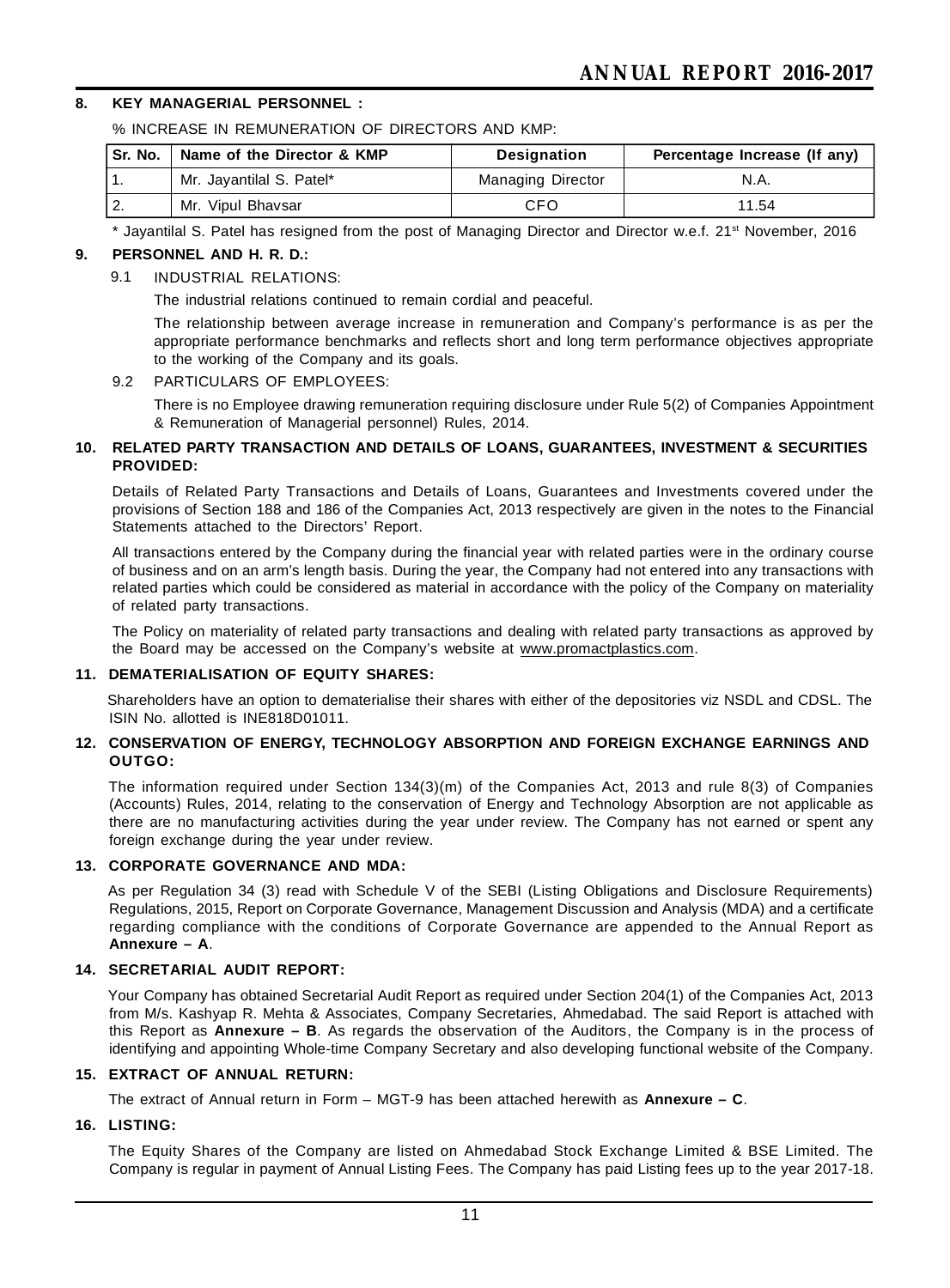## 8. KEY MANAGERIAL PERSONNEL :

% INCREASE IN REMUNERATION OF DIRECTORS AND KMP:

| Sr. No. | Name of the Director & KMP | Designation | Percentage Increase (If any) |
|---|---|---|---|
| 1. | Mr. Jayantilal S. Patel* | Managing Director | N.A. |
| 2. | Mr. Vipul Bhavsar | CFO | 11.54 |

* Jayantilal S. Patel has resigned from the post of Managing Director and Director w.e.f. 21st November, 2016

## 9. PERSONNEL AND H. R. D.:

### 9.1 INDUSTRIAL RELATIONS:

The industrial relations continued to remain cordial and peaceful.

The relationship between average increase in remuneration and Company's performance is as per the appropriate performance benchmarks and reflects short and long term performance objectives appropriate to the working of the Company and its goals.

### 9.2 PARTICULARS OF EMPLOYEES:

There is no Employee drawing remuneration requiring disclosure under Rule 5(2) of Companies Appointment & Remuneration of Managerial personnel) Rules, 2014.

## 10. RELATED PARTY TRANSACTION AND DETAILS OF LOANS, GUARANTEES, INVESTMENT & SECURITIES PROVIDED:

Details of Related Party Transactions and Details of Loans, Guarantees and Investments covered under the provisions of Section 188 and 186 of the Companies Act, 2013 respectively are given in the notes to the Financial Statements attached to the Directors' Report.

All transactions entered by the Company during the financial year with related parties were in the ordinary course of business and on an arm's length basis. During the year, the Company had not entered into any transactions with related parties which could be considered as material in accordance with the policy of the Company on materiality of related party transactions.

The Policy on materiality of related party transactions and dealing with related party transactions as approved by the Board may be accessed on the Company's website at www.promactplastics.com.

## 11. DEMATERIALISATION OF EQUITY SHARES:

Shareholders have an option to dematerialise their shares with either of the depositories viz NSDL and CDSL. The ISIN No. allotted is INE818D01011.

## 12. CONSERVATION OF ENERGY, TECHNOLOGY ABSORPTION AND FOREIGN EXCHANGE EARNINGS AND OUTGO:

The information required under Section 134(3)(m) of the Companies Act, 2013 and rule 8(3) of Companies (Accounts) Rules, 2014, relating to the conservation of Energy and Technology Absorption are not applicable as there are no manufacturing activities during the year under review. The Company has not earned or spent any foreign exchange during the year under review.

## 13. CORPORATE GOVERNANCE AND MDA:

As per Regulation 34 (3) read with Schedule V of the SEBI (Listing Obligations and Disclosure Requirements) Regulations, 2015, Report on Corporate Governance, Management Discussion and Analysis (MDA) and a certificate regarding compliance with the conditions of Corporate Governance are appended to the Annual Report as **Annexure – A**.

## 14. SECRETARIAL AUDIT REPORT:

Your Company has obtained Secretarial Audit Report as required under Section 204(1) of the Companies Act, 2013 from M/s. Kashyap R. Mehta & Associates, Company Secretaries, Ahmedabad. The said Report is attached with this Report as **Annexure – B**. As regards the observation of the Auditors, the Company is in the process of identifying and appointing Whole-time Company Secretary and also developing functional website of the Company.

## 15. EXTRACT OF ANNUAL RETURN:

The extract of Annual return in Form – MGT-9 has been attached herewith as **Annexure – C**.

## 16. LISTING:

The Equity Shares of the Company are listed on Ahmedabad Stock Exchange Limited & BSE Limited. The Company is regular in payment of Annual Listing Fees. The Company has paid Listing fees up to the year 2017-18.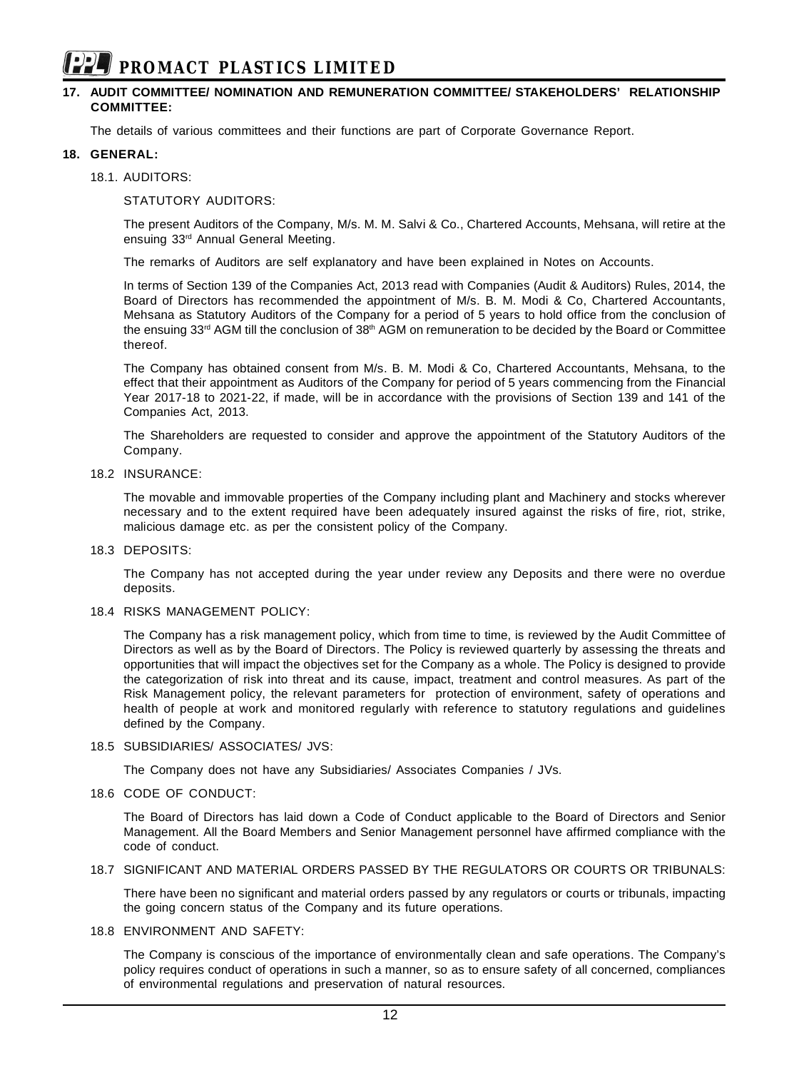## 17. AUDIT COMMITTEE/ NOMINATION AND REMUNERATION COMMITTEE/ STAKEHOLDERS' RELATIONSHIP COMMITTEE:

The details of various committees and their functions are part of Corporate Governance Report.

## 18. GENERAL:

### 18.1. AUDITORS:

STATUTORY AUDITORS:

The present Auditors of the Company, M/s. M. M. Salvi & Co., Chartered Accounts, Mehsana, will retire at the ensuing 33rd Annual General Meeting.

The remarks of Auditors are self explanatory and have been explained in Notes on Accounts.

In terms of Section 139 of the Companies Act, 2013 read with Companies (Audit & Auditors) Rules, 2014, the Board of Directors has recommended the appointment of M/s. B. M. Modi & Co, Chartered Accountants, Mehsana as Statutory Auditors of the Company for a period of 5 years to hold office from the conclusion of the ensuing 33rd AGM till the conclusion of 38th AGM on remuneration to be decided by the Board or Committee thereof.

The Company has obtained consent from M/s. B. M. Modi & Co, Chartered Accountants, Mehsana, to the effect that their appointment as Auditors of the Company for period of 5 years commencing from the Financial Year 2017-18 to 2021-22, if made, will be in accordance with the provisions of Section 139 and 141 of the Companies Act, 2013.

The Shareholders are requested to consider and approve the appointment of the Statutory Auditors of the Company.

### 18.2 INSURANCE:

The movable and immovable properties of the Company including plant and Machinery and stocks wherever necessary and to the extent required have been adequately insured against the risks of fire, riot, strike, malicious damage etc. as per the consistent policy of the Company.

### 18.3 DEPOSITS:

The Company has not accepted during the year under review any Deposits and there were no overdue deposits.

### 18.4 RISKS MANAGEMENT POLICY:

The Company has a risk management policy, which from time to time, is reviewed by the Audit Committee of Directors as well as by the Board of Directors. The Policy is reviewed quarterly by assessing the threats and opportunities that will impact the objectives set for the Company as a whole. The Policy is designed to provide the categorization of risk into threat and its cause, impact, treatment and control measures. As part of the Risk Management policy, the relevant parameters for protection of environment, safety of operations and health of people at work and monitored regularly with reference to statutory regulations and guidelines defined by the Company.

### 18.5 SUBSIDIARIES/ ASSOCIATES/ JVS:

The Company does not have any Subsidiaries/ Associates Companies / JVs.

### 18.6 CODE OF CONDUCT:

The Board of Directors has laid down a Code of Conduct applicable to the Board of Directors and Senior Management. All the Board Members and Senior Management personnel have affirmed compliance with the code of conduct.

### 18.7 SIGNIFICANT AND MATERIAL ORDERS PASSED BY THE REGULATORS OR COURTS OR TRIBUNALS:

There have been no significant and material orders passed by any regulators or courts or tribunals, impacting the going concern status of the Company and its future operations.

### 18.8 ENVIRONMENT AND SAFETY:

The Company is conscious of the importance of environmentally clean and safe operations. The Company's policy requires conduct of operations in such a manner, so as to ensure safety of all concerned, compliances of environmental regulations and preservation of natural resources.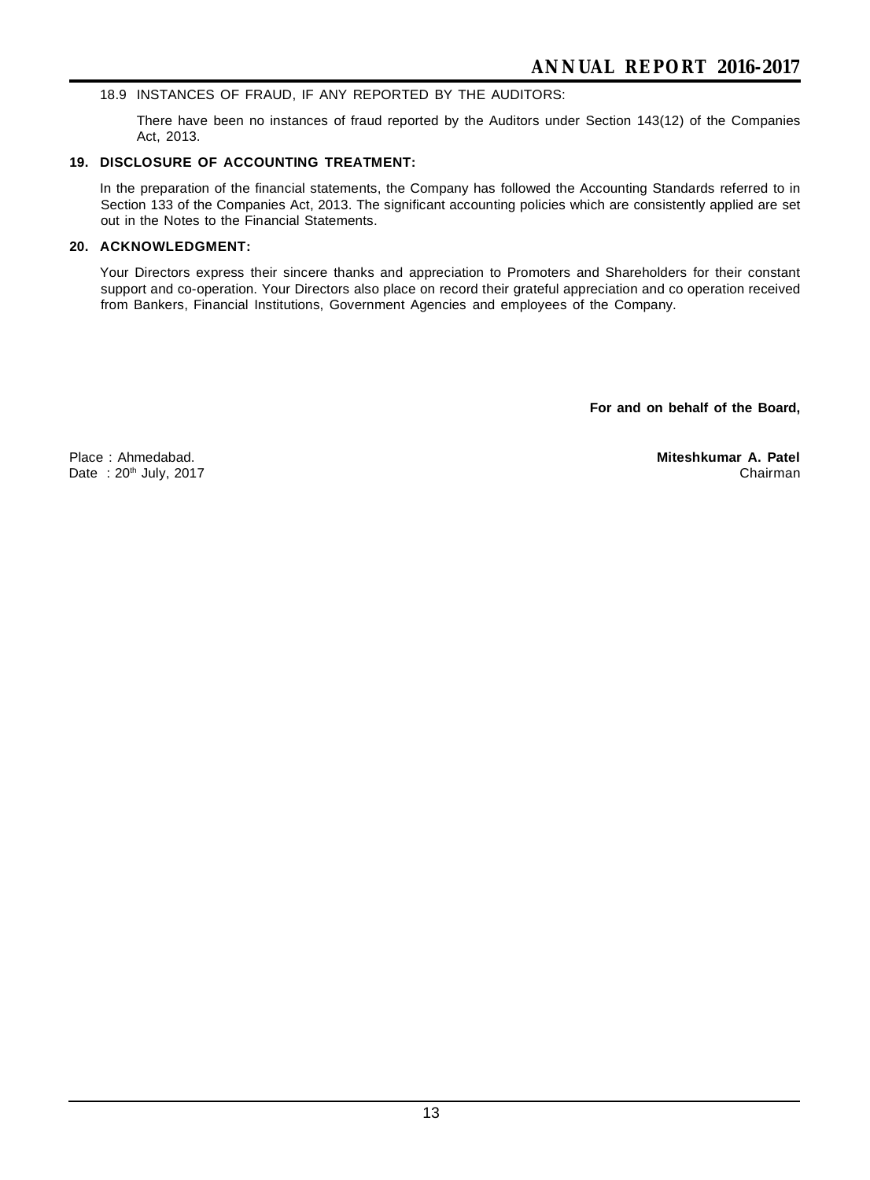18.9 INSTANCES OF FRAUD, IF ANY REPORTED BY THE AUDITORS:

There have been no instances of fraud reported by the Auditors under Section 143(12) of the Companies Act, 2013.

### 19. DISCLOSURE OF ACCOUNTING TREATMENT:

In the preparation of the financial statements, the Company has followed the Accounting Standards referred to in Section 133 of the Companies Act, 2013. The significant accounting policies which are consistently applied are set out in the Notes to the Financial Statements.

### 20. ACKNOWLEDGMENT:

Your Directors express their sincere thanks and appreciation to Promoters and Shareholders for their constant support and co-operation. Your Directors also place on record their grateful appreciation and co operation received from Bankers, Financial Institutions, Government Agencies and employees of the Company.

**For and on behalf of the Board,**

Place : Ahmedabad.
Date : 20th July, 2017

**Miteshkumar A. Patel**
Chairman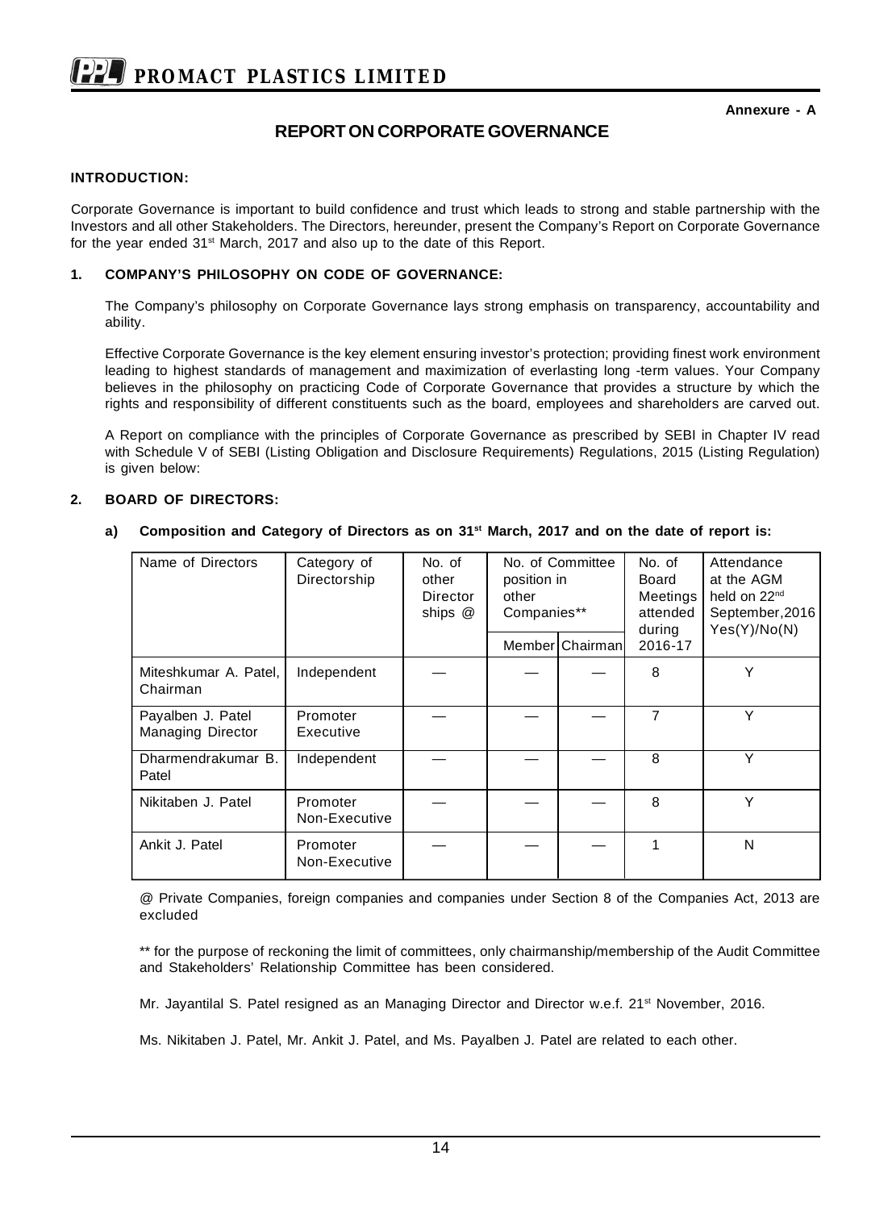Annexure - A

# REPORT ON CORPORATE GOVERNANCE

**INTRODUCTION:**

Corporate Governance is important to build confidence and trust which leads to strong and stable partnership with the Investors and all other Stakeholders. The Directors, hereunder, present the Company's Report on Corporate Governance for the year ended 31st March, 2017 and also up to the date of this Report.

**1. COMPANY'S PHILOSOPHY ON CODE OF GOVERNANCE:**

The Company's philosophy on Corporate Governance lays strong emphasis on transparency, accountability and ability.

Effective Corporate Governance is the key element ensuring investor's protection; providing finest work environment leading to highest standards of management and maximization of everlasting long -term values. Your Company believes in the philosophy on practicing Code of Corporate Governance that provides a structure by which the rights and responsibility of different constituents such as the board, employees and shareholders are carved out.

A Report on compliance with the principles of Corporate Governance as prescribed by SEBI in Chapter IV read with Schedule V of SEBI (Listing Obligation and Disclosure Requirements) Regulations, 2015 (Listing Regulation) is given below:

**2. BOARD OF DIRECTORS:**

**a) Composition and Category of Directors as on 31st March, 2017 and on the date of report is:**

| Name of Directors | Category of Directorship | No. of other Director ships @ | No. of Committee position in other Companies** | | No. of Board Meetings attended during 2016-17 | Attendance at the AGM held on 22nd September,2016 Yes(Y)/No(N) |
|---|---|---|---|---|---|---|
| | | | Member | Chairman | | |
| Miteshkumar A. Patel, Chairman | Independent | — | — | — | 8 | Y |
| Payalben J. Patel Managing Director | Promoter Executive | — | — | — | 7 | Y |
| Dharmendrakumar B. Patel | Independent | — | — | — | 8 | Y |
| Nikitaben J. Patel | Promoter Non-Executive | — | — | — | 8 | Y |
| Ankit J. Patel | Promoter Non-Executive | — | — | — | 1 | N |

@ Private Companies, foreign companies and companies under Section 8 of the Companies Act, 2013 are excluded

** for the purpose of reckoning the limit of committees, only chairmanship/membership of the Audit Committee and Stakeholders' Relationship Committee has been considered.

Mr. Jayantilal S. Patel resigned as an Managing Director and Director w.e.f. 21st November, 2016.

Ms. Nikitaben J. Patel, Mr. Ankit J. Patel, and Ms. Payalben J. Patel are related to each other.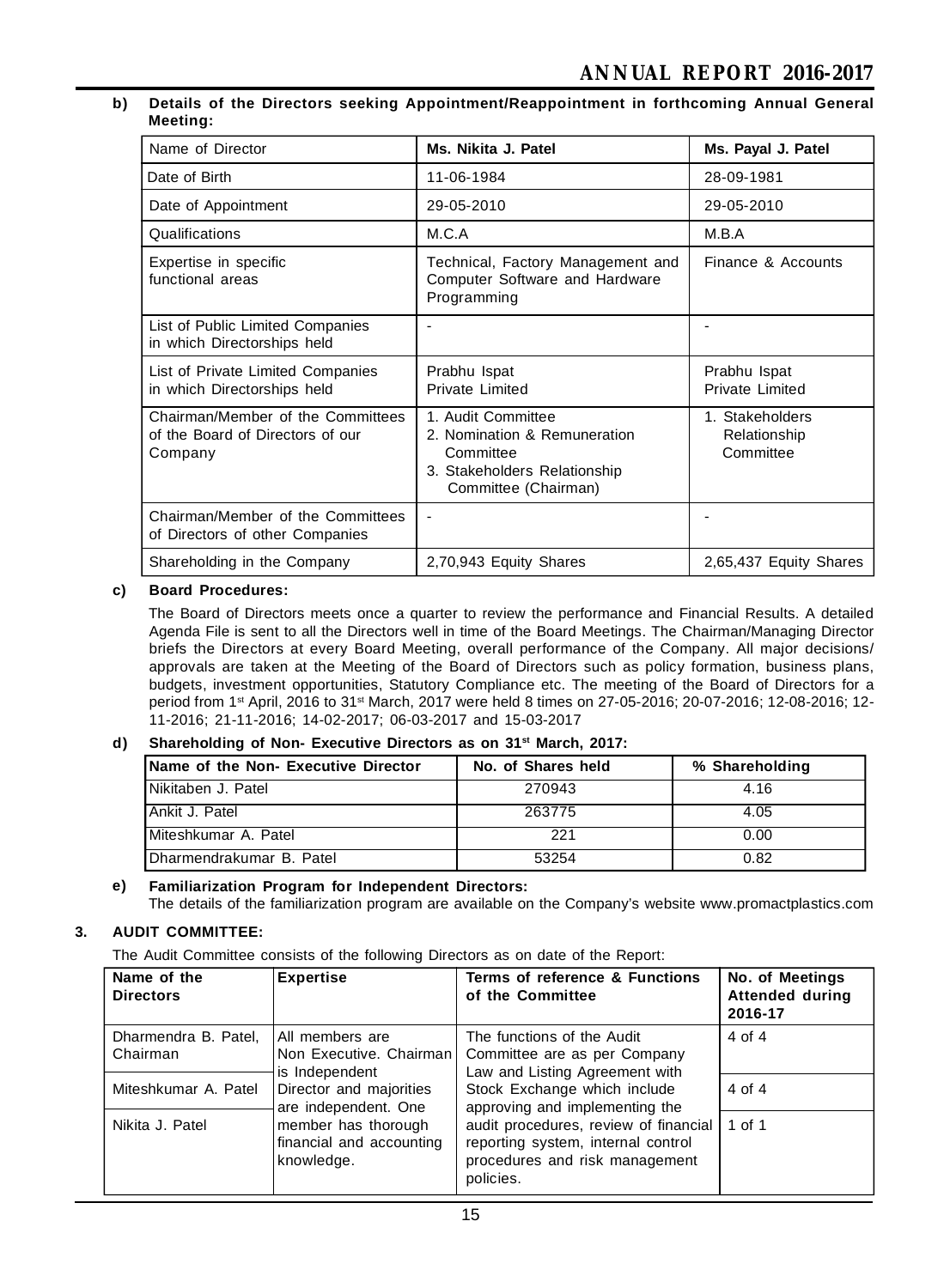**b) Details of the Directors seeking Appointment/Reappointment in forthcoming Annual General Meeting:**

| Name of Director | Ms. Nikita J. Patel | Ms. Payal J. Patel |
|---|---|---|
| Date of Birth | 11-06-1984 | 28-09-1981 |
| Date of Appointment | 29-05-2010 | 29-05-2010 |
| Qualifications | M.C.A | M.B.A |
| Expertise in specific functional areas | Technical, Factory Management and Computer Software and Hardware Programming | Finance & Accounts |
| List of Public Limited Companies in which Directorships held | - | - |
| List of Private Limited Companies in which Directorships held | Prabhu Ispat Private Limited | Prabhu Ispat Private Limited |
| Chairman/Member of the Committees of the Board of Directors of our Company | 1. Audit Committee 2. Nomination & Remuneration Committee 3. Stakeholders Relationship Committee (Chairman) | 1. Stakeholders Relationship Committee |
| Chairman/Member of the Committees of Directors of other Companies | - | - |
| Shareholding in the Company | 2,70,943 Equity Shares | 2,65,437 Equity Shares |

**c) Board Procedures:**

The Board of Directors meets once a quarter to review the performance and Financial Results. A detailed Agenda File is sent to all the Directors well in time of the Board Meetings. The Chairman/Managing Director briefs the Directors at every Board Meeting, overall performance of the Company. All major decisions/ approvals are taken at the Meeting of the Board of Directors such as policy formation, business plans, budgets, investment opportunities, Statutory Compliance etc. The meeting of the Board of Directors for a period from 1st April, 2016 to 31st March, 2017 were held 8 times on 27-05-2016; 20-07-2016; 12-08-2016; 12-11-2016; 21-11-2016; 14-02-2017; 06-03-2017 and 15-03-2017

**d) Shareholding of Non- Executive Directors as on 31st March, 2017:**

| Name of the Non- Executive Director | No. of Shares held | % Shareholding |
|---|---|---|
| Nikitaben J. Patel | 270943 | 4.16 |
| Ankit J. Patel | 263775 | 4.05 |
| Miteshkumar A. Patel | 221 | 0.00 |
| Dharmendrakumar B. Patel | 53254 | 0.82 |

**e) Familiarization Program for Independent Directors:**

The details of the familiarization program are available on the Company's website www.promactplastics.com

## 3. AUDIT COMMITTEE:

The Audit Committee consists of the following Directors as on date of the Report:

| Name of the Directors | Expertise | Terms of reference & Functions of the Committee | No. of Meetings Attended during 2016-17 |
|---|---|---|---|
| Dharmendra B. Patel, Chairman | All members are Non Executive. Chairman is Independent Director and majorities are independent. One member has thorough financial and accounting knowledge. | The functions of the Audit Committee are as per Company Law and Listing Agreement with Stock Exchange which include approving and implementing the audit procedures, review of financial reporting system, internal control procedures and risk management policies. | 4 of 4 |
| Miteshkumar A. Patel | | | 4 of 4 |
| Nikita J. Patel | | | 1 of 1 |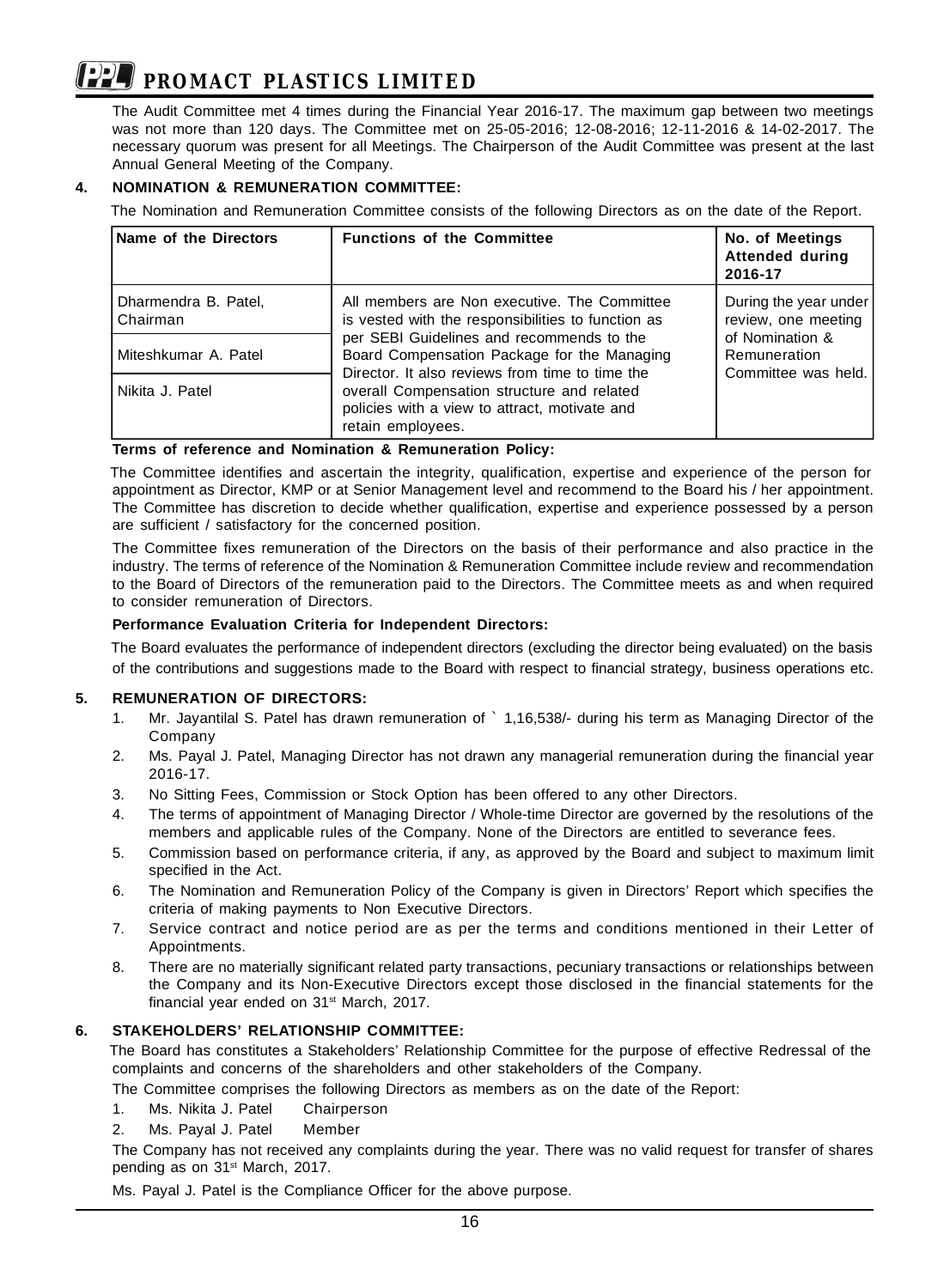The Audit Committee met 4 times during the Financial Year 2016-17. The maximum gap between two meetings was not more than 120 days. The Committee met on 25-05-2016; 12-08-2016; 12-11-2016 & 14-02-2017. The necessary quorum was present for all Meetings. The Chairperson of the Audit Committee was present at the last Annual General Meeting of the Company.

## 4. NOMINATION & REMUNERATION COMMITTEE:

The Nomination and Remuneration Committee consists of the following Directors as on the date of the Report.

| Name of the Directors | Functions of the Committee | No. of Meetings Attended during 2016-17 |
|---|---|---|
| Dharmendra B. Patel, Chairman | All members are Non executive. The Committee is vested with the responsibilities to function as per SEBI Guidelines and recommends to the Board Compensation Package for the Managing Director. It also reviews from time to time the overall Compensation structure and related policies with a view to attract, motivate and retain employees. | During the year under review, one meeting of Nomination & Remuneration Committee was held. |
| Miteshkumar A. Patel | | |
| Nikita J. Patel | | |

**Terms of reference and Nomination & Remuneration Policy:**

The Committee identifies and ascertain the integrity, qualification, expertise and experience of the person for appointment as Director, KMP or at Senior Management level and recommend to the Board his / her appointment. The Committee has discretion to decide whether qualification, expertise and experience possessed by a person are sufficient / satisfactory for the concerned position.

The Committee fixes remuneration of the Directors on the basis of their performance and also practice in the industry. The terms of reference of the Nomination & Remuneration Committee include review and recommendation to the Board of Directors of the remuneration paid to the Directors. The Committee meets as and when required to consider remuneration of Directors.

**Performance Evaluation Criteria for Independent Directors:**

The Board evaluates the performance of independent directors (excluding the director being evaluated) on the basis of the contributions and suggestions made to the Board with respect to financial strategy, business operations etc.

## 5. REMUNERATION OF DIRECTORS:

1. Mr. Jayantilal S. Patel has drawn remuneration of ` 1,16,538/- during his term as Managing Director of the Company
2. Ms. Payal J. Patel, Managing Director has not drawn any managerial remuneration during the financial year 2016-17.
3. No Sitting Fees, Commission or Stock Option has been offered to any other Directors.
4. The terms of appointment of Managing Director / Whole-time Director are governed by the resolutions of the members and applicable rules of the Company. None of the Directors are entitled to severance fees.
5. Commission based on performance criteria, if any, as approved by the Board and subject to maximum limit specified in the Act.
6. The Nomination and Remuneration Policy of the Company is given in Directors' Report which specifies the criteria of making payments to Non Executive Directors.
7. Service contract and notice period are as per the terms and conditions mentioned in their Letter of Appointments.
8. There are no materially significant related party transactions, pecuniary transactions or relationships between the Company and its Non-Executive Directors except those disclosed in the financial statements for the financial year ended on 31st March, 2017.

## 6. STAKEHOLDERS' RELATIONSHIP COMMITTEE:

The Board has constitutes a Stakeholders' Relationship Committee for the purpose of effective Redressal of the complaints and concerns of the shareholders and other stakeholders of the Company.

The Committee comprises the following Directors as members as on the date of the Report:

1. Ms. Nikita J. Patel Chairperson
2. Ms. Payal J. Patel Member

The Company has not received any complaints during the year. There was no valid request for transfer of shares pending as on 31st March, 2017.

Ms. Payal J. Patel is the Compliance Officer for the above purpose.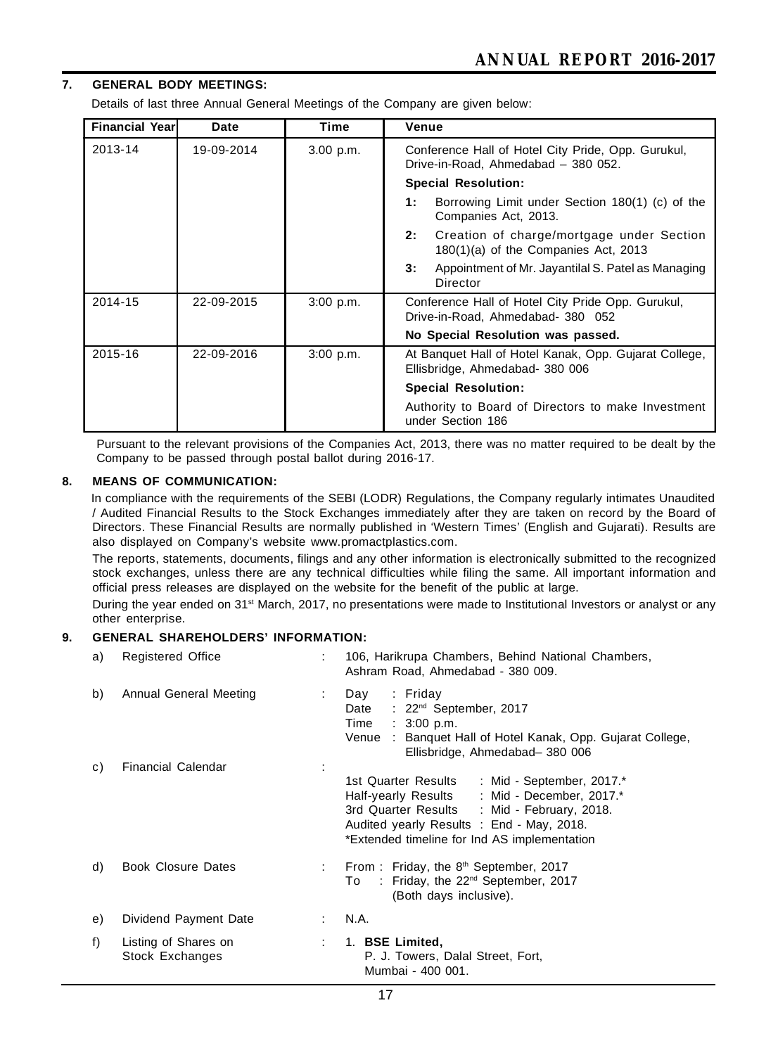## 7. GENERAL BODY MEETINGS:

Details of last three Annual General Meetings of the Company are given below:

| Financial Year | Date | Time | Venue |
|---|---|---|---|
| 2013-14 | 19-09-2014 | 3.00 p.m. | Conference Hall of Hotel City Pride, Opp. Gurukul, Drive-in-Road, Ahmedabad – 380 052. |
| | | | **Special Resolution:** |
| | | | **1:** Borrowing Limit under Section 180(1) (c) of the Companies Act, 2013. |
| | | | **2:** Creation of charge/mortgage under Section 180(1)(a) of the Companies Act, 2013 |
| | | | **3:** Appointment of Mr. Jayantilal S. Patel as Managing Director |
| 2014-15 | 22-09-2015 | 3:00 p.m. | Conference Hall of Hotel City Pride Opp. Gurukul, Drive-in-Road, Ahmedabad- 380 052 |
| | | | **No Special Resolution was passed.** |
| 2015-16 | 22-09-2016 | 3:00 p.m. | At Banquet Hall of Hotel Kanak, Opp. Gujarat College, Ellisbridge, Ahmedabad- 380 006 |
| | | | **Special Resolution:** |
| | | | Authority to Board of Directors to make Investment under Section 186 |

Pursuant to the relevant provisions of the Companies Act, 2013, there was no matter required to be dealt by the Company to be passed through postal ballot during 2016-17.

## 8. MEANS OF COMMUNICATION:

In compliance with the requirements of the SEBI (LODR) Regulations, the Company regularly intimates Unaudited / Audited Financial Results to the Stock Exchanges immediately after they are taken on record by the Board of Directors. These Financial Results are normally published in 'Western Times' (English and Gujarati). Results are also displayed on Company's website www.promactplastics.com.

The reports, statements, documents, filings and any other information is electronically submitted to the recognized stock exchanges, unless there are any technical difficulties while filing the same. All important information and official press releases are displayed on the website for the benefit of the public at large.

During the year ended on 31st March, 2017, no presentations were made to Institutional Investors or analyst or any other enterprise.

## 9. GENERAL SHAREHOLDERS' INFORMATION:

a) Registered Office : 106, Harikrupa Chambers, Behind National Chambers, Ashram Road, Ahmedabad - 380 009.

b) Annual General Meeting :
- Day : Friday
- Date : 22nd September, 2017
- Time : 3:00 p.m.
- Venue : Banquet Hall of Hotel Kanak, Opp. Gujarat College, Ellisbridge, Ahmedabad– 380 006

c) Financial Calendar :
- 1st Quarter Results : Mid - September, 2017.*
- Half-yearly Results : Mid - December, 2017.*
- 3rd Quarter Results : Mid - February, 2018.
- Audited yearly Results : End - May, 2018.

*Extended timeline for Ind AS implementation

d) Book Closure Dates :
- From : Friday, the 8th September, 2017
- To : Friday, the 22nd September, 2017 (Both days inclusive).

e) Dividend Payment Date : N.A.

f) Listing of Shares on Stock Exchanges :
1. **BSE Limited,** P. J. Towers, Dalal Street, Fort, Mumbai - 400 001.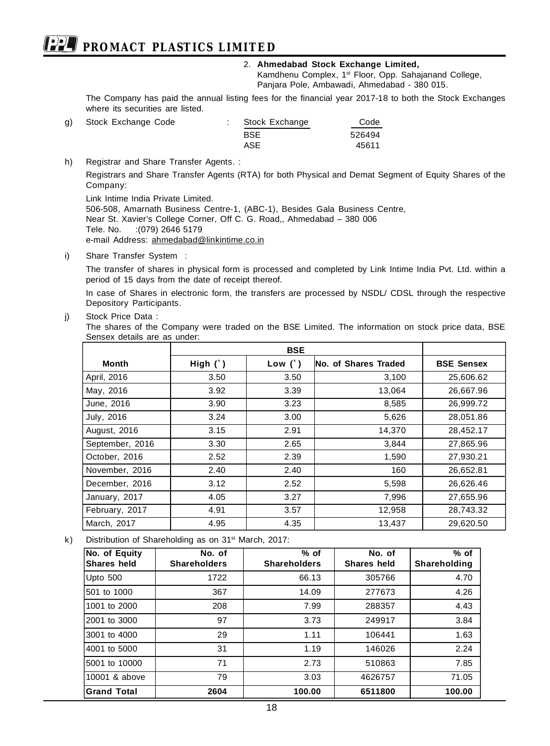2. **Ahmedabad Stock Exchange Limited,**
   Kamdhenu Complex, 1st Floor, Opp. Sahajanand College,
   Panjara Pole, Ambawadi, Ahmedabad - 380 015.

The Company has paid the annual listing fees for the financial year 2017-18 to both the Stock Exchanges where its securities are listed.

g) Stock Exchange Code :

| Stock Exchange | Code |
|---|---|
| BSE | 526494 |
| ASE | 45611 |

h) Registrar and Share Transfer Agents. :

Registrars and Share Transfer Agents (RTA) for both Physical and Demat Segment of Equity Shares of the Company:

Link Intime India Private Limited.
506-508, Amarnath Business Centre-1, (ABC-1), Besides Gala Business Centre,
Near St. Xavier's College Corner, Off C. G. Road,, Ahmedabad – 380 006
Tele. No. :(079) 2646 5179
e-mail Address: ahmedabad@linkintime.co.in

i) Share Transfer System :

The transfer of shares in physical form is processed and completed by Link Intime India Pvt. Ltd. within a period of 15 days from the date of receipt thereof.

In case of Shares in electronic form, the transfers are processed by NSDL/ CDSL through the respective Depository Participants.

j) Stock Price Data :

The shares of the Company were traded on the BSE Limited. The information on stock price data, BSE Sensex details are as under:

| | BSE | | | |
|---|---|---|---|---|
| **Month** | **High (`)** | **Low (`)** | **No. of Shares Traded** | **BSE Sensex** |
| April, 2016 | 3.50 | 3.50 | 3,100 | 25,606.62 |
| May, 2016 | 3.92 | 3.39 | 13,064 | 26,667.96 |
| June, 2016 | 3.90 | 3.23 | 8,585 | 26,999.72 |
| July, 2016 | 3.24 | 3.00 | 5,626 | 28,051.86 |
| August, 2016 | 3.15 | 2.91 | 14,370 | 28,452.17 |
| September, 2016 | 3.30 | 2.65 | 3,844 | 27,865.96 |
| October, 2016 | 2.52 | 2.39 | 1,590 | 27,930.21 |
| November, 2016 | 2.40 | 2.40 | 160 | 26,652.81 |
| December, 2016 | 3.12 | 2.52 | 5,598 | 26,626.46 |
| January, 2017 | 4.05 | 3.27 | 7,996 | 27,655.96 |
| February, 2017 | 4.91 | 3.57 | 12,958 | 28,743.32 |
| March, 2017 | 4.95 | 4.35 | 13,437 | 29,620.50 |

k) Distribution of Shareholding as on 31st March, 2017:

| No. of Equity Shares held | No. of Shareholders | % of Shareholders | No. of Shares held | % of Shareholding |
|---|---|---|---|---|
| Upto 500 | 1722 | 66.13 | 305766 | 4.70 |
| 501 to 1000 | 367 | 14.09 | 277673 | 4.26 |
| 1001 to 2000 | 208 | 7.99 | 288357 | 4.43 |
| 2001 to 3000 | 97 | 3.73 | 249917 | 3.84 |
| 3001 to 4000 | 29 | 1.11 | 106441 | 1.63 |
| 4001 to 5000 | 31 | 1.19 | 146026 | 2.24 |
| 5001 to 10000 | 71 | 2.73 | 510863 | 7.85 |
| 10001 & above | 79 | 3.03 | 4626757 | 71.05 |
| **Grand Total** | **2604** | **100.00** | **6511800** | **100.00** |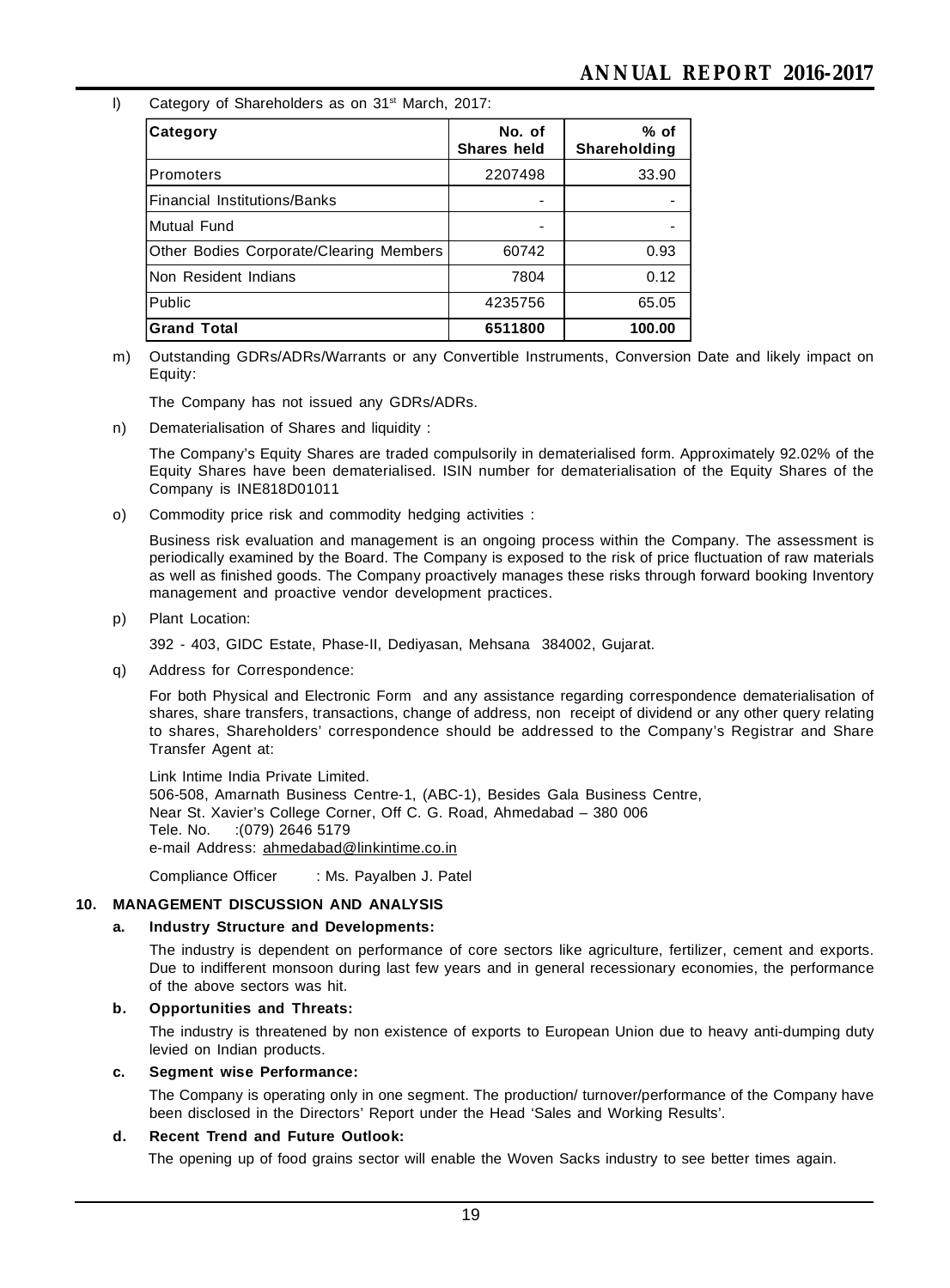l) Category of Shareholders as on 31st March, 2017:

| Category | No. of Shares held | % of Shareholding |
|---|---|---|
| Promoters | 2207498 | 33.90 |
| Financial Institutions/Banks | - | - |
| Mutual Fund | - | - |
| Other Bodies Corporate/Clearing Members | 60742 | 0.93 |
| Non Resident Indians | 7804 | 0.12 |
| Public | 4235756 | 65.05 |
| **Grand Total** | **6511800** | **100.00** |

m) Outstanding GDRs/ADRs/Warrants or any Convertible Instruments, Conversion Date and likely impact on Equity:

The Company has not issued any GDRs/ADRs.

n) Dematerialisation of Shares and liquidity :

The Company's Equity Shares are traded compulsorily in dematerialised form. Approximately 92.02% of the Equity Shares have been dematerialised. ISIN number for dematerialisation of the Equity Shares of the Company is INE818D01011

o) Commodity price risk and commodity hedging activities :

Business risk evaluation and management is an ongoing process within the Company. The assessment is periodically examined by the Board. The Company is exposed to the risk of price fluctuation of raw materials as well as finished goods. The Company proactively manages these risks through forward booking Inventory management and proactive vendor development practices.

p) Plant Location:

392 - 403, GIDC Estate, Phase-II, Dediyasan, Mehsana 384002, Gujarat.

q) Address for Correspondence:

For both Physical and Electronic Form and any assistance regarding correspondence dematerialisation of shares, share transfers, transactions, change of address, non receipt of dividend or any other query relating to shares, Shareholders' correspondence should be addressed to the Company's Registrar and Share Transfer Agent at:

Link Intime India Private Limited.
506-508, Amarnath Business Centre-1, (ABC-1), Besides Gala Business Centre,
Near St. Xavier's College Corner, Off C. G. Road, Ahmedabad – 380 006
Tele. No. :(079) 2646 5179
e-mail Address: ahmedabad@linkintime.co.in

Compliance Officer : Ms. Payalben J. Patel

## 10. MANAGEMENT DISCUSSION AND ANALYSIS

### a. Industry Structure and Developments:

The industry is dependent on performance of core sectors like agriculture, fertilizer, cement and exports. Due to indifferent monsoon during last few years and in general recessionary economies, the performance of the above sectors was hit.

### b. Opportunities and Threats:

The industry is threatened by non existence of exports to European Union due to heavy anti-dumping duty levied on Indian products.

### c. Segment wise Performance:

The Company is operating only in one segment. The production/ turnover/performance of the Company have been disclosed in the Directors' Report under the Head 'Sales and Working Results'.

### d. Recent Trend and Future Outlook:

The opening up of food grains sector will enable the Woven Sacks industry to see better times again.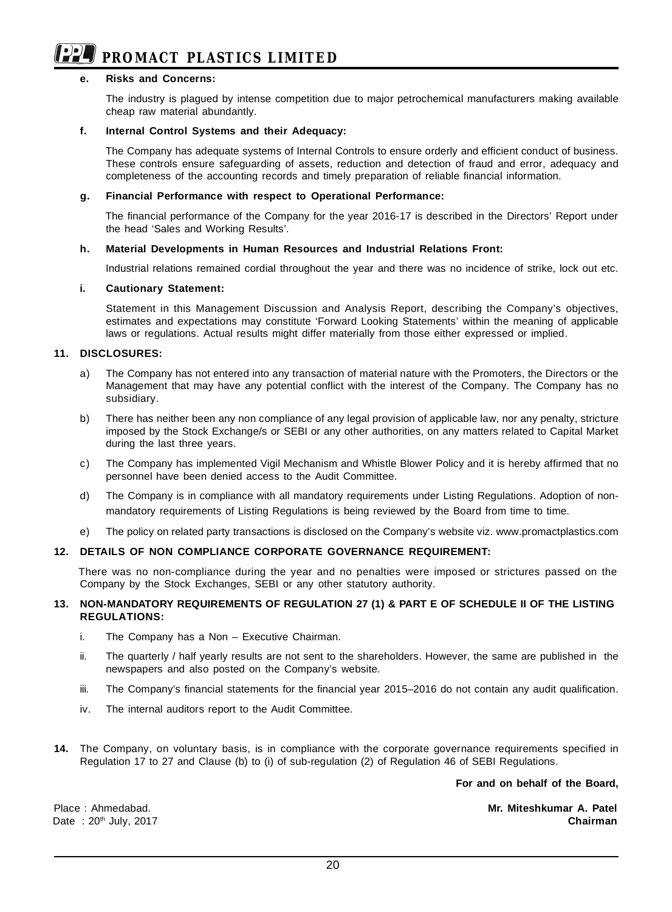**e. Risks and Concerns:**

The industry is plagued by intense competition due to major petrochemical manufacturers making available cheap raw material abundantly.

**f. Internal Control Systems and their Adequacy:**

The Company has adequate systems of Internal Controls to ensure orderly and efficient conduct of business. These controls ensure safeguarding of assets, reduction and detection of fraud and error, adequacy and completeness of the accounting records and timely preparation of reliable financial information.

**g. Financial Performance with respect to Operational Performance:**

The financial performance of the Company for the year 2016-17 is described in the Directors' Report under the head 'Sales and Working Results'.

**h. Material Developments in Human Resources and Industrial Relations Front:**

Industrial relations remained cordial throughout the year and there was no incidence of strike, lock out etc.

**i. Cautionary Statement:**

Statement in this Management Discussion and Analysis Report, describing the Company's objectives, estimates and expectations may constitute 'Forward Looking Statements' within the meaning of applicable laws or regulations. Actual results might differ materially from those either expressed or implied.

**11. DISCLOSURES:**

a) The Company has not entered into any transaction of material nature with the Promoters, the Directors or the Management that may have any potential conflict with the interest of the Company. The Company has no subsidiary.

b) There has neither been any non compliance of any legal provision of applicable law, nor any penalty, stricture imposed by the Stock Exchange/s or SEBI or any other authorities, on any matters related to Capital Market during the last three years.

c) The Company has implemented Vigil Mechanism and Whistle Blower Policy and it is hereby affirmed that no personnel have been denied access to the Audit Committee.

d) The Company is in compliance with all mandatory requirements under Listing Regulations. Adoption of non-mandatory requirements of Listing Regulations is being reviewed by the Board from time to time.

e) The policy on related party transactions is disclosed on the Company's website viz. www.promactplastics.com

**12. DETAILS OF NON COMPLIANCE CORPORATE GOVERNANCE REQUIREMENT:**

There was no non-compliance during the year and no penalties were imposed or strictures passed on the Company by the Stock Exchanges, SEBI or any other statutory authority.

**13. NON-MANDATORY REQUIREMENTS OF REGULATION 27 (1) & PART E OF SCHEDULE II OF THE LISTING REGULATIONS:**

i. The Company has a Non – Executive Chairman.

ii. The quarterly / half yearly results are not sent to the shareholders. However, the same are published in the newspapers and also posted on the Company's website.

iii. The Company's financial statements for the financial year 2015–2016 do not contain any audit qualification.

iv. The internal auditors report to the Audit Committee.

**14.** The Company, on voluntary basis, is in compliance with the corporate governance requirements specified in Regulation 17 to 27 and Clause (b) to (i) of sub-regulation (2) of Regulation 46 of SEBI Regulations.

**For and on behalf of the Board,**

Place : Ahmedabad.
Date : 20th July, 2017

**Mr. Miteshkumar A. Patel**
**Chairman**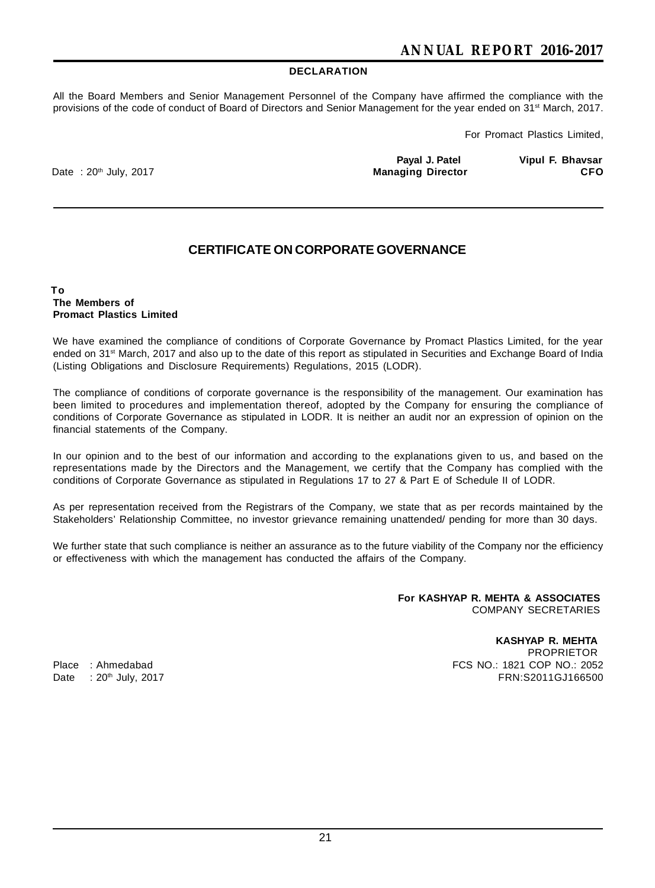## DECLARATION

All the Board Members and Senior Management Personnel of the Company have affirmed the compliance with the provisions of the code of conduct of Board of Directors and Senior Management for the year ended on 31st March, 2017.

For Promact Plastics Limited,

Date : 20th July, 2017

**Payal J. Patel**
**Managing Director**

**Vipul F. Bhavsar**
**CFO**

---

## CERTIFICATE ON CORPORATE GOVERNANCE

**To**
**The Members of**
**Promact Plastics Limited**

We have examined the compliance of conditions of Corporate Governance by Promact Plastics Limited, for the year ended on 31st March, 2017 and also up to the date of this report as stipulated in Securities and Exchange Board of India (Listing Obligations and Disclosure Requirements) Regulations, 2015 (LODR).

The compliance of conditions of corporate governance is the responsibility of the management. Our examination has been limited to procedures and implementation thereof, adopted by the Company for ensuring the compliance of conditions of Corporate Governance as stipulated in LODR. It is neither an audit nor an expression of opinion on the financial statements of the Company.

In our opinion and to the best of our information and according to the explanations given to us, and based on the representations made by the Directors and the Management, we certify that the Company has complied with the conditions of Corporate Governance as stipulated in Regulations 17 to 27 & Part E of Schedule II of LODR.

As per representation received from the Registrars of the Company, we state that as per records maintained by the Stakeholders' Relationship Committee, no investor grievance remaining unattended/ pending for more than 30 days.

We further state that such compliance is neither an assurance as to the future viability of the Company nor the efficiency or effectiveness with which the management has conducted the affairs of the Company.

**For KASHYAP R. MEHTA & ASSOCIATES**
COMPANY SECRETARIES

**KASHYAP R. MEHTA**
PROPRIETOR
FCS NO.: 1821 COP NO.: 2052
FRN:S2011GJ166500

Place : Ahmedabad
Date : 20th July, 2017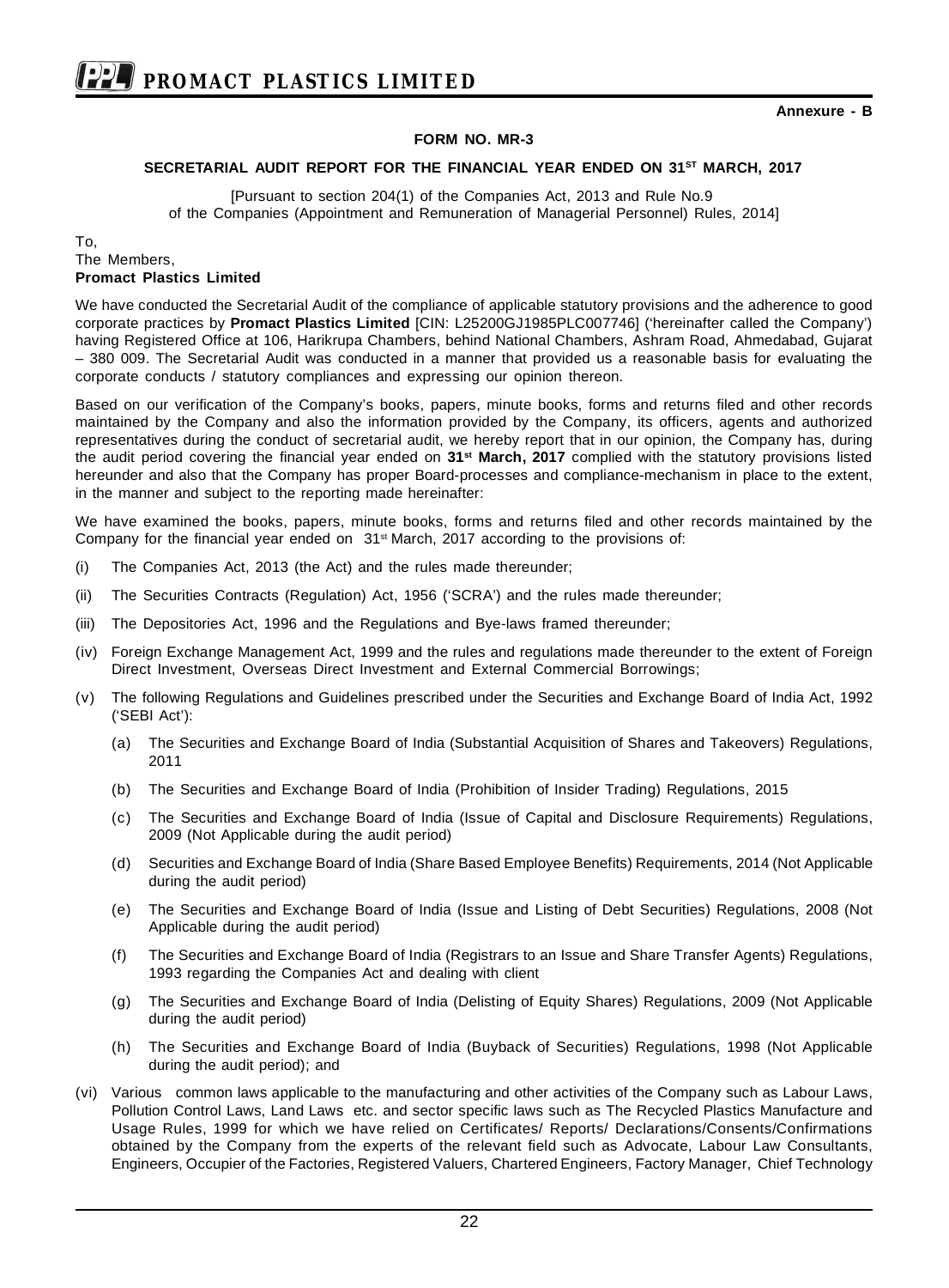**Annexure - B**

**FORM NO. MR-3**

**SECRETARIAL AUDIT REPORT FOR THE FINANCIAL YEAR ENDED ON 31ST MARCH, 2017**

[Pursuant to section 204(1) of the Companies Act, 2013 and Rule No.9 of the Companies (Appointment and Remuneration of Managerial Personnel) Rules, 2014]

To,
The Members,
**Promact Plastics Limited**

We have conducted the Secretarial Audit of the compliance of applicable statutory provisions and the adherence to good corporate practices by **Promact Plastics Limited** [CIN: L25200GJ1985PLC007746] ('hereinafter called the Company') having Registered Office at 106, Harikrupa Chambers, behind National Chambers, Ashram Road, Ahmedabad, Gujarat – 380 009. The Secretarial Audit was conducted in a manner that provided us a reasonable basis for evaluating the corporate conducts / statutory compliances and expressing our opinion thereon.

Based on our verification of the Company's books, papers, minute books, forms and returns filed and other records maintained by the Company and also the information provided by the Company, its officers, agents and authorized representatives during the conduct of secretarial audit, we hereby report that in our opinion, the Company has, during the audit period covering the financial year ended on **31st March, 2017** complied with the statutory provisions listed hereunder and also that the Company has proper Board-processes and compliance-mechanism in place to the extent, in the manner and subject to the reporting made hereinafter:

We have examined the books, papers, minute books, forms and returns filed and other records maintained by the Company for the financial year ended on 31st March, 2017 according to the provisions of:

(i) The Companies Act, 2013 (the Act) and the rules made thereunder;

(ii) The Securities Contracts (Regulation) Act, 1956 ('SCRA') and the rules made thereunder;

(iii) The Depositories Act, 1996 and the Regulations and Bye-laws framed thereunder;

(iv) Foreign Exchange Management Act, 1999 and the rules and regulations made thereunder to the extent of Foreign Direct Investment, Overseas Direct Investment and External Commercial Borrowings;

(v) The following Regulations and Guidelines prescribed under the Securities and Exchange Board of India Act, 1992 ('SEBI Act'):

  (a) The Securities and Exchange Board of India (Substantial Acquisition of Shares and Takeovers) Regulations, 2011

  (b) The Securities and Exchange Board of India (Prohibition of Insider Trading) Regulations, 2015

  (c) The Securities and Exchange Board of India (Issue of Capital and Disclosure Requirements) Regulations, 2009 (Not Applicable during the audit period)

  (d) Securities and Exchange Board of India (Share Based Employee Benefits) Requirements, 2014 (Not Applicable during the audit period)

  (e) The Securities and Exchange Board of India (Issue and Listing of Debt Securities) Regulations, 2008 (Not Applicable during the audit period)

  (f) The Securities and Exchange Board of India (Registrars to an Issue and Share Transfer Agents) Regulations, 1993 regarding the Companies Act and dealing with client

  (g) The Securities and Exchange Board of India (Delisting of Equity Shares) Regulations, 2009 (Not Applicable during the audit period)

  (h) The Securities and Exchange Board of India (Buyback of Securities) Regulations, 1998 (Not Applicable during the audit period); and

(vi) Various common laws applicable to the manufacturing and other activities of the Company such as Labour Laws, Pollution Control Laws, Land Laws etc. and sector specific laws such as The Recycled Plastics Manufacture and Usage Rules, 1999 for which we have relied on Certificates/ Reports/ Declarations/Consents/Confirmations obtained by the Company from the experts of the relevant field such as Advocate, Labour Law Consultants, Engineers, Occupier of the Factories, Registered Valuers, Chartered Engineers, Factory Manager, Chief Technology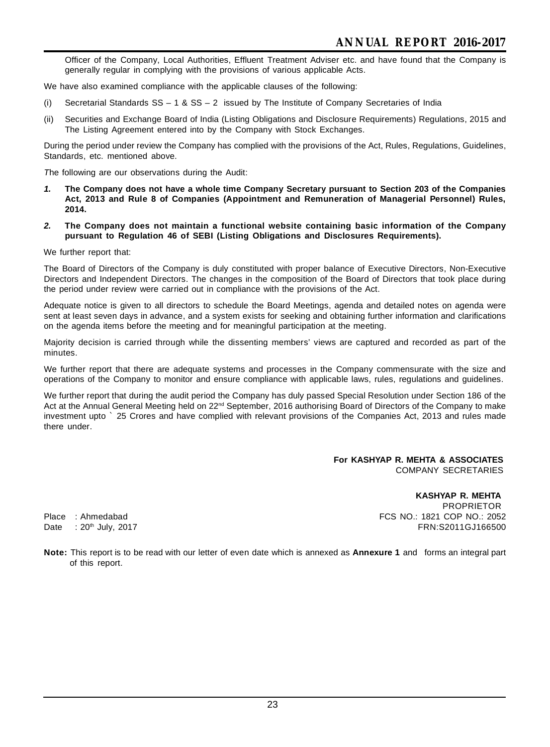Officer of the Company, Local Authorities, Effluent Treatment Adviser etc. and have found that the Company is generally regular in complying with the provisions of various applicable Acts.

We have also examined compliance with the applicable clauses of the following:

(i) Secretarial Standards SS – 1 & SS – 2 issued by The Institute of Company Secretaries of India

(ii) Securities and Exchange Board of India (Listing Obligations and Disclosure Requirements) Regulations, 2015 and The Listing Agreement entered into by the Company with Stock Exchanges.

During the period under review the Company has complied with the provisions of the Act, Rules, Regulations, Guidelines, Standards, etc. mentioned above.

*T*he following are our observations during the Audit:

***1.*** **The Company does not have a whole time Company Secretary pursuant to Section 203 of the Companies Act, 2013 and Rule 8 of Companies (Appointment and Remuneration of Managerial Personnel) Rules, 2014.**

***2.*** **The Company does not maintain a functional website containing basic information of the Company pursuant to Regulation 46 of SEBI (Listing Obligations and Disclosures Requirements).**

We further report that:

The Board of Directors of the Company is duly constituted with proper balance of Executive Directors, Non-Executive Directors and Independent Directors. The changes in the composition of the Board of Directors that took place during the period under review were carried out in compliance with the provisions of the Act.

Adequate notice is given to all directors to schedule the Board Meetings, agenda and detailed notes on agenda were sent at least seven days in advance, and a system exists for seeking and obtaining further information and clarifications on the agenda items before the meeting and for meaningful participation at the meeting.

Majority decision is carried through while the dissenting members' views are captured and recorded as part of the minutes.

We further report that there are adequate systems and processes in the Company commensurate with the size and operations of the Company to monitor and ensure compliance with applicable laws, rules, regulations and guidelines.

We further report that during the audit period the Company has duly passed Special Resolution under Section 186 of the Act at the Annual General Meeting held on 22nd September, 2016 authorising Board of Directors of the Company to make investment upto ` 25 Crores and have complied with relevant provisions of the Companies Act, 2013 and rules made there under.

**For KASHYAP R. MEHTA & ASSOCIATES**
COMPANY SECRETARIES

**KASHYAP R. MEHTA**
PROPRIETOR
FCS NO.: 1821 COP NO.: 2052
FRN:S2011GJ166500

Place : Ahmedabad
Date : 20th July, 2017

**Note:** This report is to be read with our letter of even date which is annexed as **Annexure 1** and forms an integral part of this report.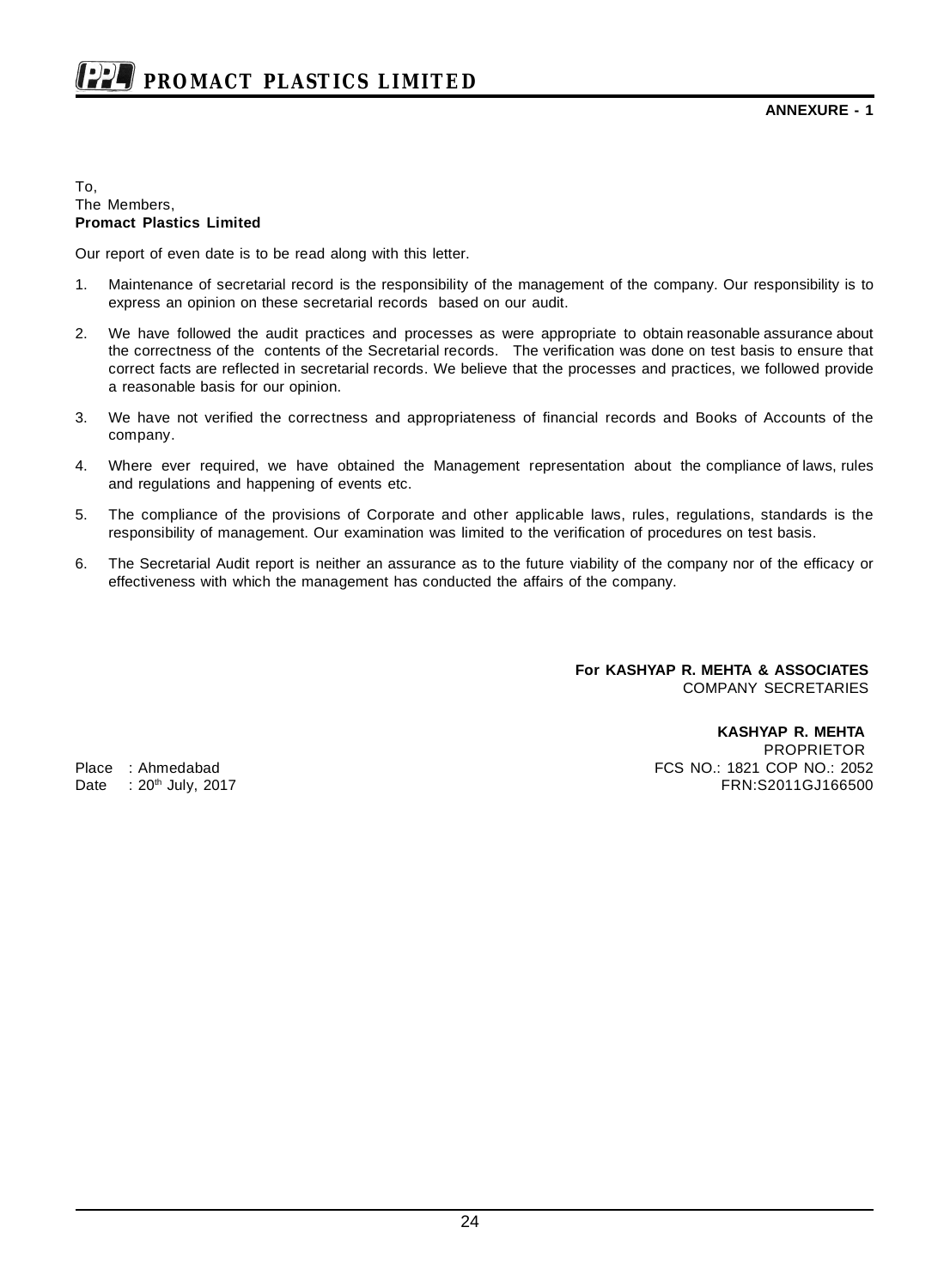**ANNEXURE - 1**

To,
The Members,
**Promact Plastics Limited**

Our report of even date is to be read along with this letter.

1. Maintenance of secretarial record is the responsibility of the management of the company. Our responsibility is to express an opinion on these secretarial records based on our audit.
2. We have followed the audit practices and processes as were appropriate to obtain reasonable assurance about the correctness of the contents of the Secretarial records. The verification was done on test basis to ensure that correct facts are reflected in secretarial records. We believe that the processes and practices, we followed provide a reasonable basis for our opinion.
3. We have not verified the correctness and appropriateness of financial records and Books of Accounts of the company.
4. Where ever required, we have obtained the Management representation about the compliance of laws, rules and regulations and happening of events etc.
5. The compliance of the provisions of Corporate and other applicable laws, rules, regulations, standards is the responsibility of management. Our examination was limited to the verification of procedures on test basis.
6. The Secretarial Audit report is neither an assurance as to the future viability of the company nor of the efficacy or effectiveness with which the management has conducted the affairs of the company.

**For KASHYAP R. MEHTA & ASSOCIATES**
COMPANY SECRETARIES

**KASHYAP R. MEHTA**
PROPRIETOR
FCS NO.: 1821 COP NO.: 2052
FRN:S2011GJ166500

Place : Ahmedabad
Date : 20th July, 2017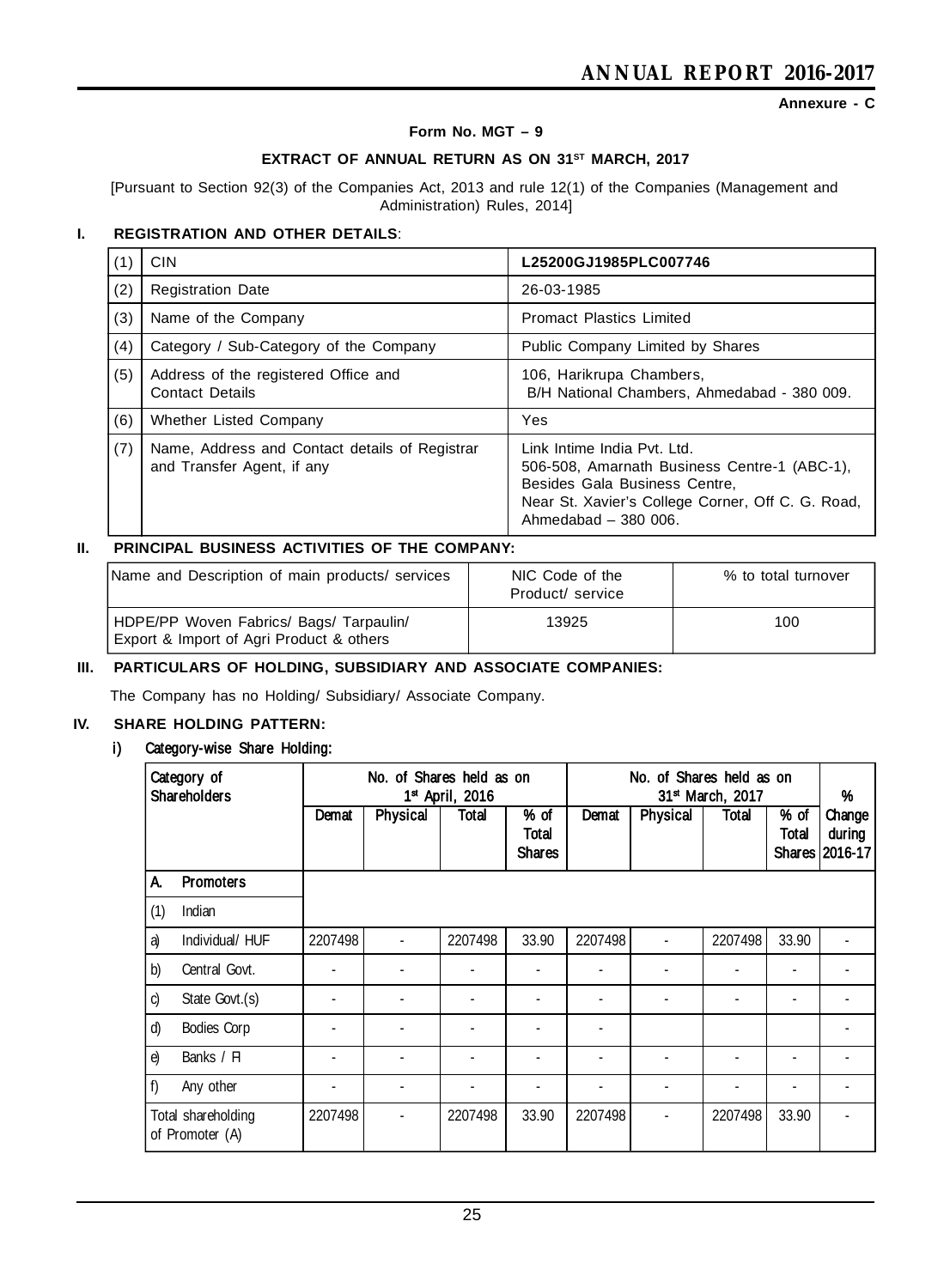Annexure - C

## Form No. MGT – 9

### EXTRACT OF ANNUAL RETURN AS ON 31ST MARCH, 2017

[Pursuant to Section 92(3) of the Companies Act, 2013 and rule 12(1) of the Companies (Management and Administration) Rules, 2014]

### I. REGISTRATION AND OTHER DETAILS:

| | | |
|---|---|---|
| (1) | CIN | **L25200GJ1985PLC007746** |
| (2) | Registration Date | 26-03-1985 |
| (3) | Name of the Company | Promact Plastics Limited |
| (4) | Category / Sub-Category of the Company | Public Company Limited by Shares |
| (5) | Address of the registered Office and Contact Details | 106, Harikrupa Chambers, B/H National Chambers, Ahmedabad - 380 009. |
| (6) | Whether Listed Company | Yes |
| (7) | Name, Address and Contact details of Registrar and Transfer Agent, if any | Link Intime India Pvt. Ltd. 506-508, Amarnath Business Centre-1 (ABC-1), Besides Gala Business Centre, Near St. Xavier's College Corner, Off C. G. Road, Ahmedabad – 380 006. |

### II. PRINCIPAL BUSINESS ACTIVITIES OF THE COMPANY:

| Name and Description of main products/ services | NIC Code of the Product/ service | % to total turnover |
|---|---|---|
| HDPE/PP Woven Fabrics/ Bags/ Tarpaulin/ Export & Import of Agri Product & others | 13925 | 100 |

### III. PARTICULARS OF HOLDING, SUBSIDIARY AND ASSOCIATE COMPANIES:

The Company has no Holding/ Subsidiary/ Associate Company.

### IV. SHARE HOLDING PATTERN:

#### i) Category-wise Share Holding:

| Category of Shareholders | No. of Shares held as on 1st April, 2016 | | | | No. of Shares held as on 31st March, 2017 | | | | % Change during 2016-17 |
|---|---|---|---|---|---|---|---|---|---|
| | Demat | Physical | Total | % of Total Shares | Demat | Physical | Total | % of Total Shares | |
| **A. Promoters** | | | | | | | | | |
| (1) Indian | | | | | | | | | |
| a) Individual/ HUF | 2207498 | - | 2207498 | 33.90 | 2207498 | - | 2207498 | 33.90 | - |
| b) Central Govt. | - | - | - | - | - | - | - | - | - |
| c) State Govt.(s) | - | - | - | - | - | - | - | - | - |
| d) Bodies Corp | - | - | - | - | - | | | | - |
| e) Banks / FI | - | - | - | - | - | - | - | - | - |
| f) Any other | - | - | - | - | - | - | - | - | - |
| Total shareholding of Promoter (A) | 2207498 | - | 2207498 | 33.90 | 2207498 | - | 2207498 | 33.90 | - |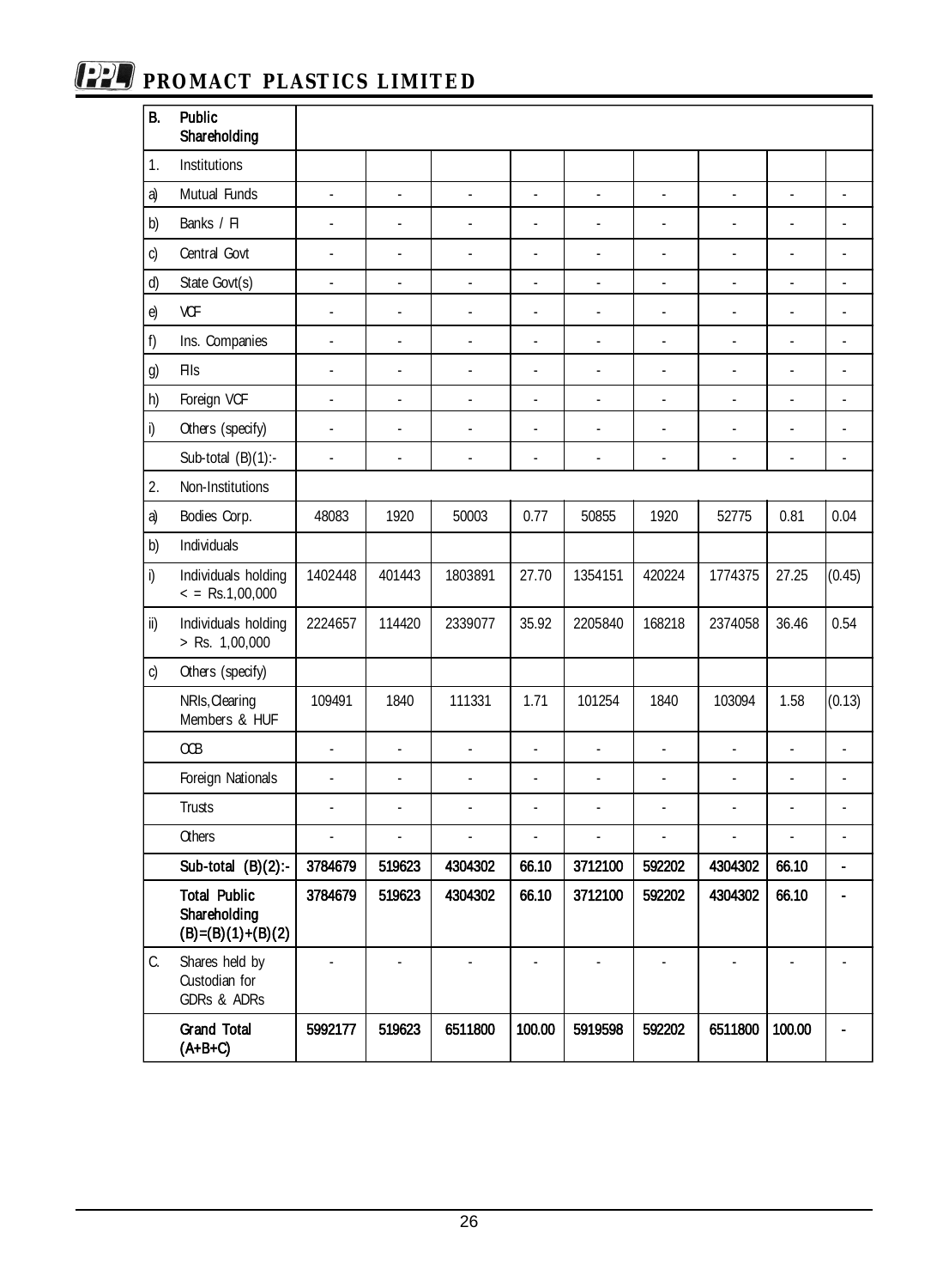| B. | Public Shareholding | | | | | | | | | |
|---|---|---|---|---|---|---|---|---|---|---|
| 1. | Institutions | | | | | | | | | |
| a) | Mutual Funds | - | - | - | - | - | - | - | - | - |
| b) | Banks / FI | - | - | - | - | - | - | - | - | - |
| c) | Central Govt | - | - | - | - | - | - | - | - | - |
| d) | State Govt(s) | - | - | - | - | - | - | - | - | - |
| e) | VCF | - | - | - | - | - | - | - | - | - |
| f) | Ins. Companies | - | - | - | - | - | - | - | - | - |
| g) | FIIs | - | - | - | - | - | - | - | - | - |
| h) | Foreign VCF | - | - | - | - | - | - | - | - | - |
| i) | Others (specify) | - | - | - | - | - | - | - | - | - |
| | Sub-total (B)(1):- | - | - | - | - | - | - | - | - | - |
| 2. | Non-Institutions | | | | | | | | | |
| a) | Bodies Corp. | 48083 | 1920 | 50003 | 0.77 | 50855 | 1920 | 52775 | 0.81 | 0.04 |
| b) | Individuals | | | | | | | | | |
| i) | Individuals holding < = Rs.1,00,000 | 1402448 | 401443 | 1803891 | 27.70 | 1354151 | 420224 | 1774375 | 27.25 | (0.45) |
| ii) | Individuals holding > Rs. 1,00,000 | 2224657 | 114420 | 2339077 | 35.92 | 2205840 | 168218 | 2374058 | 36.46 | 0.54 |
| c) | Others (specify) | | | | | | | | | |
| | NRIs, Clearing Members & HUF | 109491 | 1840 | 111331 | 1.71 | 101254 | 1840 | 103094 | 1.58 | (0.13) |
| | OCB | - | - | - | - | - | - | - | - | - |
| | Foreign Nationals | - | - | - | - | - | - | - | - | - |
| | Trusts | - | - | - | - | - | - | - | - | - |
| | Others | - | - | - | - | - | - | - | - | - |
| | **Sub-total (B)(2):-** | **3784679** | **519623** | **4304302** | **66.10** | **3712100** | **592202** | **4304302** | **66.10** | **-** |
| | **Total Public Shareholding (B)=(B)(1)+(B)(2)** | **3784679** | **519623** | **4304302** | **66.10** | **3712100** | **592202** | **4304302** | **66.10** | **-** |
| C. | Shares held by Custodian for GDRs & ADRs | - | - | - | - | - | - | - | - | - |
| | **Grand Total (A+B+C)** | **5992177** | **519623** | **6511800** | **100.00** | **5919598** | **592202** | **6511800** | **100.00** | **-** |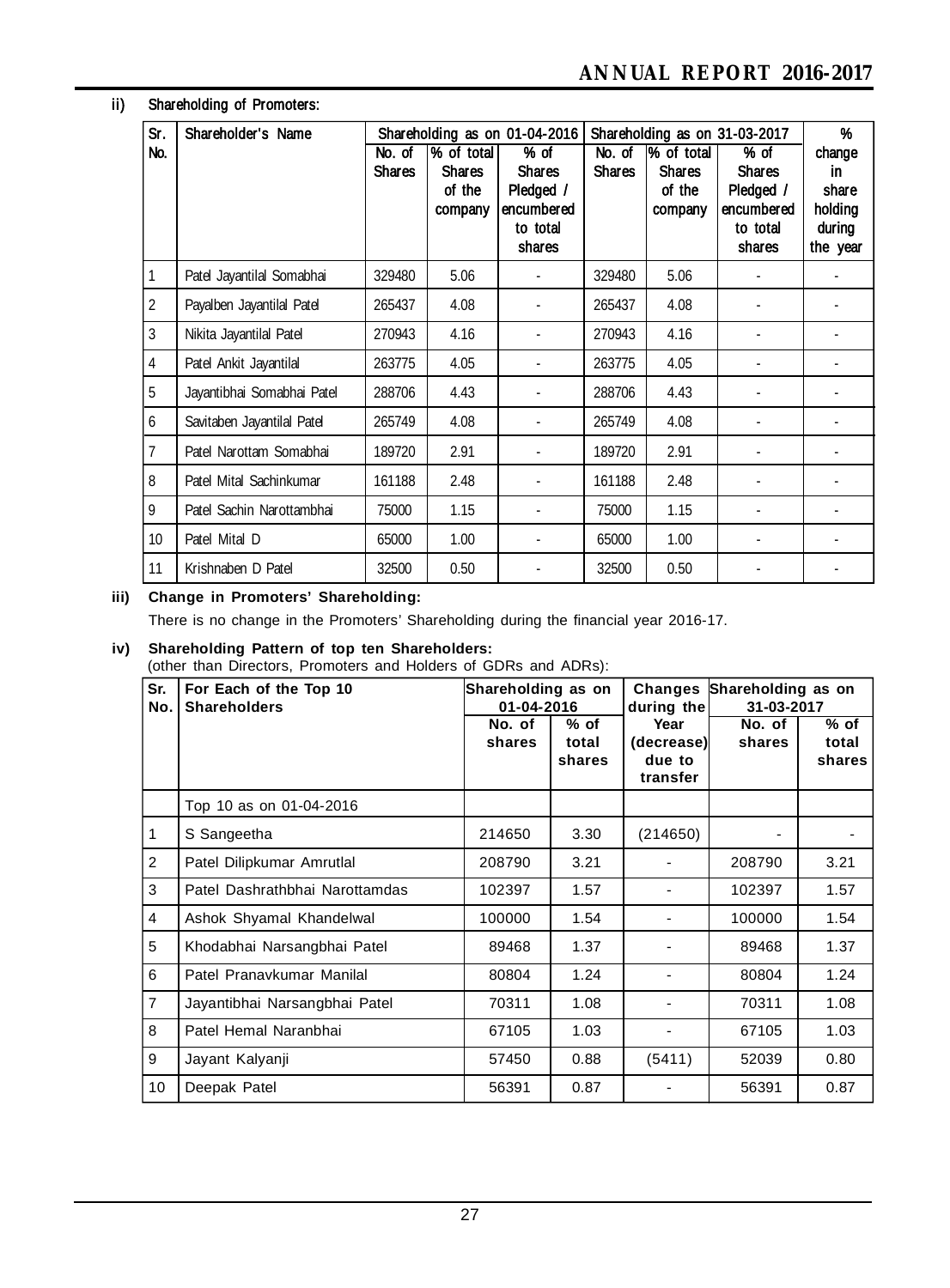## ii) Shareholding of Promoters:

| Sr. No. | Shareholder's Name | Shareholding as on 01-04-2016 | | | Shareholding as on 31-03-2017 | | | % change in share holding during the year |
|---|---|---|---|---|---|---|---|---|
| | | No. of Shares | % of total Shares of the company | % of Shares Pledged / encumbered to total shares | No. of Shares | % of total Shares of the company | % of Shares Pledged / encumbered to total shares | |
| 1 | Patel Jayantilal Somabhai | 329480 | 5.06 | - | 329480 | 5.06 | - | - |
| 2 | Payalben Jayantilal Patel | 265437 | 4.08 | - | 265437 | 4.08 | - | - |
| 3 | Nikita Jayantilal Patel | 270943 | 4.16 | - | 270943 | 4.16 | - | - |
| 4 | Patel Ankit Jayantilal | 263775 | 4.05 | - | 263775 | 4.05 | - | - |
| 5 | Jayantibhai Somabhai Patel | 288706 | 4.43 | - | 288706 | 4.43 | - | - |
| 6 | Savitaben Jayantilal Patel | 265749 | 4.08 | - | 265749 | 4.08 | - | - |
| 7 | Patel Narottam Somabhai | 189720 | 2.91 | - | 189720 | 2.91 | - | - |
| 8 | Patel Mital Sachinkumar | 161188 | 2.48 | - | 161188 | 2.48 | - | - |
| 9 | Patel Sachin Narottambhai | 75000 | 1.15 | - | 75000 | 1.15 | - | - |
| 10 | Patel Mital D | 65000 | 1.00 | - | 65000 | 1.00 | - | - |
| 11 | Krishnaben D Patel | 32500 | 0.50 | - | 32500 | 0.50 | - | - |

## iii) Change in Promoters' Shareholding:

There is no change in the Promoters' Shareholding during the financial year 2016-17.

## iv) Shareholding Pattern of top ten Shareholders:

(other than Directors, Promoters and Holders of GDRs and ADRs):

| Sr. No. | For Each of the Top 10 Shareholders | Shareholding as on 01-04-2016 | | Changes during the Year (decrease) due to transfer | Shareholding as on 31-03-2017 | |
|---|---|---|---|---|---|---|
| | | No. of shares | % of total shares | | No. of shares | % of total shares |
| | Top 10 as on 01-04-2016 | | | | | |
| 1 | S Sangeetha | 214650 | 3.30 | (214650) | - | - |
| 2 | Patel Dilipkumar Amrutlal | 208790 | 3.21 | - | 208790 | 3.21 |
| 3 | Patel Dashrathbhai Narottamdas | 102397 | 1.57 | - | 102397 | 1.57 |
| 4 | Ashok Shyamal Khandelwal | 100000 | 1.54 | - | 100000 | 1.54 |
| 5 | Khodabhai Narsangbhai Patel | 89468 | 1.37 | - | 89468 | 1.37 |
| 6 | Patel Pranavkumar Manilal | 80804 | 1.24 | - | 80804 | 1.24 |
| 7 | Jayantibhai Narsangbhai Patel | 70311 | 1.08 | - | 70311 | 1.08 |
| 8 | Patel Hemal Naranbhai | 67105 | 1.03 | - | 67105 | 1.03 |
| 9 | Jayant Kalyanji | 57450 | 0.88 | (5411) | 52039 | 0.80 |
| 10 | Deepak Patel | 56391 | 0.87 | - | 56391 | 0.87 |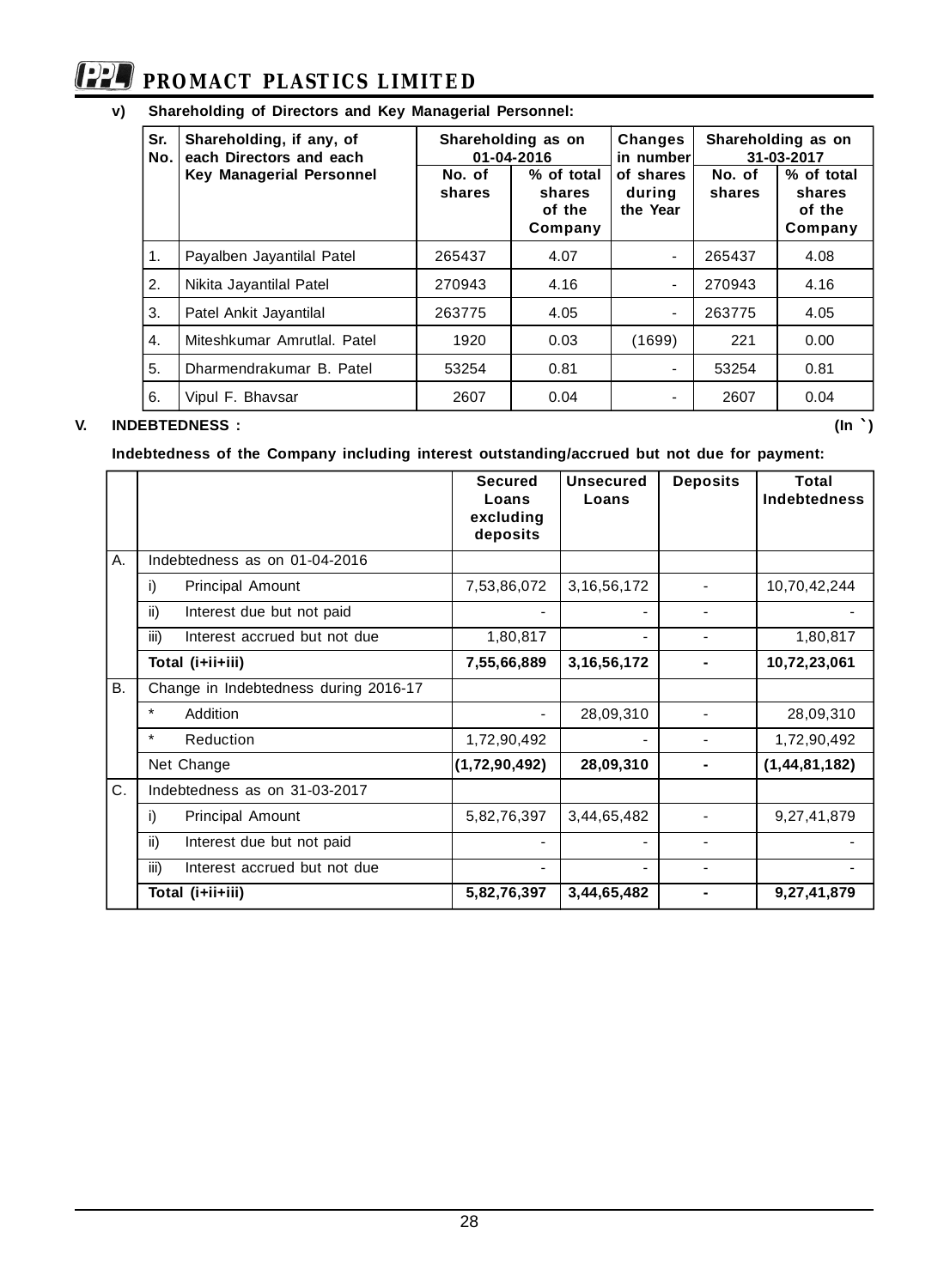**v) Shareholding of Directors and Key Managerial Personnel:**

| Sr. No. | Shareholding, if any, of each Directors and each Key Managerial Personnel | Shareholding as on 01-04-2016 | | Changes in number of shares during the Year | Shareholding as on 31-03-2017 | |
|---|---|---|---|---|---|---|
| | | No. of shares | % of total shares of the Company | | No. of shares | % of total shares of the Company |
| 1. | Payalben Jayantilal Patel | 265437 | 4.07 | - | 265437 | 4.08 |
| 2. | Nikita Jayantilal Patel | 270943 | 4.16 | - | 270943 | 4.16 |
| 3. | Patel Ankit Jayantilal | 263775 | 4.05 | - | 263775 | 4.05 |
| 4. | Miteshkumar Amrutlal. Patel | 1920 | 0.03 | (1699) | 221 | 0.00 |
| 5. | Dharmendrakumar B. Patel | 53254 | 0.81 | - | 53254 | 0.81 |
| 6. | Vipul F. Bhavsar | 2607 | 0.04 | - | 2607 | 0.04 |

## V. INDEBTEDNESS :

(In `)

**Indebtedness of the Company including interest outstanding/accrued but not due for payment:**

| | | Secured Loans excluding deposits | Unsecured Loans | Deposits | Total Indebtedness |
|---|---|---|---|---|---|
| A. | Indebtedness as on 01-04-2016 | | | | |
| | i) Principal Amount | 7,53,86,072 | 3,16,56,172 | - | 10,70,42,244 |
| | ii) Interest due but not paid | - | - | - | - |
| | iii) Interest accrued but not due | 1,80,817 | - | - | 1,80,817 |
| | **Total (i+ii+iii)** | **7,55,66,889** | **3,16,56,172** | **-** | **10,72,23,061** |
| B. | Change in Indebtedness during 2016-17 | | | | |
| | * Addition | - | 28,09,310 | - | 28,09,310 |
| | * Reduction | 1,72,90,492 | - | - | 1,72,90,492 |
| | Net Change | **(1,72,90,492)** | **28,09,310** | **-** | **(1,44,81,182)** |
| C. | Indebtedness as on 31-03-2017 | | | | |
| | i) Principal Amount | 5,82,76,397 | 3,44,65,482 | - | 9,27,41,879 |
| | ii) Interest due but not paid | - | - | - | - |
| | iii) Interest accrued but not due | - | - | - | - |
| | **Total (i+ii+iii)** | **5,82,76,397** | **3,44,65,482** | **-** | **9,27,41,879** |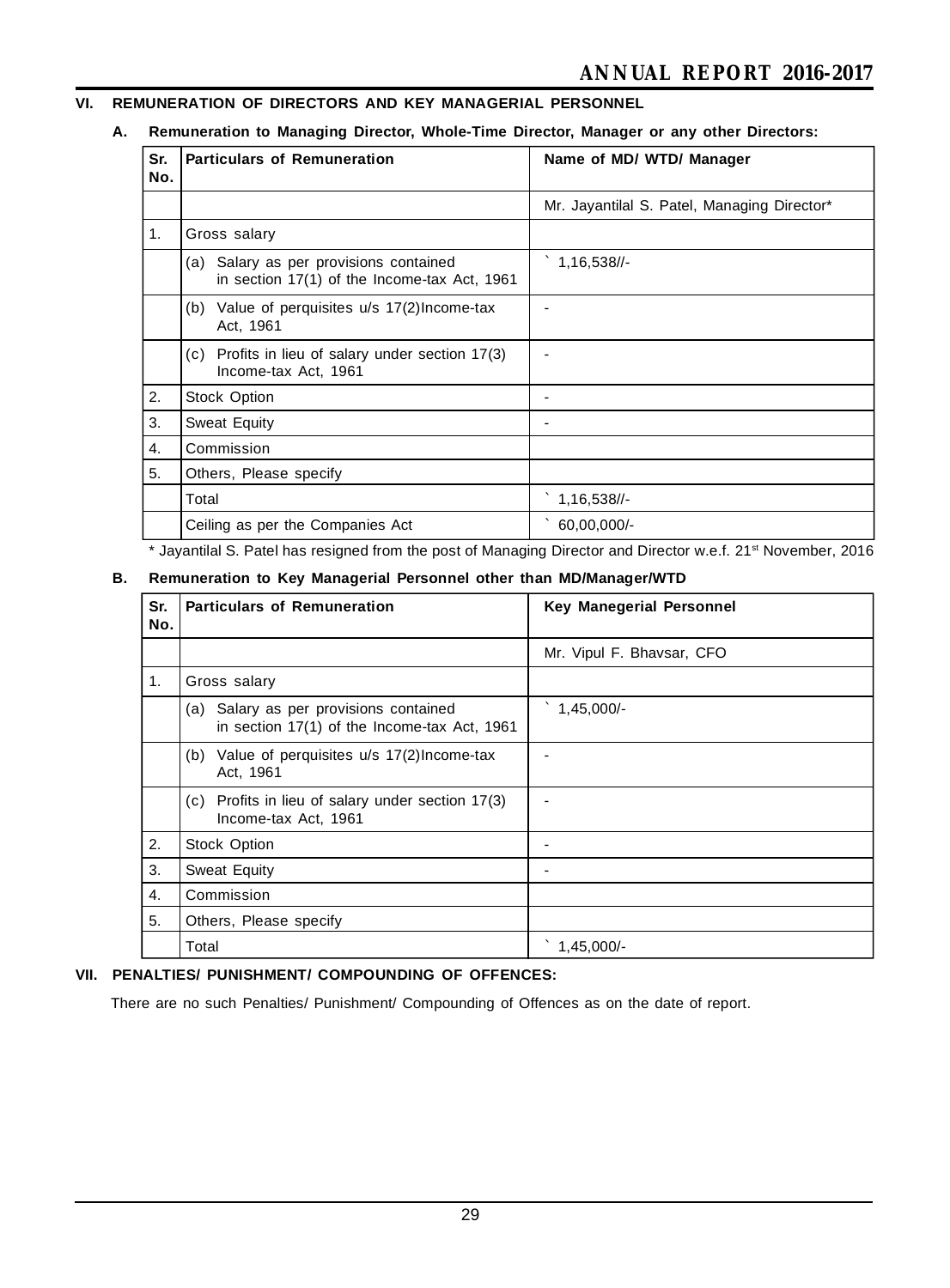## VI. REMUNERATION OF DIRECTORS AND KEY MANAGERIAL PERSONNEL

### A. Remuneration to Managing Director, Whole-Time Director, Manager or any other Directors:

| Sr. No. | Particulars of Remuneration | Name of MD/ WTD/ Manager |
|---|---|---|
| | | Mr. Jayantilal S. Patel, Managing Director* |
| 1. | Gross salary | |
| | (a) Salary as per provisions contained in section 17(1) of the Income-tax Act, 1961 | ` 1,16,538//- |
| | (b) Value of perquisites u/s 17(2)Income-tax Act, 1961 | - |
| | (c) Profits in lieu of salary under section 17(3) Income-tax Act, 1961 | - |
| 2. | Stock Option | - |
| 3. | Sweat Equity | - |
| 4. | Commission | |
| 5. | Others, Please specify | |
| | Total | ` 1,16,538//- |
| | Ceiling as per the Companies Act | ` 60,00,000/- |

\* Jayantilal S. Patel has resigned from the post of Managing Director and Director w.e.f. 21st November, 2016

### B. Remuneration to Key Managerial Personnel other than MD/Manager/WTD

| Sr. No. | Particulars of Remuneration | Key Manegerial Personnel |
|---|---|---|
| | | Mr. Vipul F. Bhavsar, CFO |
| 1. | Gross salary | |
| | (a) Salary as per provisions contained in section 17(1) of the Income-tax Act, 1961 | ` 1,45,000/- |
| | (b) Value of perquisites u/s 17(2)Income-tax Act, 1961 | - |
| | (c) Profits in lieu of salary under section 17(3) Income-tax Act, 1961 | - |
| 2. | Stock Option | - |
| 3. | Sweat Equity | - |
| 4. | Commission | |
| 5. | Others, Please specify | |
| | Total | ` 1,45,000/- |

## VII. PENALTIES/ PUNISHMENT/ COMPOUNDING OF OFFENCES:

There are no such Penalties/ Punishment/ Compounding of Offences as on the date of report.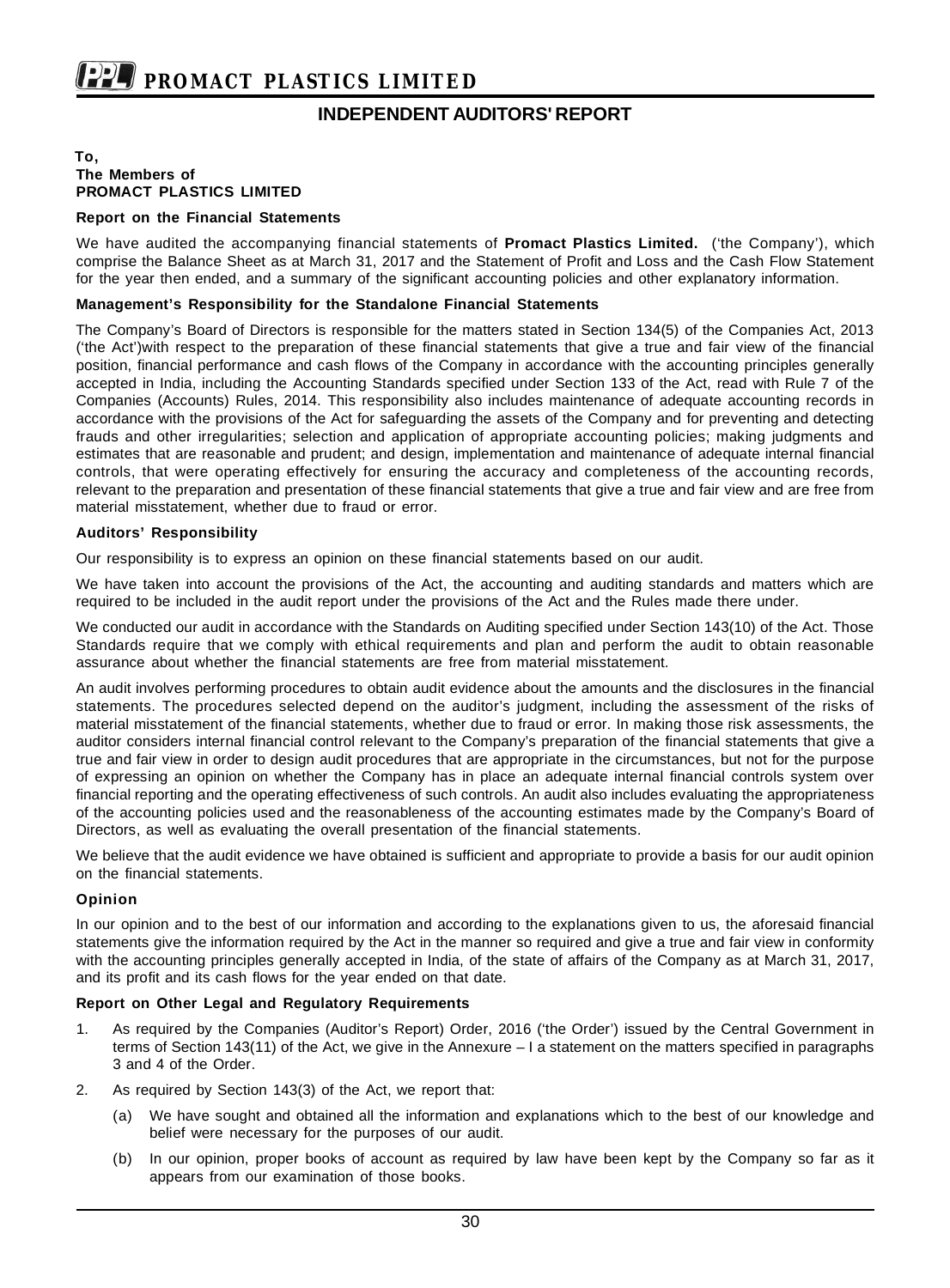# INDEPENDENT AUDITORS' REPORT

**To,**
**The Members of**
**PROMACT PLASTICS LIMITED**

### Report on the Financial Statements

We have audited the accompanying financial statements of **Promact Plastics Limited.** ('the Company'), which comprise the Balance Sheet as at March 31, 2017 and the Statement of Profit and Loss and the Cash Flow Statement for the year then ended, and a summary of the significant accounting policies and other explanatory information.

### Management's Responsibility for the Standalone Financial Statements

The Company's Board of Directors is responsible for the matters stated in Section 134(5) of the Companies Act, 2013 ('the Act')with respect to the preparation of these financial statements that give a true and fair view of the financial position, financial performance and cash flows of the Company in accordance with the accounting principles generally accepted in India, including the Accounting Standards specified under Section 133 of the Act, read with Rule 7 of the Companies (Accounts) Rules, 2014. This responsibility also includes maintenance of adequate accounting records in accordance with the provisions of the Act for safeguarding the assets of the Company and for preventing and detecting frauds and other irregularities; selection and application of appropriate accounting policies; making judgments and estimates that are reasonable and prudent; and design, implementation and maintenance of adequate internal financial controls, that were operating effectively for ensuring the accuracy and completeness of the accounting records, relevant to the preparation and presentation of these financial statements that give a true and fair view and are free from material misstatement, whether due to fraud or error.

### Auditors' Responsibility

Our responsibility is to express an opinion on these financial statements based on our audit.

We have taken into account the provisions of the Act, the accounting and auditing standards and matters which are required to be included in the audit report under the provisions of the Act and the Rules made there under.

We conducted our audit in accordance with the Standards on Auditing specified under Section 143(10) of the Act. Those Standards require that we comply with ethical requirements and plan and perform the audit to obtain reasonable assurance about whether the financial statements are free from material misstatement.

An audit involves performing procedures to obtain audit evidence about the amounts and the disclosures in the financial statements. The procedures selected depend on the auditor's judgment, including the assessment of the risks of material misstatement of the financial statements, whether due to fraud or error. In making those risk assessments, the auditor considers internal financial control relevant to the Company's preparation of the financial statements that give a true and fair view in order to design audit procedures that are appropriate in the circumstances, but not for the purpose of expressing an opinion on whether the Company has in place an adequate internal financial controls system over financial reporting and the operating effectiveness of such controls. An audit also includes evaluating the appropriateness of the accounting policies used and the reasonableness of the accounting estimates made by the Company's Board of Directors, as well as evaluating the overall presentation of the financial statements.

We believe that the audit evidence we have obtained is sufficient and appropriate to provide a basis for our audit opinion on the financial statements.

### Opinion

In our opinion and to the best of our information and according to the explanations given to us, the aforesaid financial statements give the information required by the Act in the manner so required and give a true and fair view in conformity with the accounting principles generally accepted in India, of the state of affairs of the Company as at March 31, 2017, and its profit and its cash flows for the year ended on that date.

### Report on Other Legal and Regulatory Requirements

1. As required by the Companies (Auditor's Report) Order, 2016 ('the Order') issued by the Central Government in terms of Section 143(11) of the Act, we give in the Annexure – I a statement on the matters specified in paragraphs 3 and 4 of the Order.
2. As required by Section 143(3) of the Act, we report that:
   (a) We have sought and obtained all the information and explanations which to the best of our knowledge and belief were necessary for the purposes of our audit.
   (b) In our opinion, proper books of account as required by law have been kept by the Company so far as it appears from our examination of those books.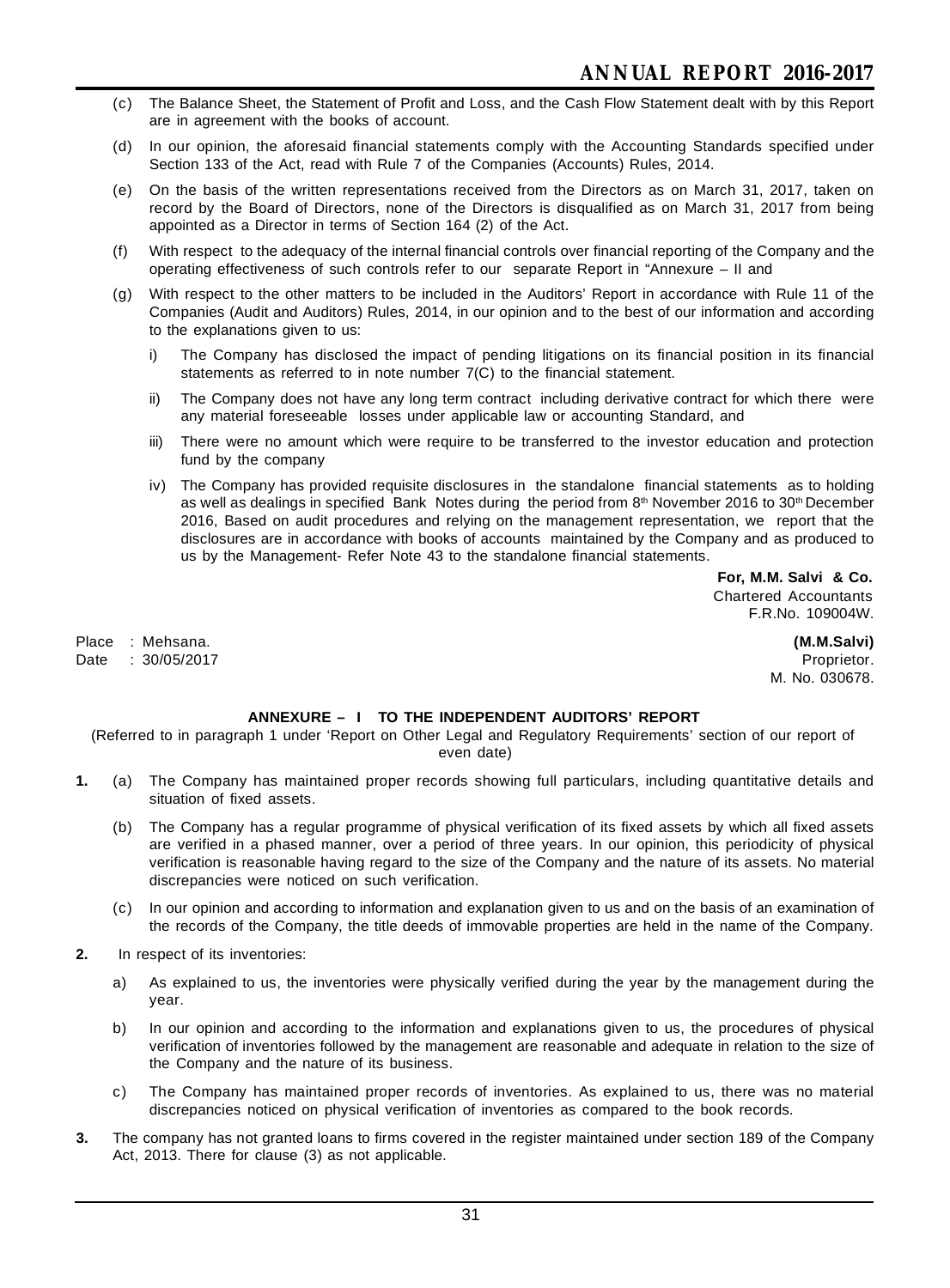(c) The Balance Sheet, the Statement of Profit and Loss, and the Cash Flow Statement dealt with by this Report are in agreement with the books of account.

(d) In our opinion, the aforesaid financial statements comply with the Accounting Standards specified under Section 133 of the Act, read with Rule 7 of the Companies (Accounts) Rules, 2014.

(e) On the basis of the written representations received from the Directors as on March 31, 2017, taken on record by the Board of Directors, none of the Directors is disqualified as on March 31, 2017 from being appointed as a Director in terms of Section 164 (2) of the Act.

(f) With respect to the adequacy of the internal financial controls over financial reporting of the Company and the operating effectiveness of such controls refer to our separate Report in "Annexure – II and

(g) With respect to the other matters to be included in the Auditors' Report in accordance with Rule 11 of the Companies (Audit and Auditors) Rules, 2014, in our opinion and to the best of our information and according to the explanations given to us:

   i) The Company has disclosed the impact of pending litigations on its financial position in its financial statements as referred to in note number 7(C) to the financial statement.

   ii) The Company does not have any long term contract including derivative contract for which there were any material foreseeable losses under applicable law or accounting Standard, and

   iii) There were no amount which were require to be transferred to the investor education and protection fund by the company

   iv) The Company has provided requisite disclosures in the standalone financial statements as to holding as well as dealings in specified Bank Notes during the period from 8th November 2016 to 30th December 2016, Based on audit procedures and relying on the management representation, we report that the disclosures are in accordance with books of accounts maintained by the Company and as produced to us by the Management- Refer Note 43 to the standalone financial statements.

**For, M.M. Salvi & Co.**
Chartered Accountants
F.R.No. 109004W.

Place : Mehsana.
Date : 30/05/2017

**(M.M.Salvi)**
Proprietor.
M. No. 030678.

## ANNEXURE – I TO THE INDEPENDENT AUDITORS' REPORT

(Referred to in paragraph 1 under 'Report on Other Legal and Regulatory Requirements' section of our report of even date)

**1.** (a) The Company has maintained proper records showing full particulars, including quantitative details and situation of fixed assets.

(b) The Company has a regular programme of physical verification of its fixed assets by which all fixed assets are verified in a phased manner, over a period of three years. In our opinion, this periodicity of physical verification is reasonable having regard to the size of the Company and the nature of its assets. No material discrepancies were noticed on such verification.

(c) In our opinion and according to information and explanation given to us and on the basis of an examination of the records of the Company, the title deeds of immovable properties are held in the name of the Company.

**2.** In respect of its inventories:

a) As explained to us, the inventories were physically verified during the year by the management during the year.

b) In our opinion and according to the information and explanations given to us, the procedures of physical verification of inventories followed by the management are reasonable and adequate in relation to the size of the Company and the nature of its business.

c) The Company has maintained proper records of inventories. As explained to us, there was no material discrepancies noticed on physical verification of inventories as compared to the book records.

**3.** The company has not granted loans to firms covered in the register maintained under section 189 of the Company Act, 2013. There for clause (3) as not applicable.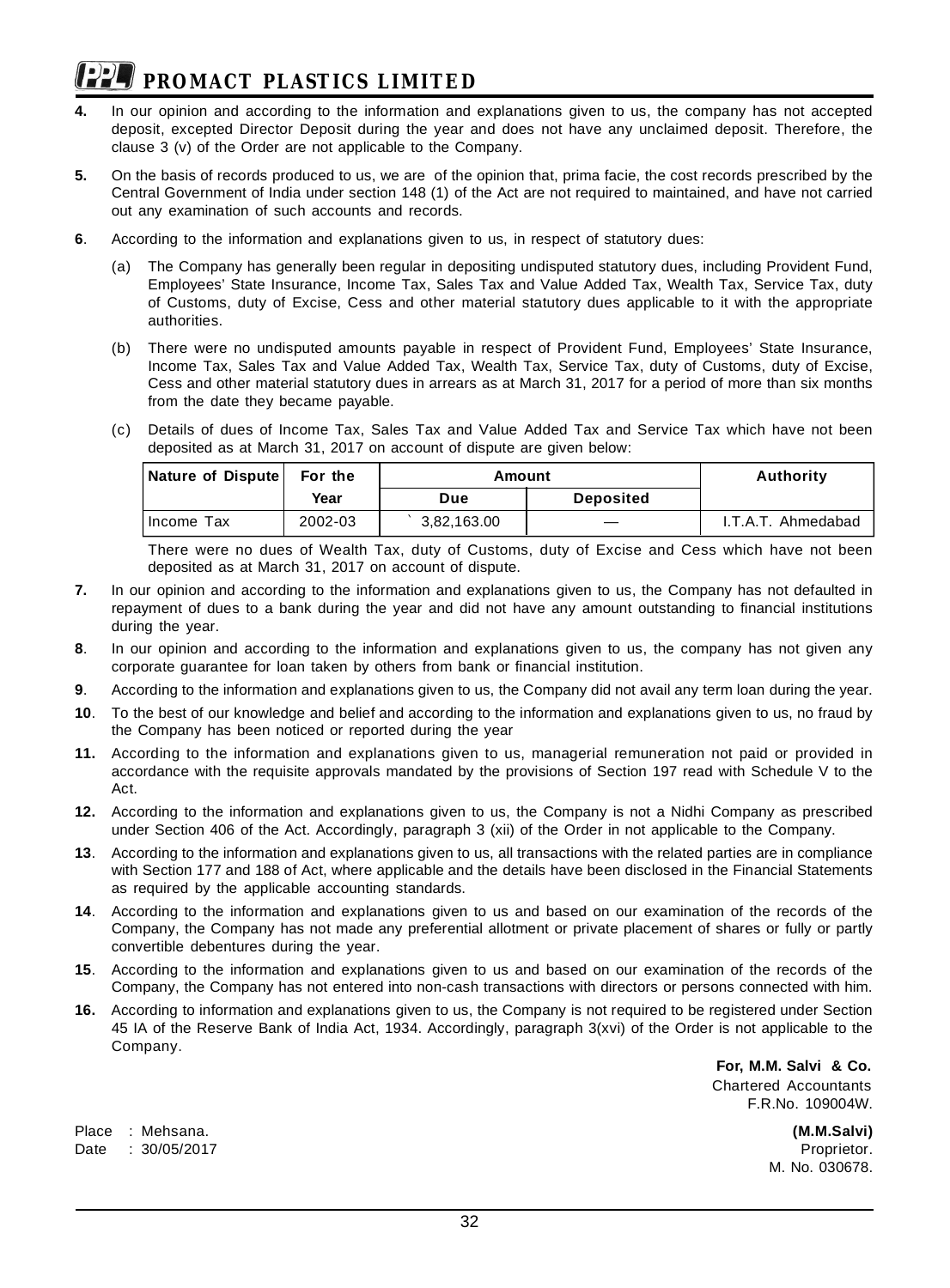4. In our opinion and according to the information and explanations given to us, the company has not accepted deposit, excepted Director Deposit during the year and does not have any unclaimed deposit. Therefore, the clause 3 (v) of the Order are not applicable to the Company.

5. On the basis of records produced to us, we are of the opinion that, prima facie, the cost records prescribed by the Central Government of India under section 148 (1) of the Act are not required to maintained, and have not carried out any examination of such accounts and records.

6. According to the information and explanations given to us, in respect of statutory dues:

   (a) The Company has generally been regular in depositing undisputed statutory dues, including Provident Fund, Employees' State Insurance, Income Tax, Sales Tax and Value Added Tax, Wealth Tax, Service Tax, duty of Customs, duty of Excise, Cess and other material statutory dues applicable to it with the appropriate authorities.

   (b) There were no undisputed amounts payable in respect of Provident Fund, Employees' State Insurance, Income Tax, Sales Tax and Value Added Tax, Wealth Tax, Service Tax, duty of Customs, duty of Excise, Cess and other material statutory dues in arrears as at March 31, 2017 for a period of more than six months from the date they became payable.

   (c) Details of dues of Income Tax, Sales Tax and Value Added Tax and Service Tax which have not been deposited as at March 31, 2017 on account of dispute are given below:

| Nature of Dispute | For the Year | Amount | | Authority |
|---|---|---|---|---|
| | | Due | Deposited | |
| Income Tax | 2002-03 | ` 3,82,163.00 | — | I.T.A.T. Ahmedabad |

   There were no dues of Wealth Tax, duty of Customs, duty of Excise and Cess which have not been deposited as at March 31, 2017 on account of dispute.

7. In our opinion and according to the information and explanations given to us, the Company has not defaulted in repayment of dues to a bank during the year and did not have any amount outstanding to financial institutions during the year.

8. In our opinion and according to the information and explanations given to us, the company has not given any corporate guarantee for loan taken by others from bank or financial institution.

9. According to the information and explanations given to us, the Company did not avail any term loan during the year.

10. To the best of our knowledge and belief and according to the information and explanations given to us, no fraud by the Company has been noticed or reported during the year

11. According to the information and explanations given to us, managerial remuneration not paid or provided in accordance with the requisite approvals mandated by the provisions of Section 197 read with Schedule V to the Act.

12. According to the information and explanations given to us, the Company is not a Nidhi Company as prescribed under Section 406 of the Act. Accordingly, paragraph 3 (xii) of the Order in not applicable to the Company.

13. According to the information and explanations given to us, all transactions with the related parties are in compliance with Section 177 and 188 of Act, where applicable and the details have been disclosed in the Financial Statements as required by the applicable accounting standards.

14. According to the information and explanations given to us and based on our examination of the records of the Company, the Company has not made any preferential allotment or private placement of shares or fully or partly convertible debentures during the year.

15. According to the information and explanations given to us and based on our examination of the records of the Company, the Company has not entered into non-cash transactions with directors or persons connected with him.

16. According to information and explanations given to us, the Company is not required to be registered under Section 45 IA of the Reserve Bank of India Act, 1934. Accordingly, paragraph 3(xvi) of the Order is not applicable to the Company.

**For, M.M. Salvi & Co.**
Chartered Accountants
F.R.No. 109004W.

Place : Mehsana.
Date : 30/05/2017

**(M.M.Salvi)**
Proprietor.
M. No. 030678.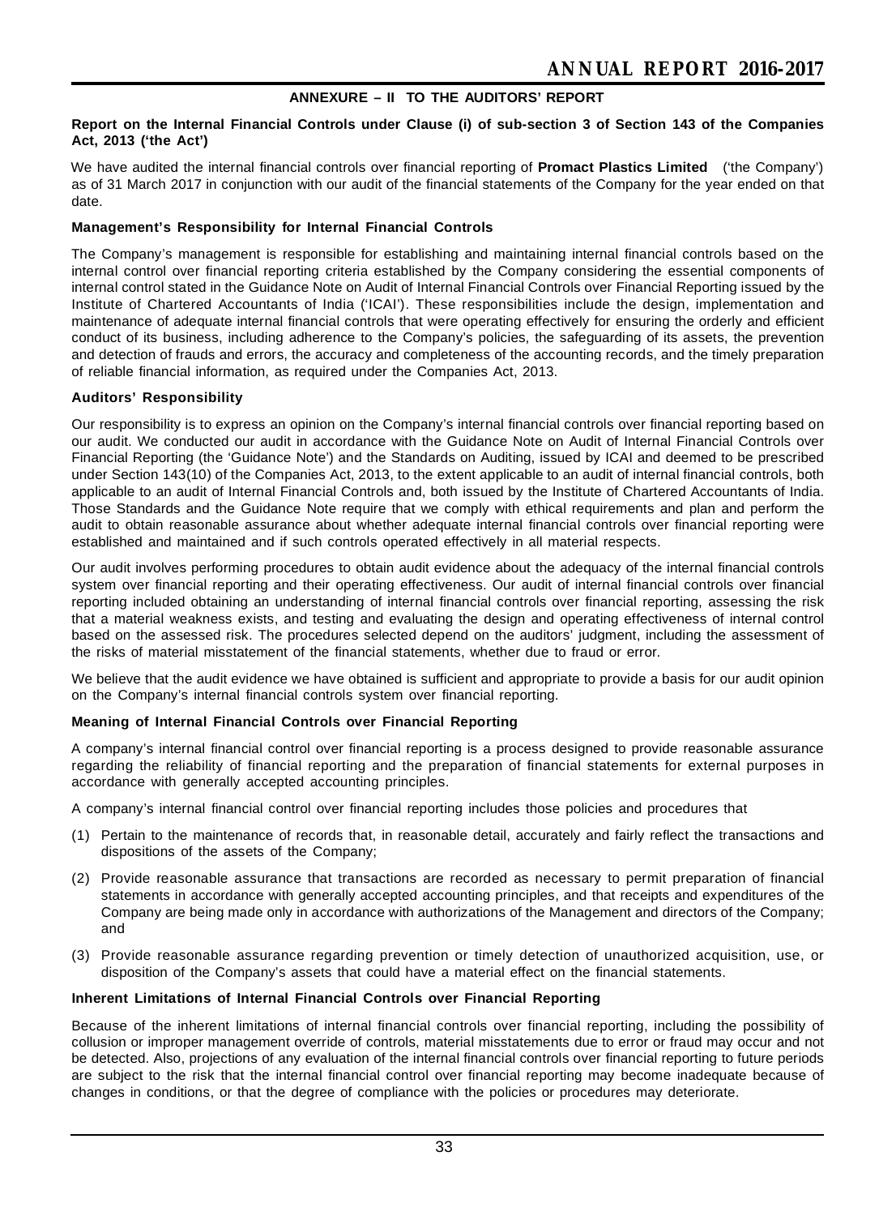## ANNEXURE – II TO THE AUDITORS' REPORT

**Report on the Internal Financial Controls under Clause (i) of sub-section 3 of Section 143 of the Companies Act, 2013 ('the Act')**

We have audited the internal financial controls over financial reporting of **Promact Plastics Limited** ('the Company') as of 31 March 2017 in conjunction with our audit of the financial statements of the Company for the year ended on that date.

**Management's Responsibility for Internal Financial Controls**

The Company's management is responsible for establishing and maintaining internal financial controls based on the internal control over financial reporting criteria established by the Company considering the essential components of internal control stated in the Guidance Note on Audit of Internal Financial Controls over Financial Reporting issued by the Institute of Chartered Accountants of India ('ICAI'). These responsibilities include the design, implementation and maintenance of adequate internal financial controls that were operating effectively for ensuring the orderly and efficient conduct of its business, including adherence to the Company's policies, the safeguarding of its assets, the prevention and detection of frauds and errors, the accuracy and completeness of the accounting records, and the timely preparation of reliable financial information, as required under the Companies Act, 2013.

**Auditors' Responsibility**

Our responsibility is to express an opinion on the Company's internal financial controls over financial reporting based on our audit. We conducted our audit in accordance with the Guidance Note on Audit of Internal Financial Controls over Financial Reporting (the 'Guidance Note') and the Standards on Auditing, issued by ICAI and deemed to be prescribed under Section 143(10) of the Companies Act, 2013, to the extent applicable to an audit of internal financial controls, both applicable to an audit of Internal Financial Controls and, both issued by the Institute of Chartered Accountants of India. Those Standards and the Guidance Note require that we comply with ethical requirements and plan and perform the audit to obtain reasonable assurance about whether adequate internal financial controls over financial reporting were established and maintained and if such controls operated effectively in all material respects.

Our audit involves performing procedures to obtain audit evidence about the adequacy of the internal financial controls system over financial reporting and their operating effectiveness. Our audit of internal financial controls over financial reporting included obtaining an understanding of internal financial controls over financial reporting, assessing the risk that a material weakness exists, and testing and evaluating the design and operating effectiveness of internal control based on the assessed risk. The procedures selected depend on the auditors' judgment, including the assessment of the risks of material misstatement of the financial statements, whether due to fraud or error.

We believe that the audit evidence we have obtained is sufficient and appropriate to provide a basis for our audit opinion on the Company's internal financial controls system over financial reporting.

**Meaning of Internal Financial Controls over Financial Reporting**

A company's internal financial control over financial reporting is a process designed to provide reasonable assurance regarding the reliability of financial reporting and the preparation of financial statements for external purposes in accordance with generally accepted accounting principles.

A company's internal financial control over financial reporting includes those policies and procedures that

(1) Pertain to the maintenance of records that, in reasonable detail, accurately and fairly reflect the transactions and dispositions of the assets of the Company;

(2) Provide reasonable assurance that transactions are recorded as necessary to permit preparation of financial statements in accordance with generally accepted accounting principles, and that receipts and expenditures of the Company are being made only in accordance with authorizations of the Management and directors of the Company; and

(3) Provide reasonable assurance regarding prevention or timely detection of unauthorized acquisition, use, or disposition of the Company's assets that could have a material effect on the financial statements.

**Inherent Limitations of Internal Financial Controls over Financial Reporting**

Because of the inherent limitations of internal financial controls over financial reporting, including the possibility of collusion or improper management override of controls, material misstatements due to error or fraud may occur and not be detected. Also, projections of any evaluation of the internal financial controls over financial reporting to future periods are subject to the risk that the internal financial control over financial reporting may become inadequate because of changes in conditions, or that the degree of compliance with the policies or procedures may deteriorate.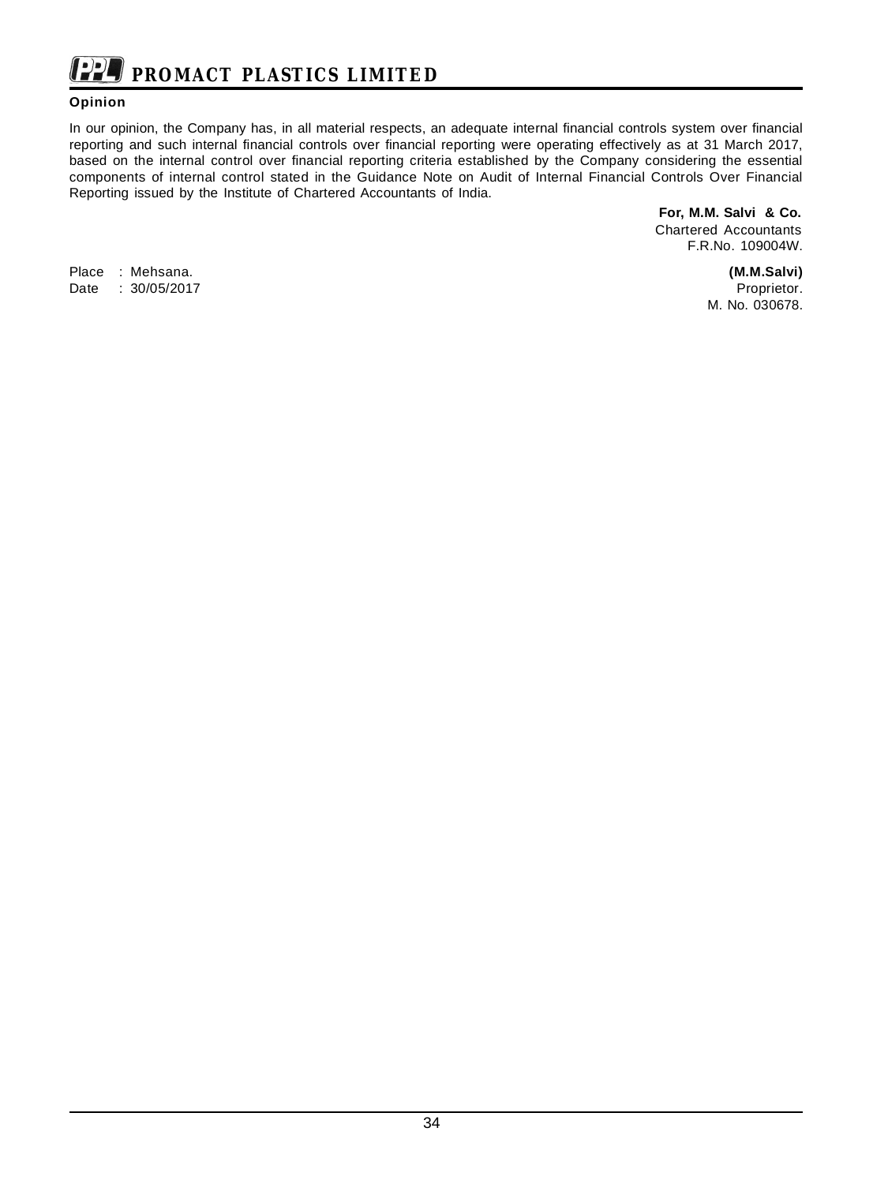### Opinion

In our opinion, the Company has, in all material respects, an adequate internal financial controls system over financial reporting and such internal financial controls over financial reporting were operating effectively as at 31 March 2017, based on the internal control over financial reporting criteria established by the Company considering the essential components of internal control stated in the Guidance Note on Audit of Internal Financial Controls Over Financial Reporting issued by the Institute of Chartered Accountants of India.

**For, M.M. Salvi & Co.**
Chartered Accountants
F.R.No. 109004W.

Place : Mehsana.
Date : 30/05/2017

**(M.M.Salvi)**
Proprietor.
M. No. 030678.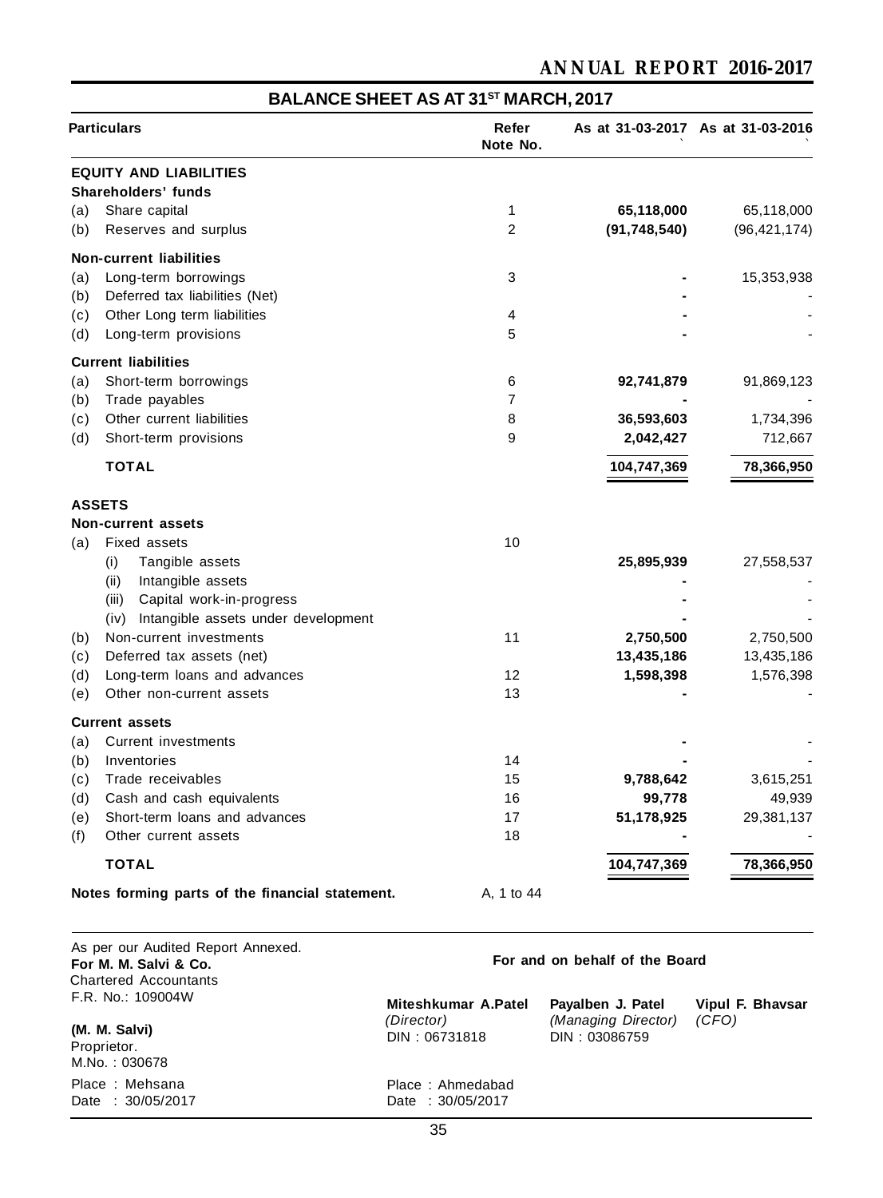## BALANCE SHEET AS AT 31[ST] MARCH, 2017

| Particulars | Refer Note No. | As at 31-03-2017 ` | As at 31-03-2016 ` |
|---|---|---|---|
| **EQUITY AND LIABILITIES** | | | |
| **Shareholders' funds** | | | |
| (a) Share capital | 1 | **65,118,000** | 65,118,000 |
| (b) Reserves and surplus | 2 | **(91,748,540)** | (96,421,174) |
| **Non-current liabilities** | | | |
| (a) Long-term borrowings | 3 | **-** | 15,353,938 |
| (b) Deferred tax liabilities (Net) | | **-** | - |
| (c) Other Long term liabilities | 4 | **-** | - |
| (d) Long-term provisions | 5 | **-** | - |
| **Current liabilities** | | | |
| (a) Short-term borrowings | 6 | **92,741,879** | 91,869,123 |
| (b) Trade payables | 7 | **-** | - |
| (c) Other current liabilities | 8 | **36,593,603** | 1,734,396 |
| (d) Short-term provisions | 9 | **2,042,427** | 712,667 |
| **TOTAL** | | **104,747,369** | **78,366,950** |
| **ASSETS** | | | |
| **Non-current assets** | | | |
| (a) Fixed assets | 10 | | |
| (i) Tangible assets | | **25,895,939** | 27,558,537 |
| (ii) Intangible assets | | **-** | - |
| (iii) Capital work-in-progress | | **-** | - |
| (iv) Intangible assets under development | | **-** | - |
| (b) Non-current investments | 11 | **2,750,500** | 2,750,500 |
| (c) Deferred tax assets (net) | | **13,435,186** | 13,435,186 |
| (d) Long-term loans and advances | 12 | **1,598,398** | 1,576,398 |
| (e) Other non-current assets | 13 | **-** | - |
| **Current assets** | | | |
| (a) Current investments | | **-** | - |
| (b) Inventories | 14 | **-** | - |
| (c) Trade receivables | 15 | **9,788,642** | 3,615,251 |
| (d) Cash and cash equivalents | 16 | **99,778** | 49,939 |
| (e) Short-term loans and advances | 17 | **51,178,925** | 29,381,137 |
| (f) Other current assets | 18 | **-** | - |
| **TOTAL** | | **104,747,369** | **78,366,950** |
| **Notes forming parts of the financial statement.** | A, 1 to 44 | | |

As per our Audited Report Annexed.
**For M. M. Salvi & Co.**
Chartered Accountants
F.R. No.: 109004W

**(M. M. Salvi)**
Proprietor.
M.No. : 030678

Place : Mehsana
Date : 30/05/2017

**For and on behalf of the Board**

| **Miteshkumar A.Patel** | **Payalben J. Patel** | **Vipul F. Bhavsar** |
|---|---|---|
| *(Director)* | *(Managing Director)* | *(CFO)* |
| DIN : 06731818 | DIN : 03086759 | |

Place : Ahmedabad
Date : 30/05/2017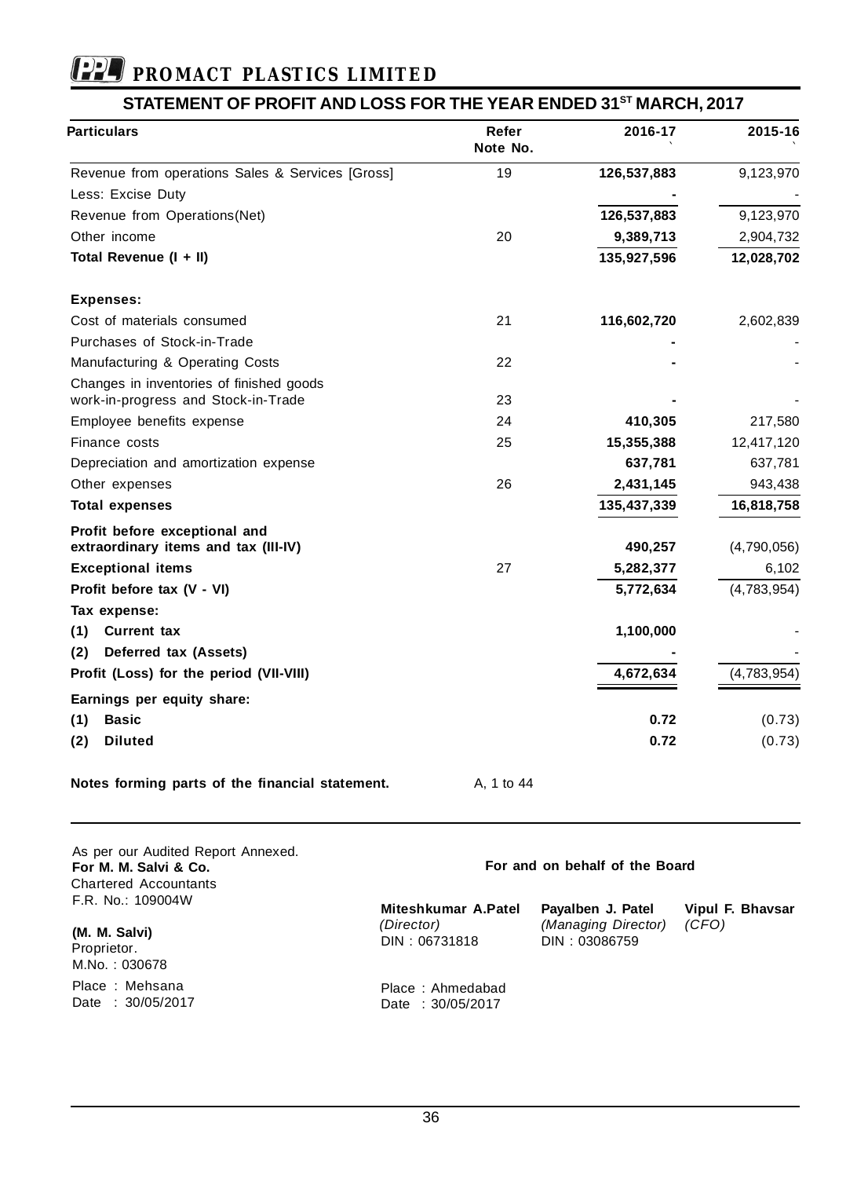# PROMACT PLASTICS LIMITED

## STATEMENT OF PROFIT AND LOSS FOR THE YEAR ENDED 31ST MARCH, 2017

| Particulars | Refer Note No. | 2016-17 ` | 2015-16 ` |
|---|---|---|---|
| Revenue from operations Sales & Services [Gross] | 19 | **126,537,883** | 9,123,970 |
| Less: Excise Duty | | **-** | - |
| Revenue from Operations(Net) | | **126,537,883** | 9,123,970 |
| Other income | 20 | **9,389,713** | 2,904,732 |
| **Total Revenue (I + II)** | | **135,927,596** | **12,028,702** |
| **Expenses:** | | | |
| Cost of materials consumed | 21 | **116,602,720** | 2,602,839 |
| Purchases of Stock-in-Trade | | **-** | - |
| Manufacturing & Operating Costs | 22 | **-** | - |
| Changes in inventories of finished goods work-in-progress and Stock-in-Trade | 23 | **-** | - |
| Employee benefits expense | 24 | **410,305** | 217,580 |
| Finance costs | 25 | **15,355,388** | 12,417,120 |
| Depreciation and amortization expense | | **637,781** | 637,781 |
| Other expenses | 26 | **2,431,145** | 943,438 |
| **Total expenses** | | **135,437,339** | **16,818,758** |
| **Profit before exceptional and extraordinary items and tax (III-IV)** | | **490,257** | (4,790,056) |
| **Exceptional items** | 27 | **5,282,377** | 6,102 |
| **Profit before tax (V - VI)** | | **5,772,634** | (4,783,954) |
| **Tax expense:** | | | |
| **(1) Current tax** | | **1,100,000** | - |
| **(2) Deferred tax (Assets)** | | **-** | - |
| **Profit (Loss) for the period (VII-VIII)** | | **4,672,634** | (4,783,954) |
| **Earnings per equity share:** | | | |
| **(1) Basic** | | **0.72** | (0.73) |
| **(2) Diluted** | | **0.72** | (0.73) |

**Notes forming parts of the financial statement.** A, 1 to 44

As per our Audited Report Annexed.
**For M. M. Salvi & Co.**
Chartered Accountants
F.R. No.: 109004W

**(M. M. Salvi)**
Proprietor.
M.No. : 030678

Place : Mehsana
Date : 30/05/2017

**For and on behalf of the Board**

**Miteshkumar A.Patel**
*(Director)*
DIN : 06731818

**Payalben J. Patel**
*(Managing Director)*
DIN : 03086759

**Vipul F. Bhavsar**
*(CFO)*

Place : Ahmedabad
Date : 30/05/2017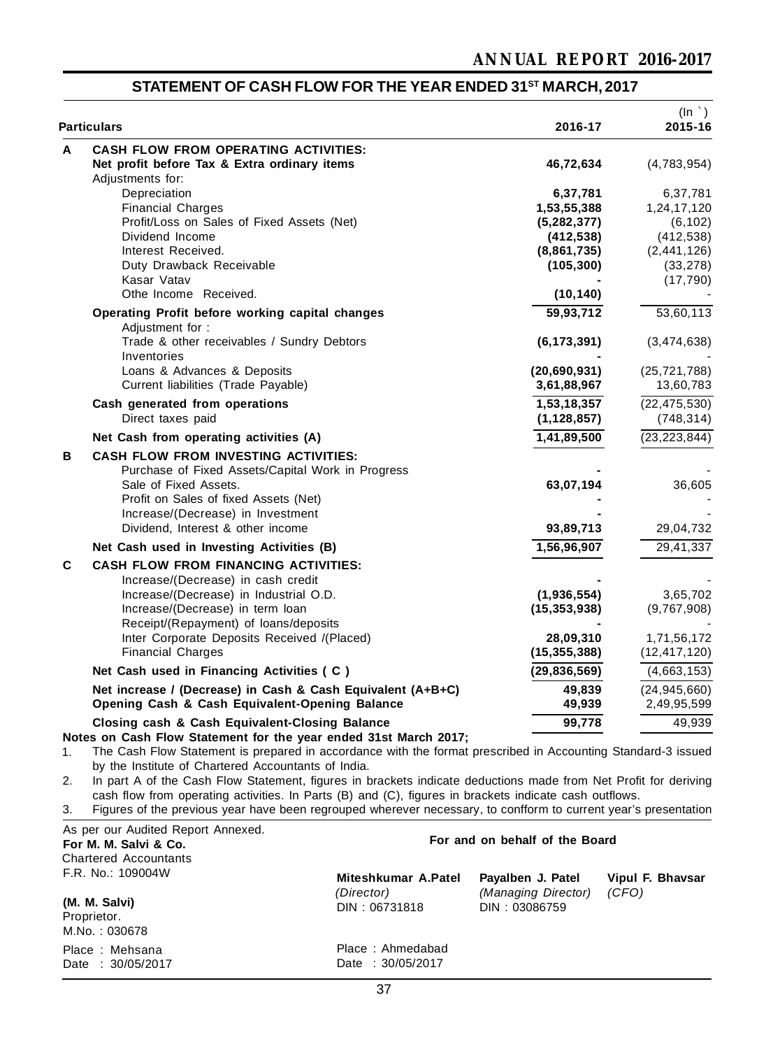## STATEMENT OF CASH FLOW FOR THE YEAR ENDED 31ST MARCH, 2017

| | Particulars | 2016-17 | (In `) 2015-16 |
|---|---|---|---|
| **A** | **CASH FLOW FROM OPERATING ACTIVITIES:** | | |
| | **Net profit before Tax & Extra ordinary items** | **46,72,634** | (4,783,954) |
| | Adjustments for: | | |
| | Depreciation | **6,37,781** | 6,37,781 |
| | Financial Charges | **1,53,55,388** | 1,24,17,120 |
| | Profit/Loss on Sales of Fixed Assets (Net) | **(5,282,377)** | (6,102) |
| | Dividend Income | **(412,538)** | (412,538) |
| | Interest Received. | **(8,861,735)** | (2,441,126) |
| | Duty Drawback Receivable | **(105,300)** | (33,278) |
| | Kasar Vatav | **-** | (17,790) |
| | Othe Income Received. | **(10,140)** | - |
| | **Operating Profit before working capital changes** | **59,93,712** | 53,60,113 |
| | Adjustment for : | | |
| | Trade & other receivables / Sundry Debtors | **(6,173,391)** | (3,474,638) |
| | Inventories | **-** | - |
| | Loans & Advances & Deposits | **(20,690,931)** | (25,721,788) |
| | Current liabilities (Trade Payable) | **3,61,88,967** | 13,60,783 |
| | **Cash generated from operations** | **1,53,18,357** | (22,475,530) |
| | Direct taxes paid | **(1,128,857)** | (748,314) |
| | **Net Cash from operating activities (A)** | **1,41,89,500** | (23,223,844) |
| **B** | **CASH FLOW FROM INVESTING ACTIVITIES:** | | |
| | Purchase of Fixed Assets/Capital Work in Progress | **-** | - |
| | Sale of Fixed Assets. | **63,07,194** | 36,605 |
| | Profit on Sales of fixed Assets (Net) | **-** | - |
| | Increase/(Decrease) in Investment | **-** | - |
| | Dividend, Interest & other income | **93,89,713** | 29,04,732 |
| | **Net Cash used in Investing Activities (B)** | **1,56,96,907** | 29,41,337 |
| **C** | **CASH FLOW FROM FINANCING ACTIVITIES:** | | |
| | Increase/(Decrease) in cash credit | **-** | - |
| | Increase/(Decrease) in Industrial O.D. | **(1,936,554)** | 3,65,702 |
| | Increase/(Decrease) in term loan | **(15,353,938)** | (9,767,908) |
| | Receipt/(Repayment) of loans/deposits | **-** | - |
| | Inter Corporate Deposits Received /(Placed) | **28,09,310** | 1,71,56,172 |
| | Financial Charges | **(15,355,388)** | (12,417,120) |
| | **Net Cash used in Financing Activities ( C )** | **(29,836,569)** | (4,663,153) |
| | **Net increase / (Decrease) in Cash & Cash Equivalent (A+B+C)** | **49,839** | (24,945,660) |
| | **Opening Cash & Cash Equivalent-Opening Balance** | **49,939** | 2,49,95,599 |
| | **Closing cash & Cash Equivalent-Closing Balance** | **99,778** | 49,939 |

**Notes on Cash Flow Statement for the year ended 31st March 2017;**

1. The Cash Flow Statement is prepared in accordance with the format prescribed in Accounting Standard-3 issued by the Institute of Chartered Accountants of India.
2. In part A of the Cash Flow Statement, figures in brackets indicate deductions made from Net Profit for deriving cash flow from operating activities. In Parts (B) and (C), figures in brackets indicate cash outflows.
3. Figures of the previous year have been regrouped wherever necessary, to confform to current year's presentation

As per our Audited Report Annexed.
**For M. M. Salvi & Co.**
Chartered Accountants
F.R. No.: 109004W

**(M. M. Salvi)**
Proprietor.
M.No. : 030678

Place : Mehsana
Date : 30/05/2017

**For and on behalf of the Board**

| **Miteshkumar A.Patel** | **Payalben J. Patel** | **Vipul F. Bhavsar** |
|---|---|---|
| *(Director)* | *(Managing Director)* | *(CFO)* |
| DIN : 06731818 | DIN : 03086759 | |

Place : Ahmedabad
Date : 30/05/2017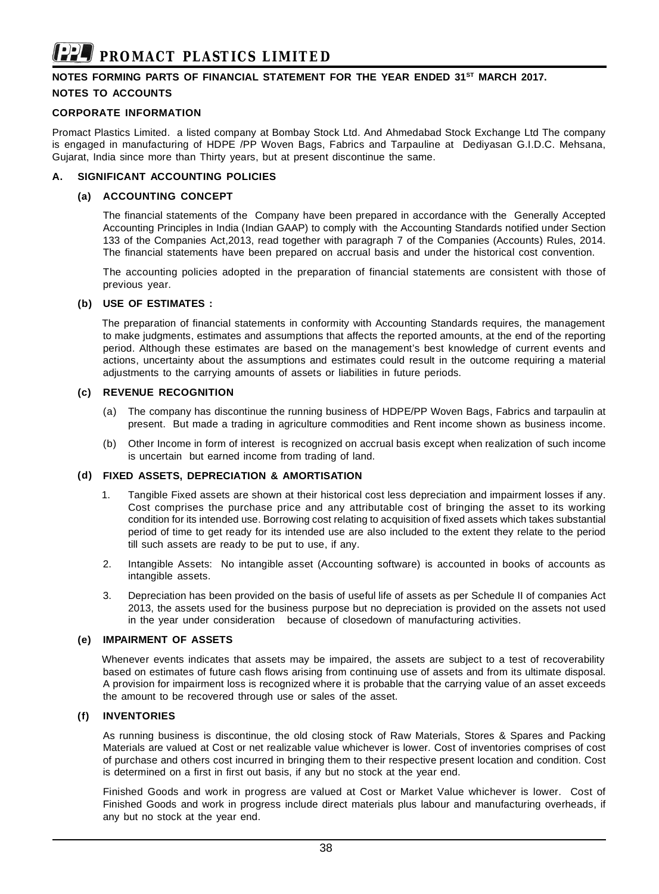## NOTES FORMING PARTS OF FINANCIAL STATEMENT FOR THE YEAR ENDED 31ST MARCH 2017.

## NOTES TO ACCOUNTS

### CORPORATE INFORMATION

Promact Plastics Limited. a listed company at Bombay Stock Ltd. And Ahmedabad Stock Exchange Ltd The company is engaged in manufacturing of HDPE /PP Woven Bags, Fabrics and Tarpauline at Dediyasan G.I.D.C. Mehsana, Gujarat, India since more than Thirty years, but at present discontinue the same.

### A. SIGNIFICANT ACCOUNTING POLICIES

#### (a) ACCOUNTING CONCEPT

The financial statements of the Company have been prepared in accordance with the Generally Accepted Accounting Principles in India (Indian GAAP) to comply with the Accounting Standards notified under Section 133 of the Companies Act,2013, read together with paragraph 7 of the Companies (Accounts) Rules, 2014. The financial statements have been prepared on accrual basis and under the historical cost convention.

The accounting policies adopted in the preparation of financial statements are consistent with those of previous year.

#### (b) USE OF ESTIMATES :

The preparation of financial statements in conformity with Accounting Standards requires, the management to make judgments, estimates and assumptions that affects the reported amounts, at the end of the reporting period. Although these estimates are based on the management's best knowledge of current events and actions, uncertainty about the assumptions and estimates could result in the outcome requiring a material adjustments to the carrying amounts of assets or liabilities in future periods.

#### (c) REVENUE RECOGNITION

(a) The company has discontinue the running business of HDPE/PP Woven Bags, Fabrics and tarpaulin at present. But made a trading in agriculture commodities and Rent income shown as business income.

(b) Other Income in form of interest is recognized on accrual basis except when realization of such income is uncertain but earned income from trading of land.

#### (d) FIXED ASSETS, DEPRECIATION & AMORTISATION

1. Tangible Fixed assets are shown at their historical cost less depreciation and impairment losses if any. Cost comprises the purchase price and any attributable cost of bringing the asset to its working condition for its intended use. Borrowing cost relating to acquisition of fixed assets which takes substantial period of time to get ready for its intended use are also included to the extent they relate to the period till such assets are ready to be put to use, if any.

2. Intangible Assets: No intangible asset (Accounting software) is accounted in books of accounts as intangible assets.

3. Depreciation has been provided on the basis of useful life of assets as per Schedule II of companies Act 2013, the assets used for the business purpose but no depreciation is provided on the assets not used in the year under consideration because of closedown of manufacturing activities.

#### (e) IMPAIRMENT OF ASSETS

Whenever events indicates that assets may be impaired, the assets are subject to a test of recoverability based on estimates of future cash flows arising from continuing use of assets and from its ultimate disposal. A provision for impairment loss is recognized where it is probable that the carrying value of an asset exceeds the amount to be recovered through use or sales of the asset.

#### (f) INVENTORIES

As running business is discontinue, the old closing stock of Raw Materials, Stores & Spares and Packing Materials are valued at Cost or net realizable value whichever is lower. Cost of inventories comprises of cost of purchase and others cost incurred in bringing them to their respective present location and condition. Cost is determined on a first in first out basis, if any but no stock at the year end.

Finished Goods and work in progress are valued at Cost or Market Value whichever is lower. Cost of Finished Goods and work in progress include direct materials plus labour and manufacturing overheads, if any but no stock at the year end.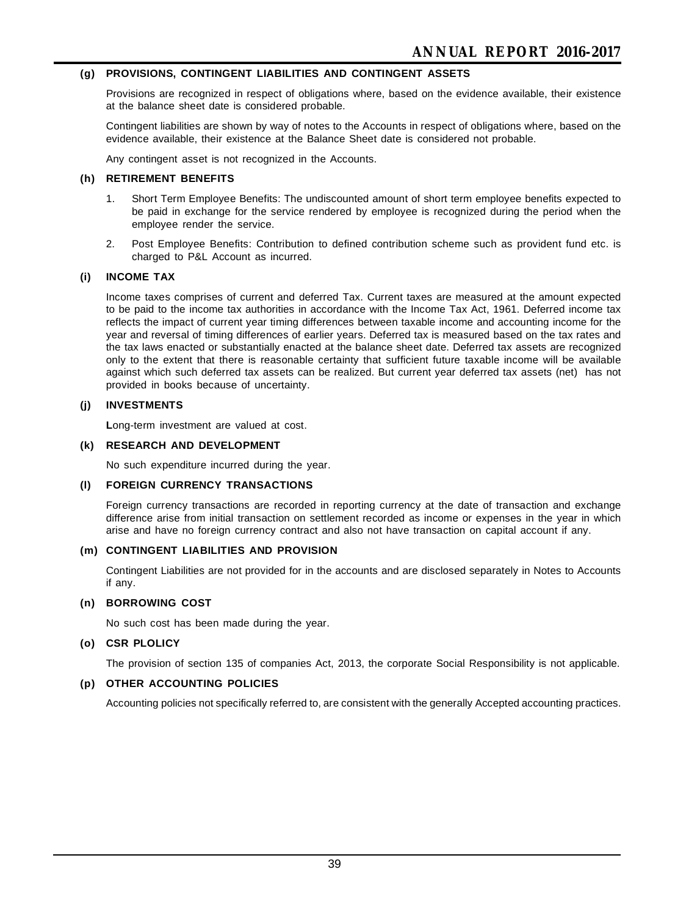### (g) PROVISIONS, CONTINGENT LIABILITIES AND CONTINGENT ASSETS

Provisions are recognized in respect of obligations where, based on the evidence available, their existence at the balance sheet date is considered probable.

Contingent liabilities are shown by way of notes to the Accounts in respect of obligations where, based on the evidence available, their existence at the Balance Sheet date is considered not probable.

Any contingent asset is not recognized in the Accounts.

### (h) RETIREMENT BENEFITS

1. Short Term Employee Benefits: The undiscounted amount of short term employee benefits expected to be paid in exchange for the service rendered by employee is recognized during the period when the employee render the service.
2. Post Employee Benefits: Contribution to defined contribution scheme such as provident fund etc. is charged to P&L Account as incurred.

### (i) INCOME TAX

Income taxes comprises of current and deferred Tax. Current taxes are measured at the amount expected to be paid to the income tax authorities in accordance with the Income Tax Act, 1961. Deferred income tax reflects the impact of current year timing differences between taxable income and accounting income for the year and reversal of timing differences of earlier years. Deferred tax is measured based on the tax rates and the tax laws enacted or substantially enacted at the balance sheet date. Deferred tax assets are recognized only to the extent that there is reasonable certainty that sufficient future taxable income will be available against which such deferred tax assets can be realized. But current year deferred tax assets (net) has not provided in books because of uncertainty.

### (j) INVESTMENTS

**L**ong-term investment are valued at cost.

### (k) RESEARCH AND DEVELOPMENT

No such expenditure incurred during the year.

### (l) FOREIGN CURRENCY TRANSACTIONS

Foreign currency transactions are recorded in reporting currency at the date of transaction and exchange difference arise from initial transaction on settlement recorded as income or expenses in the year in which arise and have no foreign currency contract and also not have transaction on capital account if any.

### (m) CONTINGENT LIABILITIES AND PROVISION

Contingent Liabilities are not provided for in the accounts and are disclosed separately in Notes to Accounts if any.

### (n) BORROWING COST

No such cost has been made during the year.

### (o) CSR PLOLICY

The provision of section 135 of companies Act, 2013, the corporate Social Responsibility is not applicable.

### (p) OTHER ACCOUNTING POLICIES

Accounting policies not specifically referred to, are consistent with the generally Accepted accounting practices.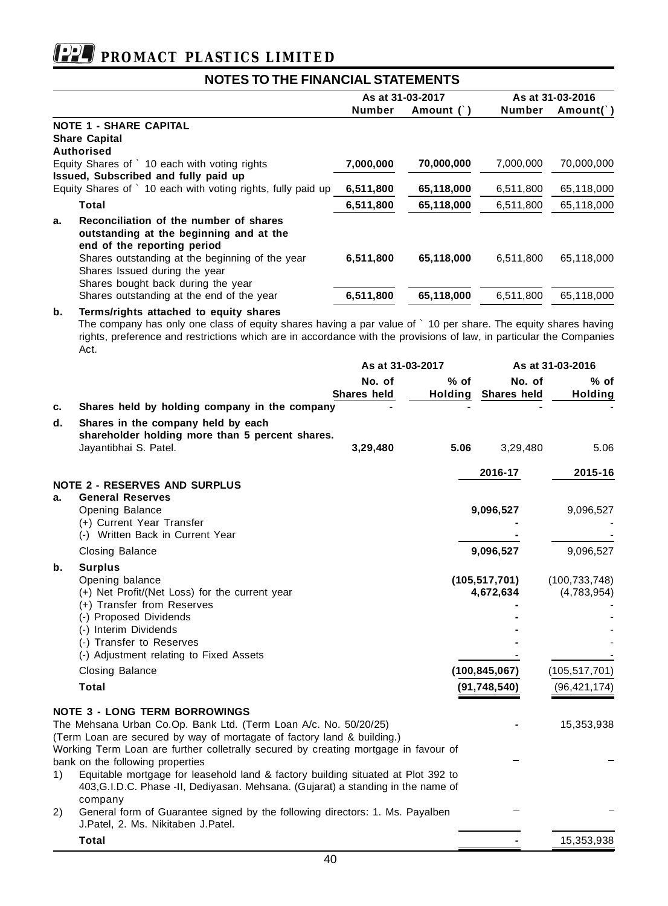# PROMACT PLASTICS LIMITED

## NOTES TO THE FINANCIAL STATEMENTS

| | As at 31-03-2017 | | As at 31-03-2016 | |
|---|---|---|---|---|
| | **Number** | **Amount (`)** | **Number** | **Amount(`)** |
| **NOTE 1 - SHARE CAPITAL** | | | | |
| **Share Capital** | | | | |
| **Authorised** | | | | |
| Equity Shares of ` 10 each with voting rights | **7,000,000** | **70,000,000** | 7,000,000 | 70,000,000 |
| **Issued, Subscribed and fully paid up** | | | | |
| Equity Shares of ` 10 each with voting rights, fully paid up | **6,511,800** | **65,118,000** | 6,511,800 | 65,118,000 |
| **Total** | **6,511,800** | **65,118,000** | 6,511,800 | 65,118,000 |
| **a. Reconciliation of the number of shares outstanding at the beginning and at the end of the reporting period** | | | | |
| Shares outstanding at the beginning of the year | **6,511,800** | **65,118,000** | 6,511,800 | 65,118,000 |
| Shares Issued during the year | | | | |
| Shares bought back during the year | | | | |
| Shares outstanding at the end of the year | **6,511,800** | **65,118,000** | 6,511,800 | 65,118,000 |

**b. Terms/rights attached to equity shares**

The company has only one class of equity shares having a par value of ` 10 per share. The equity shares having rights, preference and restrictions which are in accordance with the provisions of law, in particular the Companies Act.

| | As at 31-03-2017 | | As at 31-03-2016 | |
|---|---|---|---|---|
| | **No. of Shares held** | **% of Holding** | **No. of Shares held** | **% of Holding** |
| **c. Shares held by holding company in the company** | - | - | - | - |
| **d. Shares in the company held by each shareholder holding more than 5 percent shares.** | | | | |
| Jayantibhai S. Patel. | **3,29,480** | **5.06** | 3,29,480 | 5.06 |

| | 2016-17 | 2015-16 |
|---|---|---|
| **NOTE 2 - RESERVES AND SURPLUS** | | |
| **a. General Reserves** | | |
| Opening Balance | **9,096,527** | 9,096,527 |
| (+) Current Year Transfer | **-** | - |
| (-) Written Back in Current Year | **-** | - |
| Closing Balance | **9,096,527** | 9,096,527 |
| **b. Surplus** | | |
| Opening balance | **(105,517,701)** | (100,733,748) |
| (+) Net Profit/(Net Loss) for the current year | **4,672,634** | (4,783,954) |
| (+) Transfer from Reserves | **-** | - |
| (-) Proposed Dividends | **-** | - |
| (-) Interim Dividends | **-** | - |
| (-) Transfer to Reserves | **-** | - |
| (-) Adjustment relating to Fixed Assets | - | - |
| Closing Balance | **(100,845,067)** | (105,517,701) |
| **Total** | **(91,748,540)** | (96,421,174) |

| | 2016-17 | 2015-16 |
|---|---|---|
| **NOTE 3 - LONG TERM BORROWINGS** | | |
| The Mehsana Urban Co.Op. Bank Ltd. (Term Loan A/c. No. 50/20/25) (Term Loan are secured by way of mortagate of factory land & building.) | **-** | 15,353,938 |
| Working Term Loan are further colletrally secured by creating mortgage in favour of bank on the following properties | – | – |
| 1) Equitable mortgage for leasehold land & factory building situated at Plot 392 to 403,G.I.D.C. Phase -II, Dediyasan. Mehsana. (Gujarat) a standing in the name of company | | |
| 2) General form of Guarantee signed by the following directors: 1. Ms. Payalben J.Patel, 2. Ms. Nikitaben J.Patel. | – | – |
| **Total** | **-** | 15,353,938 |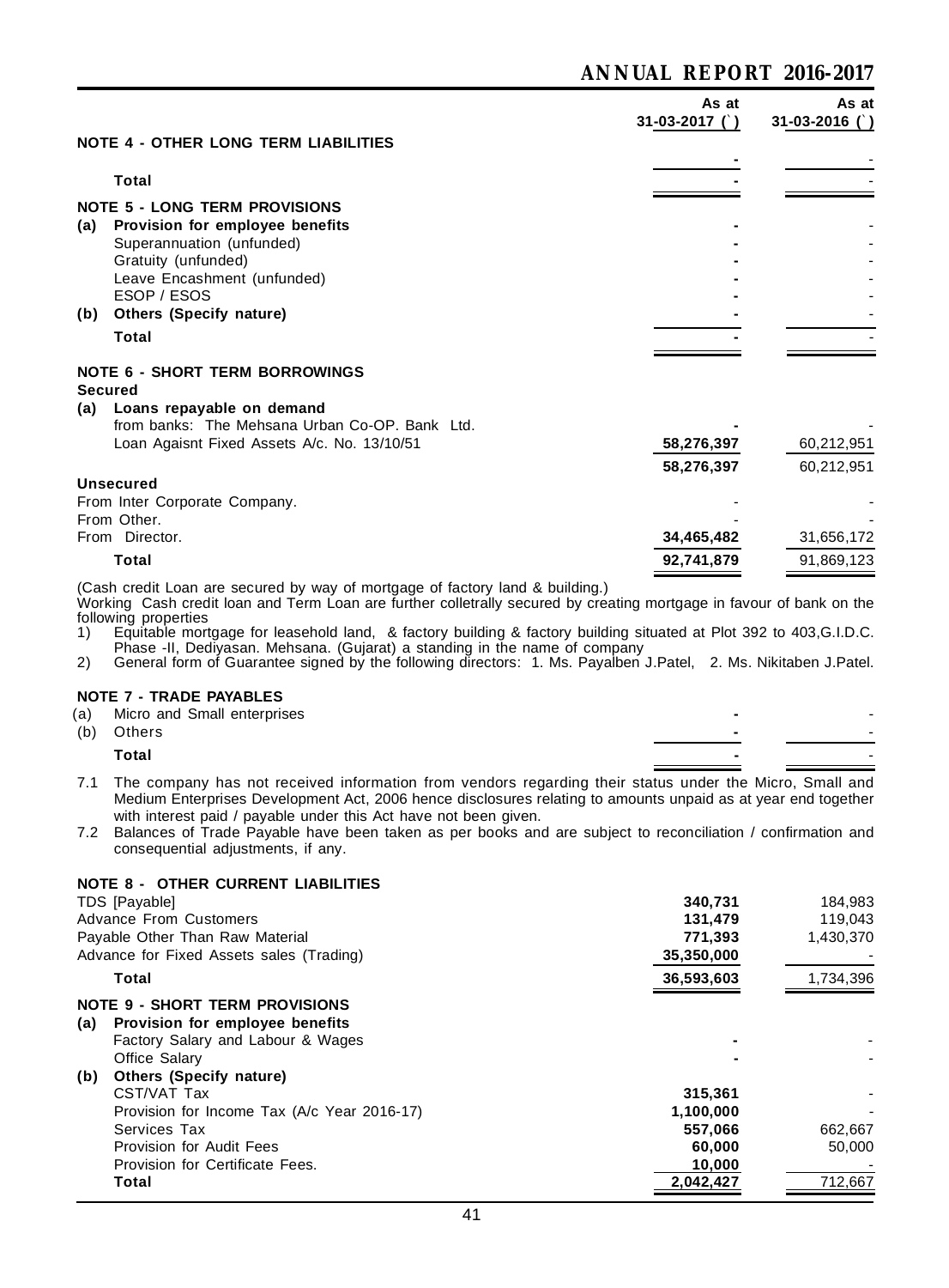| | As at 31-03-2017 (`) | As at 31-03-2016 (`) |
|---|---|---|
| **NOTE 4 - OTHER LONG TERM LIABILITIES** | | |
| | - | - |
| **Total** | - | - |
| **NOTE 5 - LONG TERM PROVISIONS** | | |
| **(a) Provision for employee benefits** | - | - |
| Superannuation (unfunded) | - | - |
| Gratuity (unfunded) | - | - |
| Leave Encashment (unfunded) | - | - |
| ESOP / ESOS | - | - |
| **(b) Others (Specify nature)** | - | - |
| **Total** | - | - |
| **NOTE 6 - SHORT TERM BORROWINGS** | | |
| **Secured** | | |
| **(a) Loans repayable on demand** | | |
| from banks: The Mehsana Urban Co-OP. Bank Ltd. | - | - |
| Loan Agaisnt Fixed Assets A/c. No. 13/10/51 | **58,276,397** | 60,212,951 |
| | **58,276,397** | 60,212,951 |
| **Unsecured** | | |
| From Inter Corporate Company. | - | - |
| From Other. | - | - |
| From Director. | **34,465,482** | 31,656,172 |
| **Total** | **92,741,879** | 91,869,123 |

(Cash credit Loan are secured by way of mortgage of factory land & building.)

Working Cash credit loan and Term Loan are further colletrally secured by creating mortgage in favour of bank on the following properties

1) Equitable mortgage for leasehold land, & factory building & factory building situated at Plot 392 to 403,G.I.D.C. Phase -II, Dediyasan. Mehsana. (Gujarat) a standing in the name of company
2) General form of Guarantee signed by the following directors: 1. Ms. Payalben J.Patel, 2. Ms. Nikitaben J.Patel.

| | As at 31-03-2017 (`) | As at 31-03-2016 (`) |
|---|---|---|
| **NOTE 7 - TRADE PAYABLES** | | |
| (a) Micro and Small enterprises | - | - |
| (b) Others | - | - |
| **Total** | - | - |

7.1 The company has not received information from vendors regarding their status under the Micro, Small and Medium Enterprises Development Act, 2006 hence disclosures relating to amounts unpaid as at year end together with interest paid / payable under this Act have not been given.

7.2 Balances of Trade Payable have been taken as per books and are subject to reconciliation / confirmation and consequential adjustments, if any.

| | As at 31-03-2017 (`) | As at 31-03-2016 (`) |
|---|---|---|
| **NOTE 8 - OTHER CURRENT LIABILITIES** | | |
| TDS [Payable] | **340,731** | 184,983 |
| Advance From Customers | **131,479** | 119,043 |
| Payable Other Than Raw Material | **771,393** | 1,430,370 |
| Advance for Fixed Assets sales (Trading) | **35,350,000** | - |
| **Total** | **36,593,603** | 1,734,396 |
| **NOTE 9 - SHORT TERM PROVISIONS** | | |
| **(a) Provision for employee benefits** | | |
| Factory Salary and Labour & Wages | - | - |
| Office Salary | - | - |
| **(b) Others (Specify nature)** | | |
| CST/VAT Tax | **315,361** | - |
| Provision for Income Tax (A/c Year 2016-17) | **1,100,000** | - |
| Services Tax | **557,066** | 662,667 |
| Provision for Audit Fees | **60,000** | 50,000 |
| Provision for Certificate Fees. | **10,000** | - |
| **Total** | **2,042,427** | 712,667 |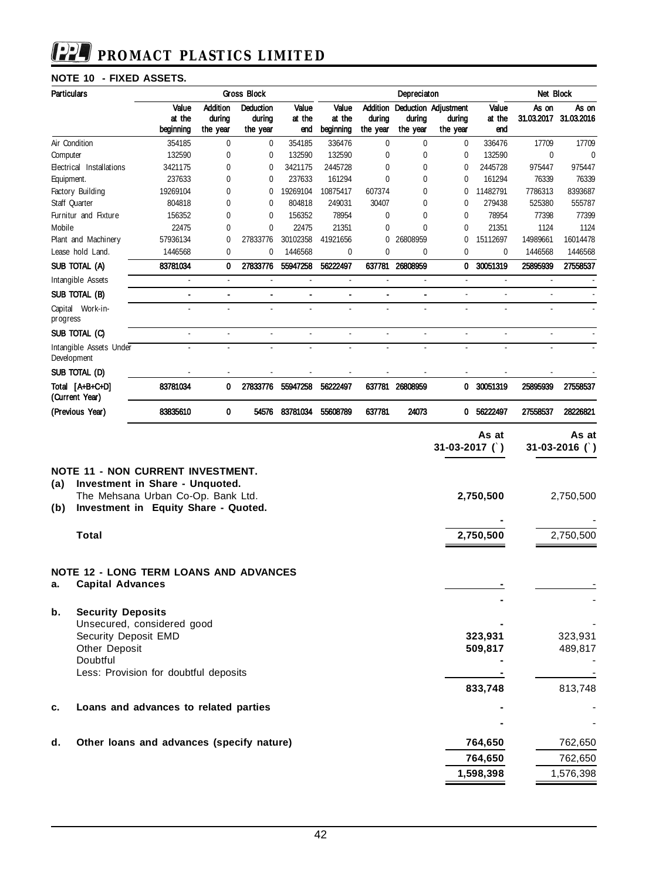# PROMACT PLASTICS LIMITED

## NOTE 10 - FIXED ASSETS.

| Particulars | Gross Block | | | | Depreciaton | | | | | Net Block | |
|---|---|---|---|---|---|---|---|---|---|---|---|
| | Value at the beginning | Addition during the year | Deduction during the year | Value at the end | Value at the beginning | Addition during the year | Deduction during the year | Adjustment during the year | Value at the end | As on 31.03.2017 | As on 31.03.2016 |
| Air Condition | 354185 | 0 | 0 | 354185 | 336476 | 0 | 0 | 0 | 336476 | 17709 | 17709 |
| Computer | 132590 | 0 | 0 | 132590 | 132590 | 0 | 0 | 0 | 132590 | 0 | 0 |
| Electrical Installations | 3421175 | 0 | 0 | 3421175 | 2445728 | 0 | 0 | 0 | 2445728 | 975447 | 975447 |
| Equipment. | 237633 | 0 | 0 | 237633 | 161294 | 0 | 0 | 0 | 161294 | 76339 | 76339 |
| Factory Building | 19269104 | 0 | 0 | 19269104 | 10875417 | 607374 | 0 | 0 | 11482791 | 7786313 | 8393687 |
| Staff Quarter | 804818 | 0 | 0 | 804818 | 249031 | 30407 | 0 | 0 | 279438 | 525380 | 555787 |
| Furnitur and Fixture | 156352 | 0 | 0 | 156352 | 78954 | 0 | 0 | 0 | 78954 | 77398 | 77399 |
| Mobile | 22475 | 0 | 0 | 22475 | 21351 | 0 | 0 | 0 | 21351 | 1124 | 1124 |
| Plant and Machinery | 57936134 | 0 | 27833776 | 30102358 | 41921656 | 0 | 26808959 | 0 | 15112697 | 14989661 | 16014478 |
| Lease hold Land. | 1446568 | 0 | 0 | 1446568 | 0 | 0 | 0 | 0 | 0 | 1446568 | 1446568 |
| **SUB TOTAL (A)** | **83781034** | **0** | **27833776** | **55947258** | **56222497** | **637781** | **26808959** | **0** | **30051319** | **25895939** | **27558537** |
| Intangible Assets | - | - | - | - | - | - | - | - | - | - | - |
| **SUB TOTAL (B)** | - | - | - | - | - | - | - | - | - | - | - |
| Capital Work-in-progress | - | - | - | - | - | - | - | - | - | - | - |
| **SUB TOTAL (C)** | - | - | - | - | - | - | - | - | - | - | - |
| Intangible Assets Under Development | - | - | - | - | - | - | - | - | - | - | - |
| **SUB TOTAL (D)** | - | - | - | - | - | - | - | - | - | - | - |
| **Total [A+B+C+D] (Current Year)** | **83781034** | **0** | **27833776** | **55947258** | **56222497** | **637781** | **26808959** | **0** | **30051319** | **25895939** | **27558537** |
| **(Previous Year)** | **83835610** | **0** | **54576** | **83781034** | **55608789** | **637781** | **24073** | **0** | **56222497** | **27558537** | **28226821** |

| | As at 31-03-2017 (`) | As at 31-03-2016 (`) |
|---|---|---|
| **NOTE 11 - NON CURRENT INVESTMENT.** | | |
| **(a) Investment in Share - Unquoted.** | | |
| The Mehsana Urban Co-Op. Bank Ltd. | **2,750,500** | 2,750,500 |
| **(b) Investment in Equity Share - Quoted.** | | |
| | - | - |
| **Total** | **2,750,500** | 2,750,500 |
| **NOTE 12 - LONG TERM LOANS AND ADVANCES** | | |
| **a. Capital Advances** | - | - |
| | - | - |
| **b. Security Deposits** | | |
| Unsecured, considered good | - | - |
| Security Deposit EMD | **323,931** | 323,931 |
| Other Deposit | **509,817** | 489,817 |
| Doubtful | - | - |
| Less: Provision for doubtful deposits | - | - |
| | **833,748** | 813,748 |
| **c. Loans and advances to related parties** | - | - |
| | - | - |
| **d. Other loans and advances (specify nature)** | **764,650** | 762,650 |
| | **764,650** | 762,650 |
| | **1,598,398** | 1,576,398 |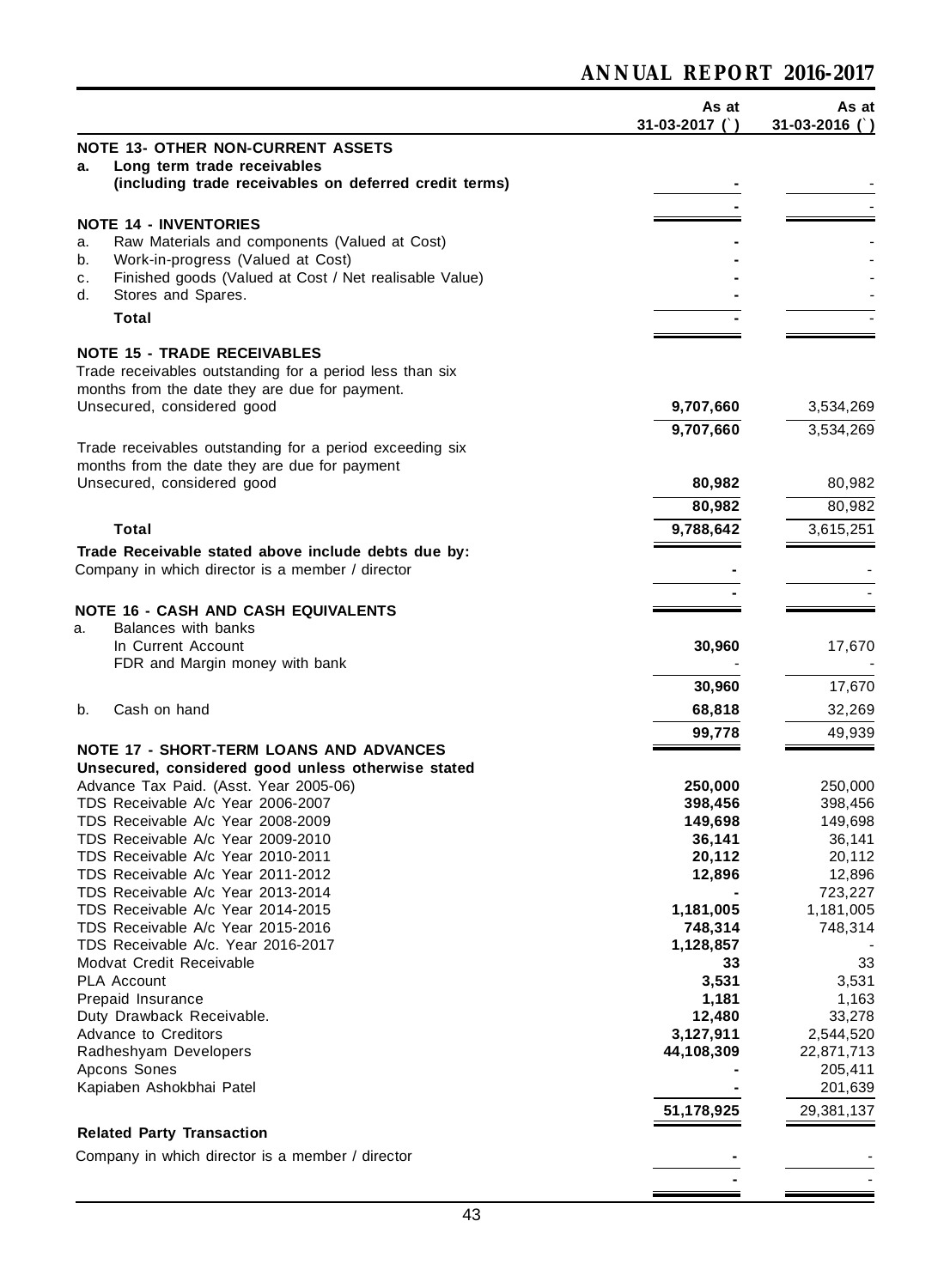| | As at 31-03-2017 (`) | As at 31-03-2016 (`) |
|---|---|---|
| **NOTE 13- OTHER NON-CURRENT ASSETS** | | |
| **a. Long term trade receivables (including trade receivables on deferred credit terms)** | - | - |
| | - | - |
| **NOTE 14 - INVENTORIES** | | |
| a. Raw Materials and components (Valued at Cost) | - | - |
| b. Work-in-progress (Valued at Cost) | - | - |
| c. Finished goods (Valued at Cost / Net realisable Value) | - | - |
| d. Stores and Spares. | - | - |
| **Total** | - | - |
| **NOTE 15 - TRADE RECEIVABLES** | | |
| Trade receivables outstanding for a period less than six months from the date they are due for payment. | | |
| Unsecured, considered good | 9,707,660 | 3,534,269 |
| | 9,707,660 | 3,534,269 |
| Trade receivables outstanding for a period exceeding six months from the date they are due for payment | | |
| Unsecured, considered good | 80,982 | 80,982 |
| | 80,982 | 80,982 |
| **Total** | 9,788,642 | 3,615,251 |
| **Trade Receivable stated above include debts due by:** | | |
| Company in which director is a member / director | - | - |
| | - | - |
| **NOTE 16 - CASH AND CASH EQUIVALENTS** | | |
| a. Balances with banks | | |
| In Current Account | 30,960 | 17,670 |
| FDR and Margin money with bank | - | - |
| | 30,960 | 17,670 |
| b. Cash on hand | 68,818 | 32,269 |
| | 99,778 | 49,939 |
| **NOTE 17 - SHORT-TERM LOANS AND ADVANCES** | | |
| **Unsecured, considered good unless otherwise stated** | | |
| Advance Tax Paid. (Asst. Year 2005-06) | 250,000 | 250,000 |
| TDS Receivable A/c Year 2006-2007 | 398,456 | 398,456 |
| TDS Receivable A/c Year 2008-2009 | 149,698 | 149,698 |
| TDS Receivable A/c Year 2009-2010 | 36,141 | 36,141 |
| TDS Receivable A/c Year 2010-2011 | 20,112 | 20,112 |
| TDS Receivable A/c Year 2011-2012 | 12,896 | 12,896 |
| TDS Receivable A/c Year 2013-2014 | - | 723,227 |
| TDS Receivable A/c Year 2014-2015 | 1,181,005 | 1,181,005 |
| TDS Receivable A/c Year 2015-2016 | 748,314 | 748,314 |
| TDS Receivable A/c. Year 2016-2017 | 1,128,857 | - |
| Modvat Credit Receivable | 33 | 33 |
| PLA Account | 3,531 | 3,531 |
| Prepaid Insurance | 1,181 | 1,163 |
| Duty Drawback Receivable. | 12,480 | 33,278 |
| Advance to Creditors | 3,127,911 | 2,544,520 |
| Radheshyam Developers | 44,108,309 | 22,871,713 |
| Apcons Sones | - | 205,411 |
| Kapiaben Ashokbhai Patel | - | 201,639 |
| | 51,178,925 | 29,381,137 |
| **Related Party Transaction** | | |
| Company in which director is a member / director | - | - |
| | - | - |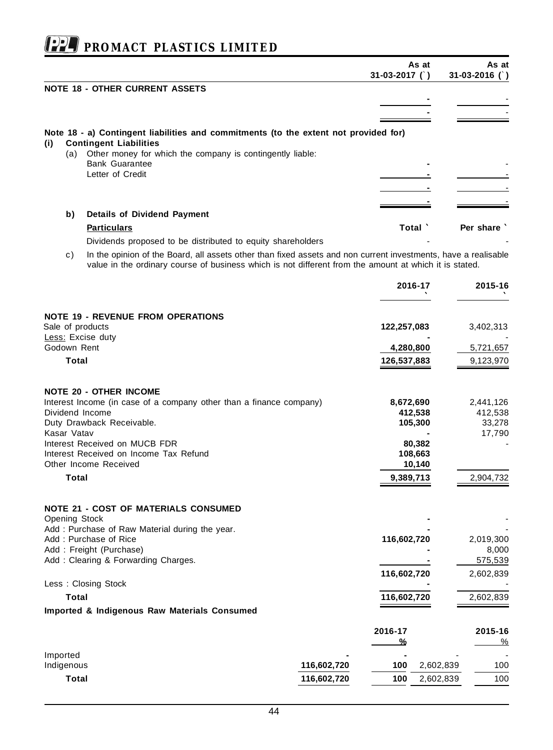| | As at 31-03-2017 (`) | As at 31-03-2016 (`) |
|---|---|---|
| **NOTE 18 - OTHER CURRENT ASSETS** | | |
| | - | - |
| | - | - |

**Note 18 - a) Contingent liabilities and commitments (to the extent not provided for)**

**(i) Contingent Liabilities**

| | As at 31-03-2017 (`) | As at 31-03-2016 (`) |
|---|---|---|
| (a) Other money for which the company is contingently liable: | | |
| Bank Guarantee | - | - |
| Letter of Credit | - | - |
| | - | - |
| | - | - |

**b) Details of Dividend Payment**

| **Particulars** | Total ` | Per share ` |
|---|---|---|
| Dividends proposed to be distributed to equity shareholders | - | - |

c) In the opinion of the Board, all assets other than fixed assets and non current investments, have a realisable value in the ordinary course of business which is not different from the amount at which it is stated.

| | 2016-17 ` | 2015-16 ` |
|---|---|---|
| **NOTE 19 - REVENUE FROM OPERATIONS** | | |
| Sale of products | 122,257,083 | 3,402,313 |
| Less: Excise duty | - | - |
| Godown Rent | 4,280,800 | 5,721,657 |
| **Total** | 126,537,883 | 9,123,970 |
| **NOTE 20 - OTHER INCOME** | | |
| Interest Income (in case of a company other than a finance company) | 8,672,690 | 2,441,126 |
| Dividend Income | 412,538 | 412,538 |
| Duty Drawback Receivable. | 105,300 | 33,278 |
| Kasar Vatav | - | 17,790 |
| Interest Received on MUCB FDR | 80,382 | - |
| Interest Received on Income Tax Refund | 108,663 | |
| Other Income Received | 10,140 | |
| **Total** | 9,389,713 | 2,904,732 |
| **NOTE 21 - COST OF MATERIALS CONSUMED** | | |
| Opening Stock | - | - |
| Add : Purchase of Raw Material during the year. | - | - |
| Add : Purchase of Rice | 116,602,720 | 2,019,300 |
| Add : Freight (Purchase) | - | 8,000 |
| Add : Clearing & Forwarding Charges. | - | 575,539 |
| | 116,602,720 | 2,602,839 |
| Less : Closing Stock | - | - |
| **Total** | 116,602,720 | 2,602,839 |

**Imported & Indigenous Raw Materials Consumed**

| | 2016-17 | 2016-17 % | 2015-16 | 2015-16 % |
|---|---|---|---|---|
| Imported | - | - | - | - |
| Indigenous | 116,602,720 | 100 | 2,602,839 | 100 |
| **Total** | 116,602,720 | 100 | 2,602,839 | 100 |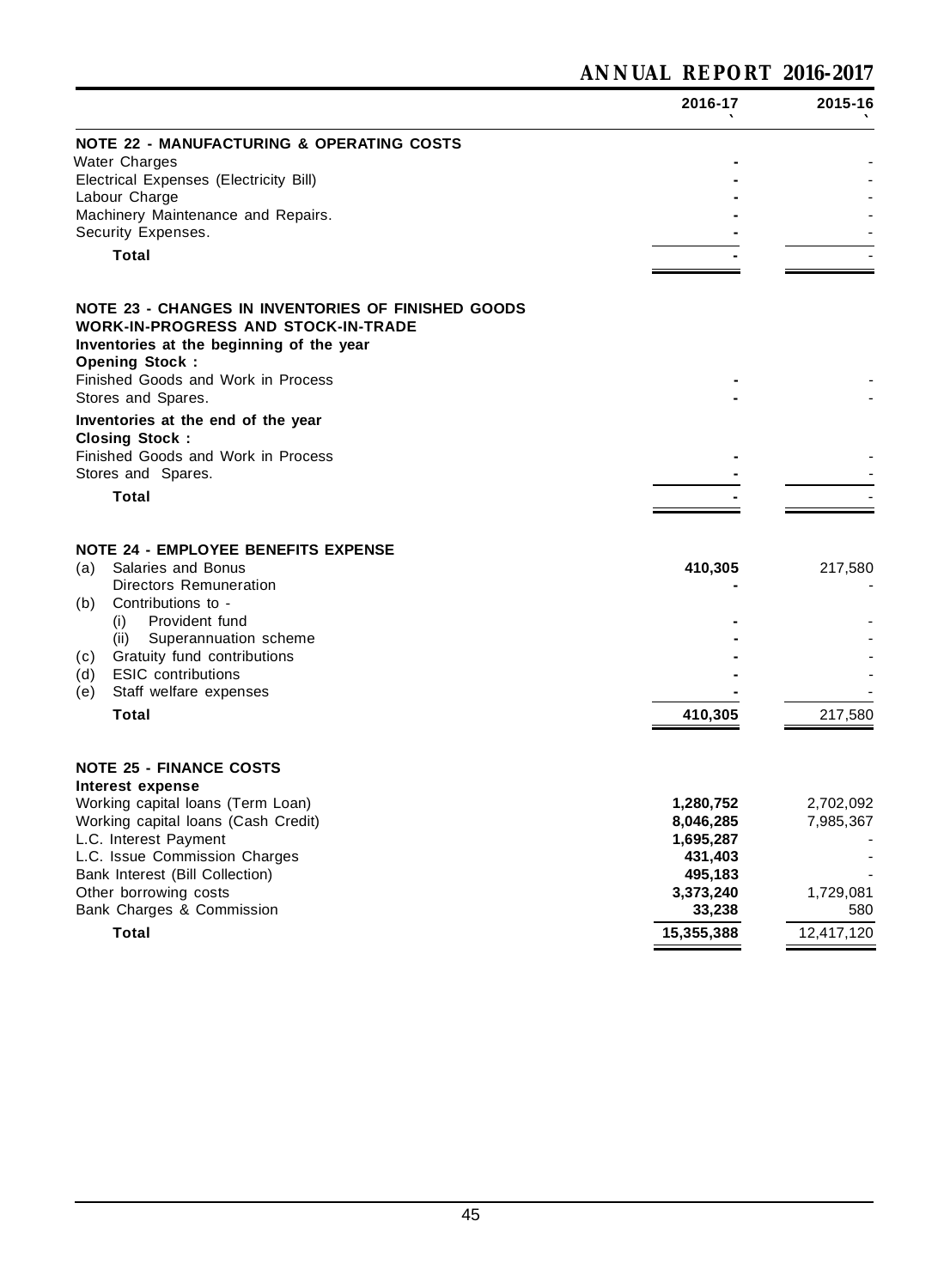| | 2016-17 ` | 2015-16 ` |
|---|---|---|
| **NOTE 22 - MANUFACTURING & OPERATING COSTS** | | |
| Water Charges | - | - |
| Electrical Expenses (Electricity Bill) | - | - |
| Labour Charge | - | - |
| Machinery Maintenance and Repairs. | - | - |
| Security Expenses. | - | - |
| **Total** | - | - |

| | 2016-17 | 2015-16 |
|---|---|---|
| **NOTE 23 - CHANGES IN INVENTORIES OF FINISHED GOODS WORK-IN-PROGRESS AND STOCK-IN-TRADE** | | |
| **Inventories at the beginning of the year** | | |
| **Opening Stock :** | | |
| Finished Goods and Work in Process | - | - |
| Stores and Spares. | - | - |
| **Inventories at the end of the year** | | |
| **Closing Stock :** | | |
| Finished Goods and Work in Process | - | - |
| Stores and Spares. | - | - |
| **Total** | - | - |

| | 2016-17 | 2015-16 |
|---|---|---|
| **NOTE 24 - EMPLOYEE BENEFITS EXPENSE** | | |
| (a) Salaries and Bonus | **410,305** | 217,580 |
| Directors Remuneration | - | - |
| (b) Contributions to - | | |
| (i) Provident fund | - | - |
| (ii) Superannuation scheme | - | - |
| (c) Gratuity fund contributions | - | - |
| (d) ESIC contributions | - | - |
| (e) Staff welfare expenses | - | - |
| **Total** | **410,305** | 217,580 |

| | 2016-17 | 2015-16 |
|---|---|---|
| **NOTE 25 - FINANCE COSTS** | | |
| **Interest expense** | | |
| Working capital loans (Term Loan) | **1,280,752** | 2,702,092 |
| Working capital loans (Cash Credit) | **8,046,285** | 7,985,367 |
| L.C. Interest Payment | **1,695,287** | - |
| L.C. Issue Commission Charges | **431,403** | - |
| Bank Interest (Bill Collection) | **495,183** | - |
| Other borrowing costs | **3,373,240** | 1,729,081 |
| Bank Charges & Commission | **33,238** | 580 |
| **Total** | **15,355,388** | 12,417,120 |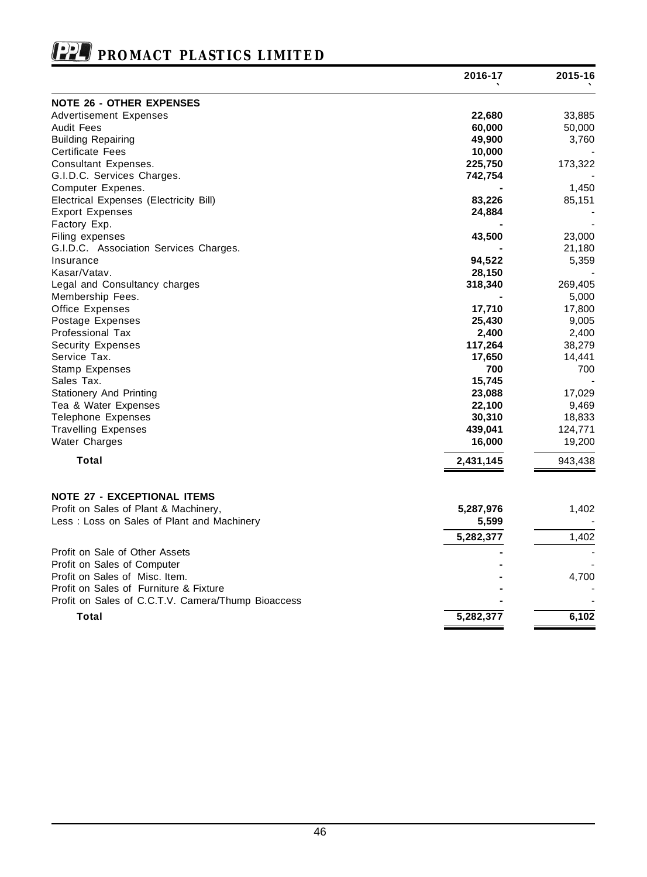| | 2016-17 ` | 2015-16 ` |
|---|---|---|
| **NOTE 26 - OTHER EXPENSES** | | |
| Advertisement Expenses | **22,680** | 33,885 |
| Audit Fees | **60,000** | 50,000 |
| Building Repairing | **49,900** | 3,760 |
| Certificate Fees | **10,000** | - |
| Consultant Expenses. | **225,750** | 173,322 |
| G.I.D.C. Services Charges. | **742,754** | - |
| Computer Expenes. | **-** | 1,450 |
| Electrical Expenses (Electricity Bill) | **83,226** | 85,151 |
| Export Expenses | **24,884** | - |
| Factory Exp. | **-** | - |
| Filing expenses | **43,500** | 23,000 |
| G.I.D.C. Association Services Charges. | **-** | 21,180 |
| Insurance | **94,522** | 5,359 |
| Kasar/Vatav. | **28,150** | - |
| Legal and Consultancy charges | **318,340** | 269,405 |
| Membership Fees. | **-** | 5,000 |
| Office Expenses | **17,710** | 17,800 |
| Postage Expenses | **25,430** | 9,005 |
| Professional Tax | **2,400** | 2,400 |
| Security Expenses | **117,264** | 38,279 |
| Service Tax. | **17,650** | 14,441 |
| Stamp Expenses | **700** | 700 |
| Sales Tax. | **15,745** | - |
| Stationery And Printing | **23,088** | 17,029 |
| Tea & Water Expenses | **22,100** | 9,469 |
| Telephone Expenses | **30,310** | 18,833 |
| Travelling Expenses | **439,041** | 124,771 |
| Water Charges | **16,000** | 19,200 |
| **Total** | **2,431,145** | 943,438 |
| | | |
| **NOTE 27 - EXCEPTIONAL ITEMS** | | |
| Profit on Sales of Plant & Machinery, | **5,287,976** | 1,402 |
| Less : Loss on Sales of Plant and Machinery | **5,599** | - |
| | **5,282,377** | 1,402 |
| Profit on Sale of Other Assets | **-** | - |
| Profit on Sales of Computer | **-** | - |
| Profit on Sales of Misc. Item. | **-** | 4,700 |
| Profit on Sales of Furniture & Fixture | **-** | - |
| Profit on Sales of C.C.T.V. Camera/Thump Bioaccess | **-** | - |
| **Total** | **5,282,377** | **6,102** |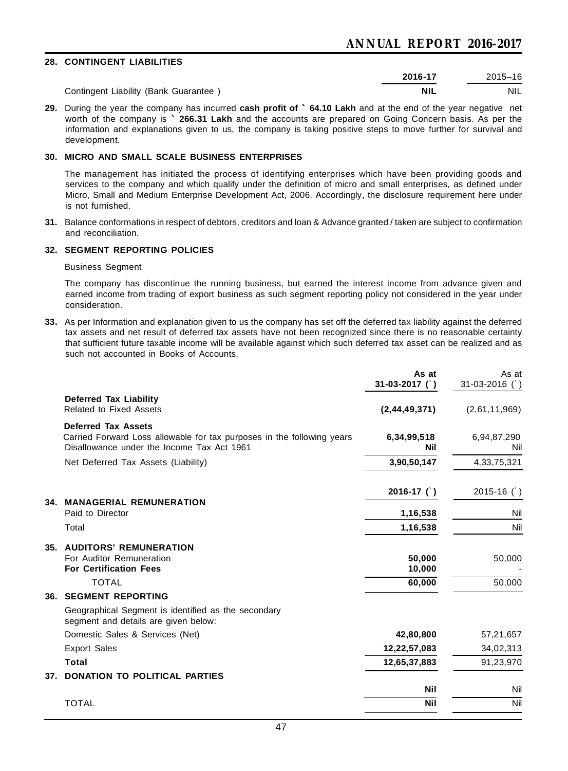**28. CONTINGENT LIABILITIES**

| | 2016-17 | 2015–16 |
|---|---|---|
| Contingent Liability (Bank Guarantee ) | **NIL** | NIL |

**29.** During the year the company has incurred **cash profit of ` 64.10 Lakh** and at the end of the year negative net worth of the company is **` 266.31 Lakh** and the accounts are prepared on Going Concern basis. As per the information and explanations given to us, the company is taking positive steps to move further for survival and development.

**30. MICRO AND SMALL SCALE BUSINESS ENTERPRISES**

The management has initiated the process of identifying enterprises which have been providing goods and services to the company and which qualify under the definition of micro and small enterprises, as defined under Micro, Small and Medium Enterprise Development Act, 2006. Accordingly, the disclosure requirement here under is not furnished.

**31.** Balance conformations in respect of debtors, creditors and loan & Advance granted / taken are subject to confirmation and reconciliation.

**32. SEGMENT REPORTING POLICIES**

Business Segment

The company has discontinue the running business, but earned the interest income from advance given and earned income from trading of export business as such segment reporting policy not considered in the year under consideration.

**33.** As per Information and explanation given to us the company has set off the deferred tax liability against the deferred tax assets and net result of deferred tax assets have not been recognized since there is no reasonable certainty that sufficient future taxable income will be available against which such deferred tax asset can be realized and as such not accounted in Books of Accounts.

| | As at 31-03-2017 (`) | As at 31-03-2016 (`) |
|---|---|---|
| **Deferred Tax Liability** | | |
| Related to Fixed Assets | **(2,44,49,371)** | (2,61,11,969) |
| **Deferred Tax Assets** | | |
| Carried Forward Loss allowable for tax purposes in the following years | **6,34,99,518** | 6,94,87,290 |
| Disallowance under the Income Tax Act 1961 | **Nil** | Nil |
| Net Deferred Tax Assets (Liability) | **3,90,50,147** | 4,33,75,321 |

| | 2016-17 (`) | 2015-16 (`) |
|---|---|---|
| **34. MANAGERIAL REMUNERATION** | | |
| Paid to Director | **1,16,538** | Nil |
| Total | **1,16,538** | Nil |
| **35. AUDITORS' REMUNERATION** | | |
| For Auditor Remuneration | **50,000** | 50,000 |
| **For Certification Fees** | **10,000** | - |
| TOTAL | **60,000** | 50,000 |
| **36. SEGMENT REPORTING** | | |
| Geographical Segment is identified as the secondary segment and details are given below: | | |
| Domestic Sales & Services (Net) | **42,80,800** | 57,21,657 |
| Export Sales | **12,22,57,083** | 34,02,313 |
| **Total** | **12,65,37,883** | 91,23,970 |
| **37. DONATION TO POLITICAL PARTIES** | | |
| | **Nil** | Nil |
| TOTAL | **Nil** | Nil |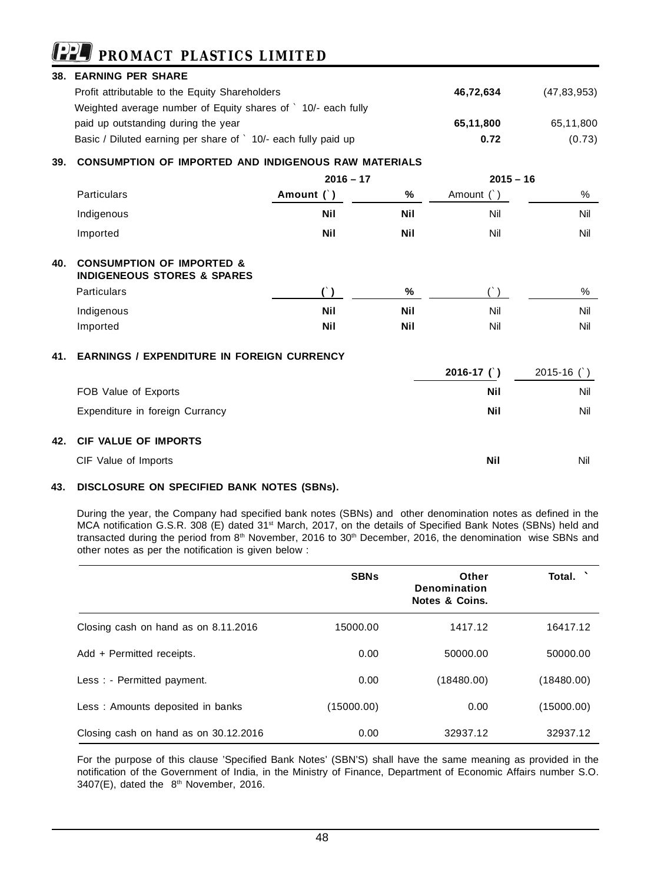### 38. EARNING PER SHARE

| | | |
|---|---|---|
| Profit attributable to the Equity Shareholders | **46,72,634** | (47,83,953) |
| Weighted average number of Equity shares of ` 10/- each fully paid up outstanding during the year | **65,11,800** | 65,11,800 |
| Basic / Diluted earning per share of ` 10/- each fully paid up | **0.72** | (0.73) |

### 39. CONSUMPTION OF IMPORTED AND INDIGENOUS RAW MATERIALS

| | 2016 – 17 | | 2015 – 16 | |
|---|---|---|---|---|
| Particulars | Amount (`) | % | Amount (`) | % |
| Indigenous | **Nil** | **Nil** | Nil | Nil |
| Imported | **Nil** | **Nil** | Nil | Nil |

### 40. CONSUMPTION OF IMPORTED & INDIGENEOUS STORES & SPARES

| Particulars | (`) | % | (`) | % |
|---|---|---|---|---|
| Indigenous | **Nil** | **Nil** | Nil | Nil |
| Imported | **Nil** | **Nil** | Nil | Nil |

### 41. EARNINGS / EXPENDITURE IN FOREIGN CURRENCY

| | 2016-17 (`) | 2015-16 (`) |
|---|---|---|
| FOB Value of Exports | **Nil** | Nil |
| Expenditure in foreign Currancy | **Nil** | Nil |

### 42. CIF VALUE OF IMPORTS

| | | |
|---|---|---|
| CIF Value of Imports | **Nil** | Nil |

### 43. DISCLOSURE ON SPECIFIED BANK NOTES (SBNs).

During the year, the Company had specified bank notes (SBNs) and other denomination notes as defined in the MCA notification G.S.R. 308 (E) dated 31st March, 2017, on the details of Specified Bank Notes (SBNs) held and transacted during the period from 8th November, 2016 to 30th December, 2016, the denomination wise SBNs and other notes as per the notification is given below :

| | SBNs | Other Denomination Notes & Coins. | Total. ` |
|---|---|---|---|
| Closing cash on hand as on 8.11.2016 | 15000.00 | 1417.12 | 16417.12 |
| Add + Permitted receipts. | 0.00 | 50000.00 | 50000.00 |
| Less : - Permitted payment. | 0.00 | (18480.00) | (18480.00) |
| Less : Amounts deposited in banks | (15000.00) | 0.00 | (15000.00) |
| Closing cash on hand as on 30.12.2016 | 0.00 | 32937.12 | 32937.12 |

For the purpose of this clause 'Specified Bank Notes' (SBN'S) shall have the same meaning as provided in the notification of the Government of India, in the Ministry of Finance, Department of Economic Affairs number S.O. 3407(E), dated the 8th November, 2016.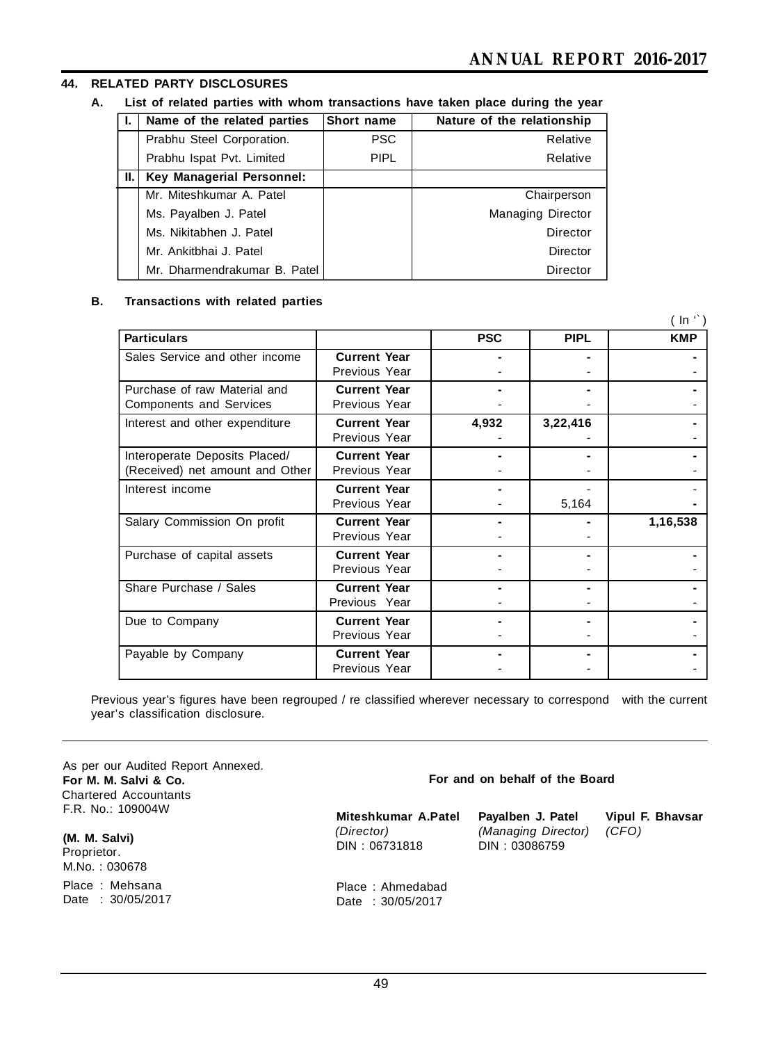## 44. RELATED PARTY DISCLOSURES

### A. List of related parties with whom transactions have taken place during the year

| I. | Name of the related parties | Short name | Nature of the relationship |
|---|---|---|---|
| | Prabhu Steel Corporation. | PSC | Relative |
| | Prabhu Ispat Pvt. Limited | PIPL | Relative |
| II. | **Key Managerial Personnel:** | | |
| | Mr. Miteshkumar A. Patel | | Chairperson |
| | Ms. Payalben J. Patel | | Managing Director |
| | Ms. Nikitabhen J. Patel | | Director |
| | Mr. Ankitbhai J. Patel | | Director |
| | Mr. Dharmendrakumar B. Patel | | Director |

### B. Transactions with related parties

( In ` )

| Particulars | | PSC | PIPL | KMP |
|---|---|---|---|---|
| Sales Service and other income | **Current Year** | - | - | - |
| | Previous Year | - | - | - |
| Purchase of raw Material and Components and Services | **Current Year** | - | - | - |
| | Previous Year | - | - | - |
| Interest and other expenditure | **Current Year** | **4,932** | **3,22,416** | - |
| | Previous Year | - | - | - |
| Interoperate Deposits Placed/ (Received) net amount and Other | **Current Year** | - | - | - |
| | Previous Year | - | - | - |
| Interest income | **Current Year** | - | - | - |
| | Previous Year | - | 5,164 | - |
| Salary Commission On profit | **Current Year** | - | - | **1,16,538** |
| | Previous Year | - | - | |
| Purchase of capital assets | **Current Year** | - | - | - |
| | Previous Year | - | - | - |
| Share Purchase / Sales | **Current Year** | - | - | - |
| | Previous Year | - | - | - |
| Due to Company | **Current Year** | - | - | - |
| | Previous Year | - | - | - |
| Payable by Company | **Current Year** | - | - | - |
| | Previous Year | - | - | - |

Previous year's figures have been regrouped / re classified wherever necessary to correspond with the current year's classification disclosure.

As per our Audited Report Annexed.
**For M. M. Salvi & Co.**
Chartered Accountants
F.R. No.: 109004W

**(M. M. Salvi)**
Proprietor.
M.No. : 030678

Place : Mehsana
Date : 30/05/2017

**For and on behalf of the Board**

**Miteshkumar A.Patel**
*(Director)*
DIN : 06731818

**Payalben J. Patel**
*(Managing Director)*
DIN : 03086759

**Vipul F. Bhavsar**
*(CFO)*

Place : Ahmedabad
Date : 30/05/2017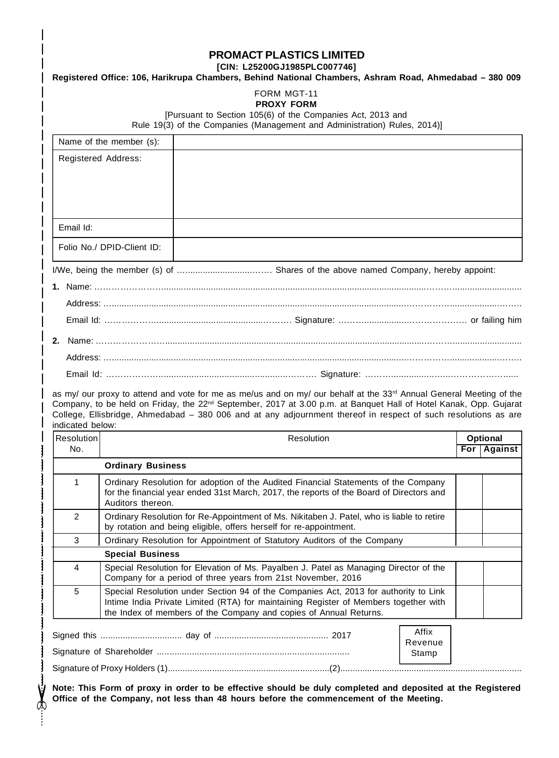# PROMACT PLASTICS LIMITED

**[CIN: L25200GJ1985PLC007746]**

**Registered Office: 106, Harikrupa Chambers, Behind National Chambers, Ashram Road, Ahmedabad – 380 009**

FORM MGT-11

**PROXY FORM**

[Pursuant to Section 105(6) of the Companies Act, 2013 and Rule 19(3) of the Companies (Management and Administration) Rules, 2014)]

| Name of the member (s): | |
|---|---|
| Registered Address: | |
| Email Id: | |
| Folio No./ DPID-Client ID: | |

I/We, being the member (s) of ………………………… Shares of the above named Company, hereby appoint:

**1.** Name: ……………………………………………………………………………………………………

Address: ……………………………………………………………………………………………………

Email Id: ………………………………………… Signature: ………………………………… or failing him

**2.** Name: ……………………………………………………………………………………………………

Address: ……………………………………………………………………………………………………

Email Id: ………………………………………… Signature: …………………………………

as my/ our proxy to attend and vote for me as me/us and on my/ our behalf at the 33rd Annual General Meeting of the Company, to be held on Friday, the 22nd September, 2017 at 3.00 p.m. at Banquet Hall of Hotel Kanak, Opp. Gujarat College, Ellisbridge, Ahmedabad – 380 006 and at any adjournment thereof in respect of such resolutions as are indicated below:

| Resolution No. | Resolution | Optional | |
|---|---|---|---|
| | | **For** | **Against** |
| | **Ordinary Business** | | |
| 1 | Ordinary Resolution for adoption of the Audited Financial Statements of the Company for the financial year ended 31st March, 2017, the reports of the Board of Directors and Auditors thereon. | | |
| 2 | Ordinary Resolution for Re-Appointment of Ms. Nikitaben J. Patel, who is liable to retire by rotation and being eligible, offers herself for re-appointment. | | |
| 3 | Ordinary Resolution for Appointment of Statutory Auditors of the Company | | |
| | **Special Business** | | |
| 4 | Special Resolution for Elevation of Ms. Payalben J. Patel as Managing Director of the Company for a period of three years from 21st November, 2016 | | |
| 5 | Special Resolution under Section 94 of the Companies Act, 2013 for authority to Link Intime India Private Limited (RTA) for maintaining Register of Members together with the Index of members of the Company and copies of Annual Returns. | | |

Signed this ……………………… day of ……………………………… 2017

Signature of Shareholder ……………………………………………………

Affix Revenue Stamp

Signature of Proxy Holders (1)……………………………………(2)……………………………………

**Note: This Form of proxy in order to be effective should be duly completed and deposited at the Registered Office of the Company, not less than 48 hours before the commencement of the Meeting.**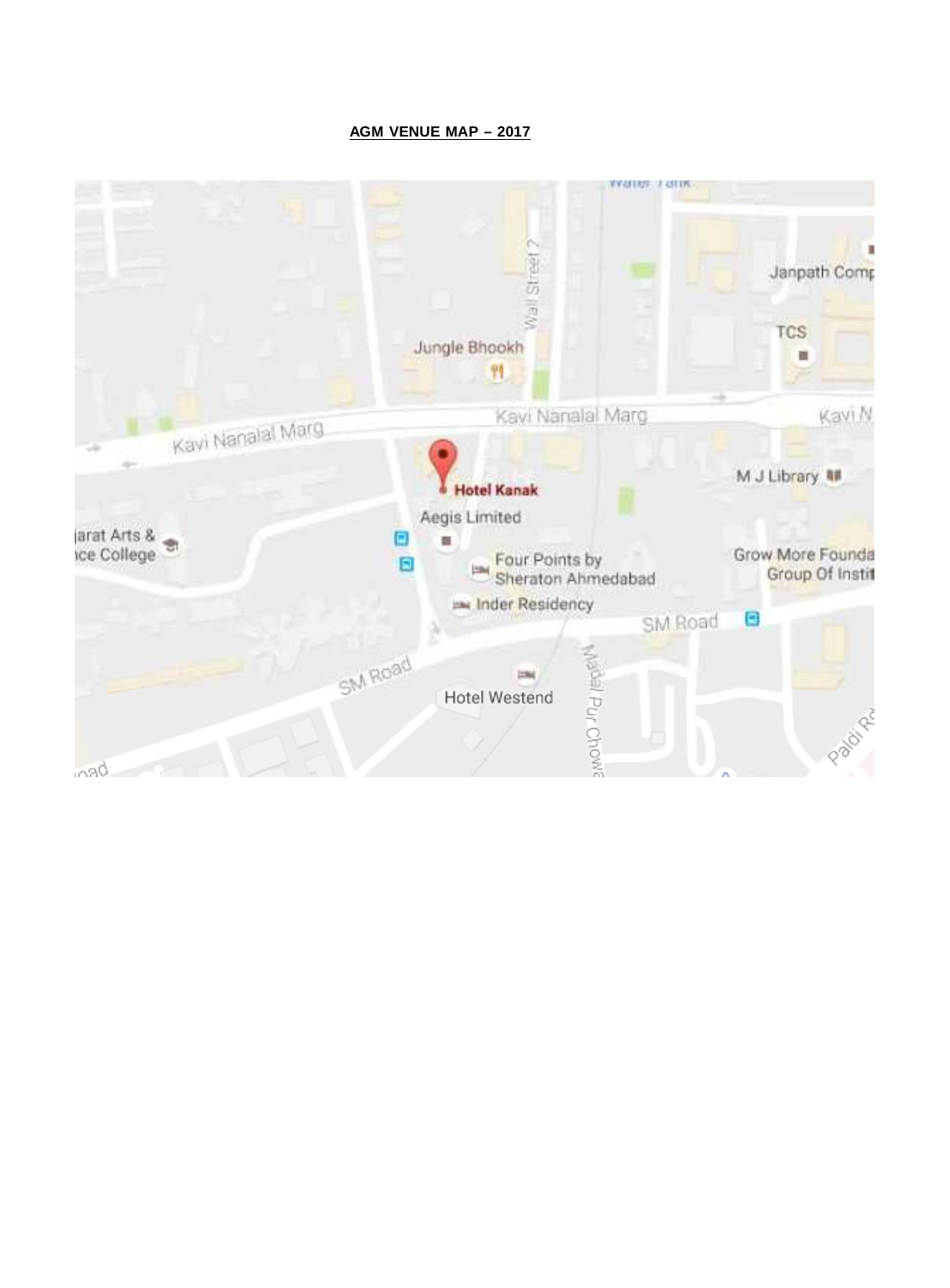**AGM VENUE MAP – 2017**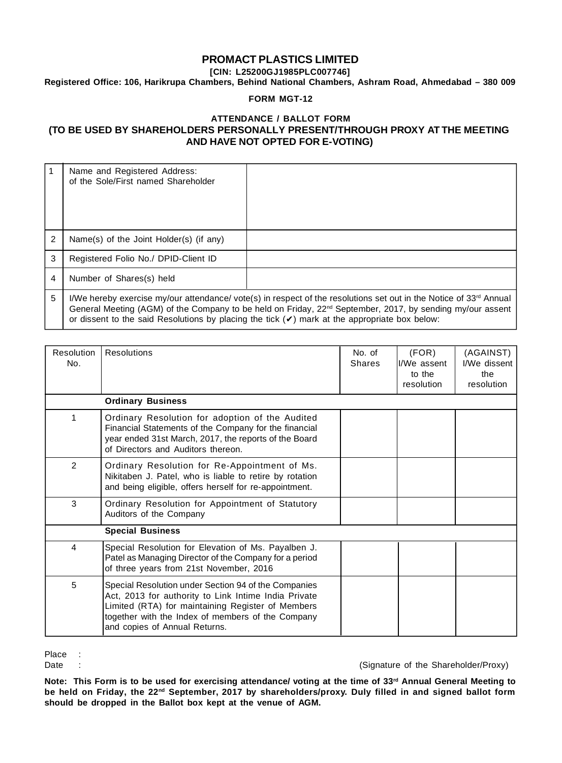# PROMACT PLASTICS LIMITED

**[CIN: L25200GJ1985PLC007746]**

**Registered Office: 106, Harikrupa Chambers, Behind National Chambers, Ashram Road, Ahmedabad – 380 009**

**FORM MGT-12**

**ATTENDANCE / BALLOT FORM**

**(TO BE USED BY SHAREHOLDERS PERSONALLY PRESENT/THROUGH PROXY AT THE MEETING AND HAVE NOT OPTED FOR E-VOTING)**

| | | |
|---|---|---|
| 1 | Name and Registered Address: of the Sole/First named Shareholder | |
| 2 | Name(s) of the Joint Holder(s) (if any) | |
| 3 | Registered Folio No./ DPID-Client ID | |
| 4 | Number of Shares(s) held | |
| 5 | I/We hereby exercise my/our attendance/ vote(s) in respect of the resolutions set out in the Notice of 33rd Annual General Meeting (AGM) of the Company to be held on Friday, 22nd September, 2017, by sending my/our assent or dissent to the said Resolutions by placing the tick (✔) mark at the appropriate box below: | |

| Resolution No. | Resolutions | No. of Shares | (FOR) I/We assent to the resolution | (AGAINST) I/We dissent the resolution |
|---|---|---|---|---|
| | **Ordinary Business** | | | |
| 1 | Ordinary Resolution for adoption of the Audited Financial Statements of the Company for the financial year ended 31st March, 2017, the reports of the Board of Directors and Auditors thereon. | | | |
| 2 | Ordinary Resolution for Re-Appointment of Ms. Nikitaben J. Patel, who is liable to retire by rotation and being eligible, offers herself for re-appointment. | | | |
| 3 | Ordinary Resolution for Appointment of Statutory Auditors of the Company | | | |
| | **Special Business** | | | |
| 4 | Special Resolution for Elevation of Ms. Payalben J. Patel as Managing Director of the Company for a period of three years from 21st November, 2016 | | | |
| 5 | Special Resolution under Section 94 of the Companies Act, 2013 for authority to Link Intime India Private Limited (RTA) for maintaining Register of Members together with the Index of members of the Company and copies of Annual Returns. | | | |

Place :

Date : (Signature of the Shareholder/Proxy)

**Note: This Form is to be used for exercising attendance/ voting at the time of 33rd Annual General Meeting to be held on Friday, the 22nd September, 2017 by shareholders/proxy. Duly filled in and signed ballot form should be dropped in the Ballot box kept at the venue of AGM.**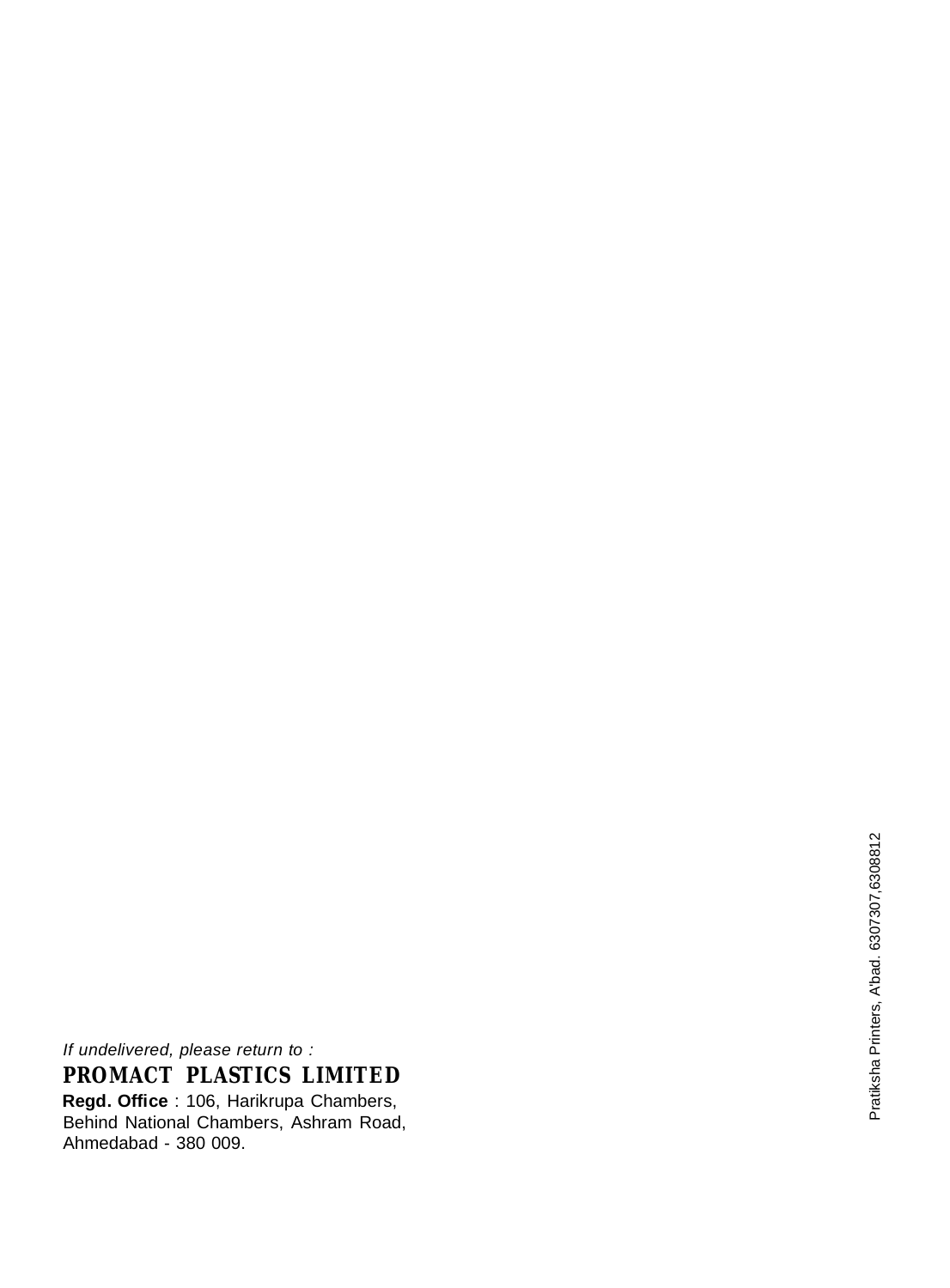*If undelivered, please return to :*

**PROMACT PLASTICS LIMITED**

**Regd. Office** : 106, Harikrupa Chambers,
Behind National Chambers, Ashram Road,
Ahmedabad - 380 009.

Pratiksha Printers, A'bad. 6307307,6308812